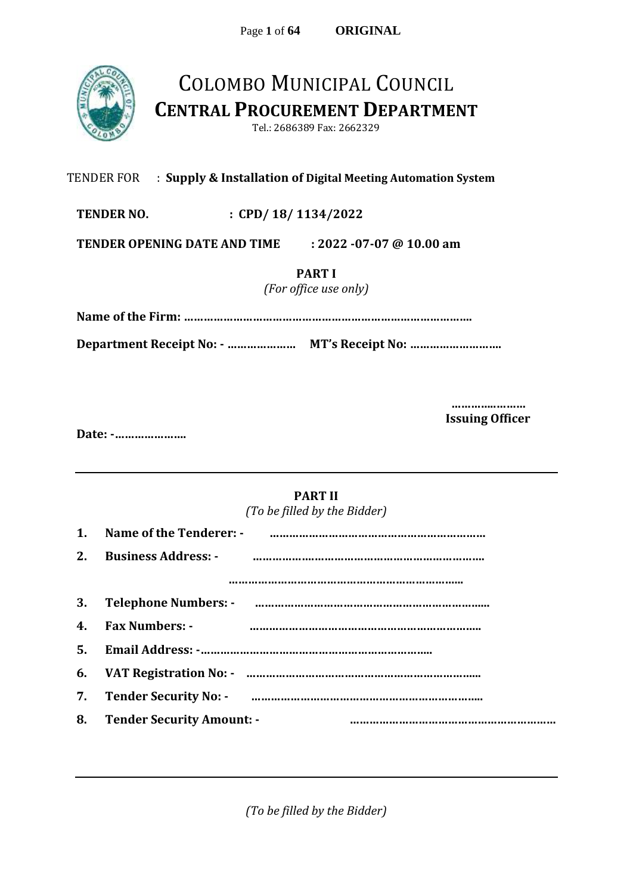ORIGINAL

# COLOMBO MUNICIPAL COUNCIL

## CENTRAL PROCUREMENT DEPARTMENT

Tel.: 2686389 Fax: 2662329

TENDER FOR : **Supply & Installation of Digital Meeting Automation System**

**TENDER NO. : CPD/ 18/ 1134/2022**

**TENDER OPENING DATE AND TIME : 2022 -07-07 @ 10.00 am**

**PART I**

*(For office use only)*

**Name of the Firm: ………………………………………………………………………….**

**Department Receipt No: - ………………… MT's Receipt No: ……………………….**

**…………………**

**Issuing Officer**

**Date: -………………….**

---

**PART II**

*(To be filled by the Bidder)*

1. **Name of the Tenderer: - ……………………………………………………….**
2. **Business Address: - ……………………………………………………………….**

   **……………………………………………………………….**
3. **Telephone Numbers: - ……………………………………………………………..**
4. **Fax Numbers: - ……………………………………………………………..**
5. **Email Address: -……………………………………………………………….**
6. **VAT Registration No: - ……………………………………………………………..**
7. **Tender Security No: - ……………………………………………………………..**
8. **Tender Security Amount: - ………………………………………………………**

---

*(To be filled by the Bidder)*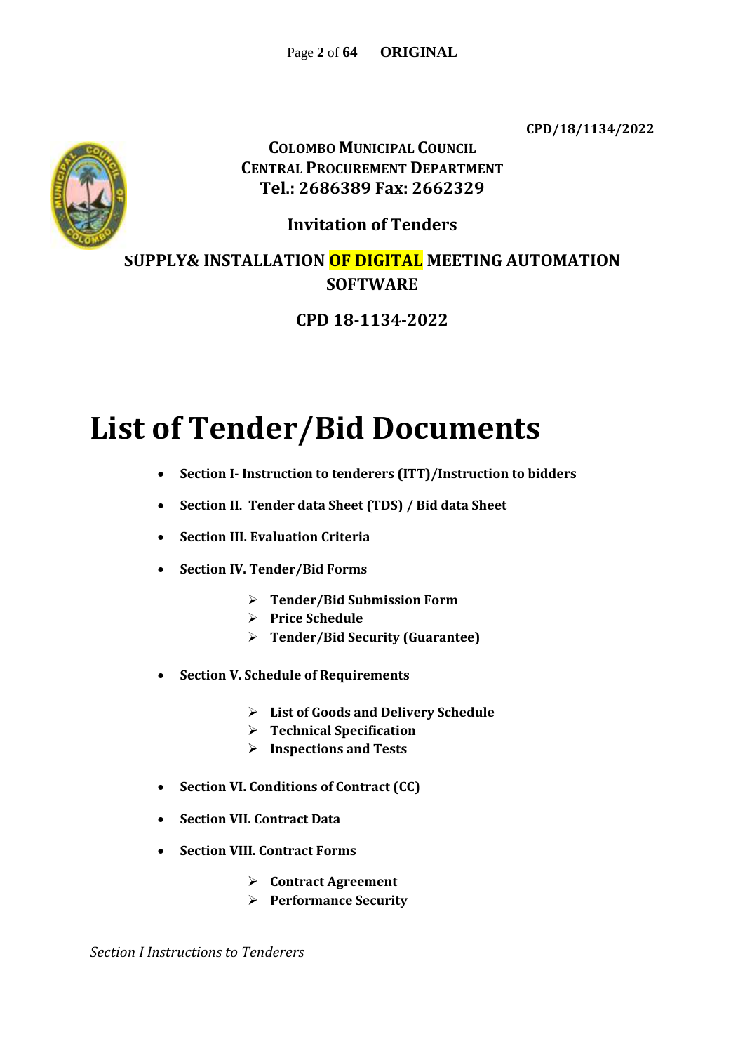CPD/18/1134/2022

**COLOMBO MUNICIPAL COUNCIL**
**CENTRAL PROCUREMENT DEPARTMENT**
**Tel.: 2686389 Fax: 2662329**

**Invitation of Tenders**

**SUPPLY& INSTALLATION OF DIGITAL MEETING AUTOMATION SOFTWARE**

**CPD 18-1134-2022**

# List of Tender/Bid Documents

- **Section I- Instruction to tenderers (ITT)/Instruction to bidders**
- **Section II. Tender data Sheet (TDS) / Bid data Sheet**
- **Section III. Evaluation Criteria**
- **Section IV. Tender/Bid Forms**
    - **Tender/Bid Submission Form**
    - **Price Schedule**
    - **Tender/Bid Security (Guarantee)**
- **Section V. Schedule of Requirements**
    - **List of Goods and Delivery Schedule**
    - **Technical Specification**
    - **Inspections and Tests**
- **Section VI. Conditions of Contract (CC)**
- **Section VII. Contract Data**
- **Section VIII. Contract Forms**
    - **Contract Agreement**
    - **Performance Security**

*Section I Instructions to Tenderers*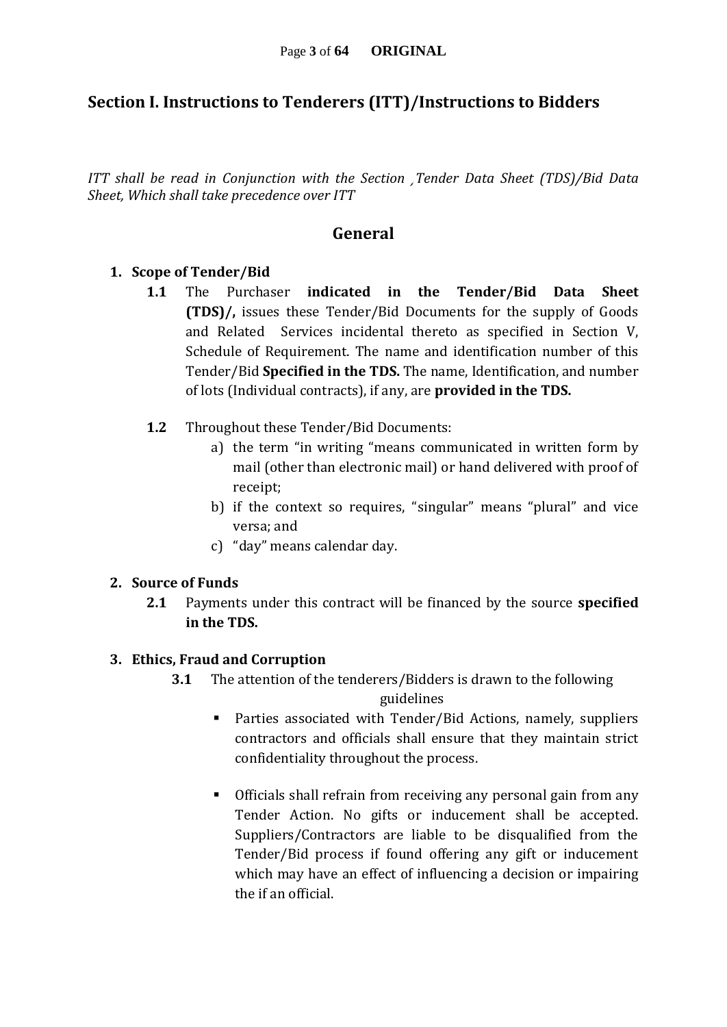## Section I. Instructions to Tenderers (ITT)/Instructions to Bidders

*ITT shall be read in Conjunction with the Section ¸Tender Data Sheet (TDS)/Bid Data Sheet, Which shall take precedence over ITT*

### General

1. **Scope of Tender/Bid**

   **1.1** The Purchaser **indicated in the Tender/Bid Data Sheet (TDS)/,** issues these Tender/Bid Documents for the supply of Goods and Related Services incidental thereto as specified in Section V, Schedule of Requirement. The name and identification number of this Tender/Bid **Specified in the TDS.** The name, Identification, and number of lots (Individual contracts), if any, are **provided in the TDS.**

   **1.2** Throughout these Tender/Bid Documents:

   a) the term "in writing "means communicated in written form by mail (other than electronic mail) or hand delivered with proof of receipt;

   b) if the context so requires, "singular" means "plural" and vice versa; and

   c) "day" means calendar day.

2. **Source of Funds**

   **2.1** Payments under this contract will be financed by the source **specified in the TDS.**

3. **Ethics, Fraud and Corruption**

   **3.1** The attention of the tenderers/Bidders is drawn to the following guidelines

   - Parties associated with Tender/Bid Actions, namely, suppliers contractors and officials shall ensure that they maintain strict confidentiality throughout the process.

   - Officials shall refrain from receiving any personal gain from any Tender Action. No gifts or inducement shall be accepted. Suppliers/Contractors are liable to be disqualified from the Tender/Bid process if found offering any gift or inducement which may have an effect of influencing a decision or impairing the if an official.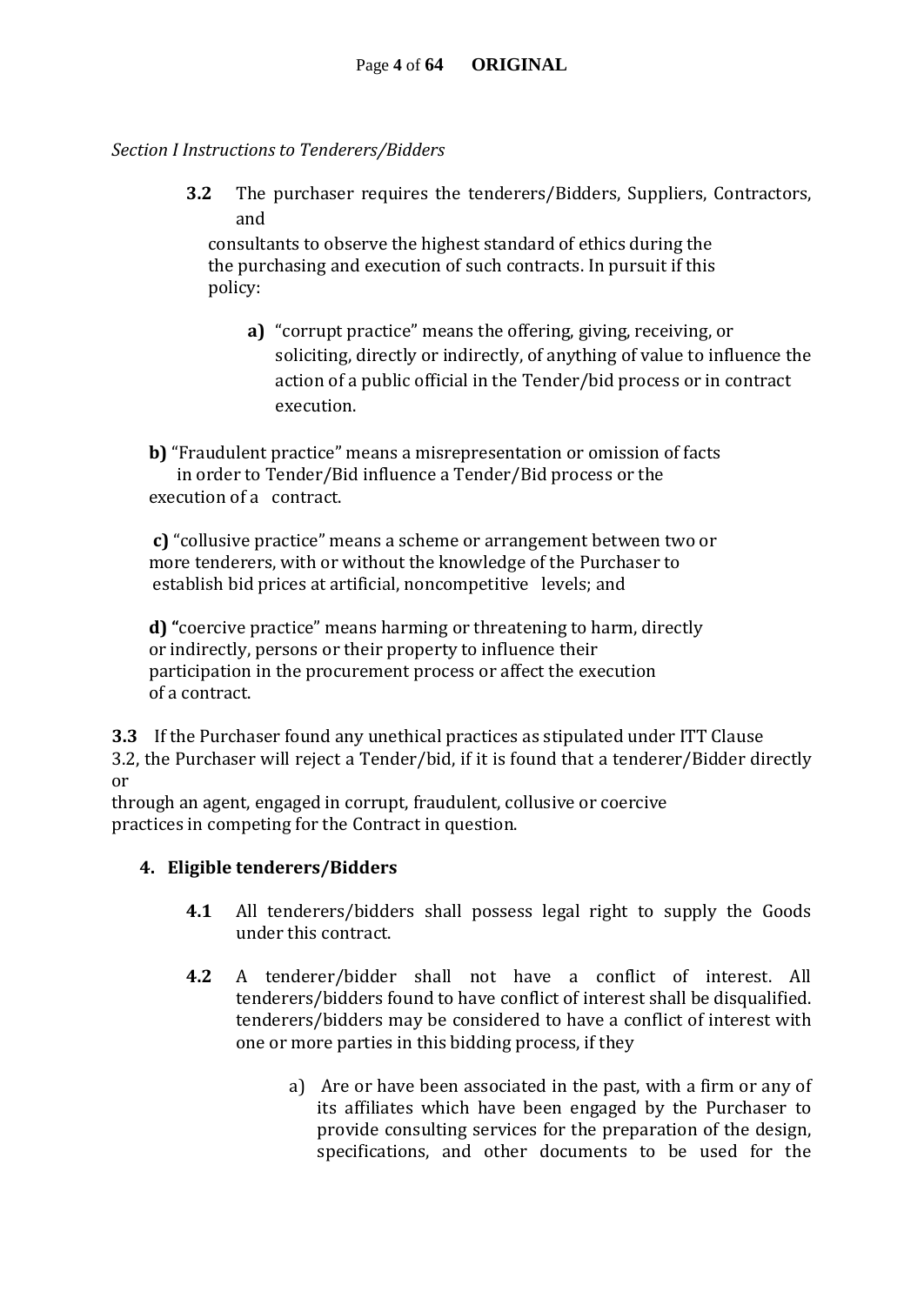*Section I Instructions to Tenderers/Bidders*

**3.2** The purchaser requires the tenderers/Bidders, Suppliers, Contractors, and consultants to observe the highest standard of ethics during the the purchasing and execution of such contracts. In pursuit if this policy:

**a)** "corrupt practice" means the offering, giving, receiving, or soliciting, directly or indirectly, of anything of value to influence the action of a public official in the Tender/bid process or in contract execution.

**b)** "Fraudulent practice" means a misrepresentation or omission of facts in order to Tender/Bid influence a Tender/Bid process or the execution of a contract.

**c)** "collusive practice" means a scheme or arrangement between two or more tenderers, with or without the knowledge of the Purchaser to establish bid prices at artificial, noncompetitive levels; and

**d) "**coercive practice" means harming or threatening to harm, directly or indirectly, persons or their property to influence their participation in the procurement process or affect the execution of a contract.

**3.3** If the Purchaser found any unethical practices as stipulated under ITT Clause 3.2, the Purchaser will reject a Tender/bid, if it is found that a tenderer/Bidder directly or through an agent, engaged in corrupt, fraudulent, collusive or coercive practices in competing for the Contract in question.

**4. Eligible tenderers/Bidders**

**4.1** All tenderers/bidders shall possess legal right to supply the Goods under this contract.

**4.2** A tenderer/bidder shall not have a conflict of interest. All tenderers/bidders found to have conflict of interest shall be disqualified. tenderers/bidders may be considered to have a conflict of interest with one or more parties in this bidding process, if they

a) Are or have been associated in the past, with a firm or any of its affiliates which have been engaged by the Purchaser to provide consulting services for the preparation of the design, specifications, and other documents to be used for the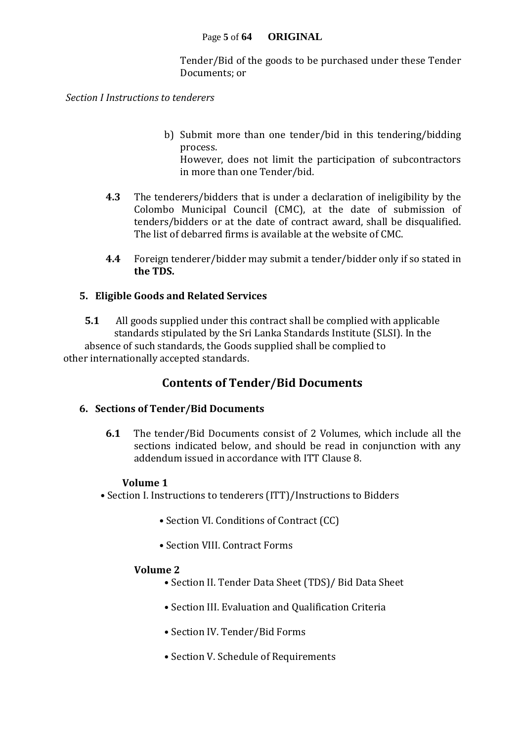Tender/Bid of the goods to be purchased under these Tender Documents; or

*Section I Instructions to tenderers*

b) Submit more than one tender/bid in this tendering/bidding process.
However, does not limit the participation of subcontractors in more than one Tender/bid.

**4.3** The tenderers/bidders that is under a declaration of ineligibility by the Colombo Municipal Council (CMC), at the date of submission of tenders/bidders or at the date of contract award, shall be disqualified. The list of debarred firms is available at the website of CMC.

**4.4** Foreign tenderer/bidder may submit a tender/bidder only if so stated in **the TDS.**

### 5. Eligible Goods and Related Services

**5.1** All goods supplied under this contract shall be complied with applicable standards stipulated by the Sri Lanka Standards Institute (SLSI). In the absence of such standards, the Goods supplied shall be complied to other internationally accepted standards.

## Contents of Tender/Bid Documents

### 6. Sections of Tender/Bid Documents

**6.1** The tender/Bid Documents consist of 2 Volumes, which include all the sections indicated below, and should be read in conjunction with any addendum issued in accordance with ITT Clause 8.

**Volume 1**

- Section I. Instructions to tenderers (ITT)/Instructions to Bidders
- Section VI. Conditions of Contract (CC)
- Section VIII. Contract Forms

**Volume 2**

- Section II. Tender Data Sheet (TDS)/ Bid Data Sheet
- Section III. Evaluation and Qualification Criteria
- Section IV. Tender/Bid Forms
- Section V. Schedule of Requirements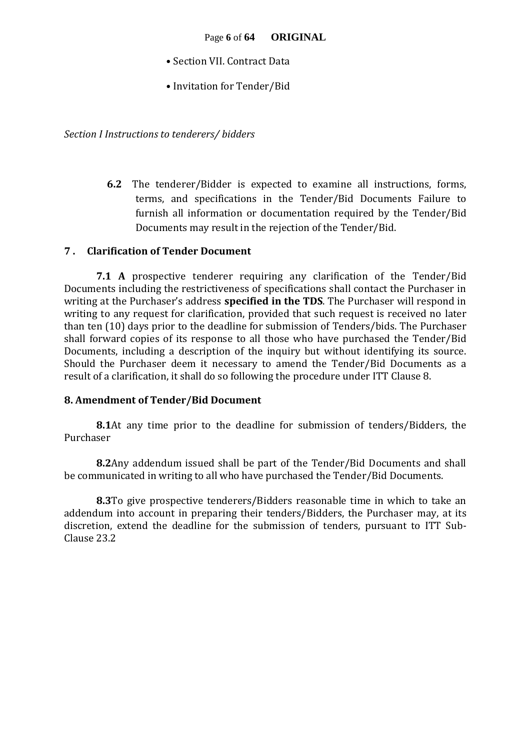- Section VII. Contract Data
- Invitation for Tender/Bid

*Section I Instructions to tenderers/ bidders*

**6.2** The tenderer/Bidder is expected to examine all instructions, forms, terms, and specifications in the Tender/Bid Documents Failure to furnish all information or documentation required by the Tender/Bid Documents may result in the rejection of the Tender/Bid.

### 7 . Clarification of Tender Document

**7.1 A** prospective tenderer requiring any clarification of the Tender/Bid Documents including the restrictiveness of specifications shall contact the Purchaser in writing at the Purchaser's address **specified in the TDS**. The Purchaser will respond in writing to any request for clarification, provided that such request is received no later than ten (10) days prior to the deadline for submission of Tenders/bids. The Purchaser shall forward copies of its response to all those who have purchased the Tender/Bid Documents, including a description of the inquiry but without identifying its source. Should the Purchaser deem it necessary to amend the Tender/Bid Documents as a result of a clarification, it shall do so following the procedure under ITT Clause 8.

### 8. Amendment of Tender/Bid Document

**8.1**At any time prior to the deadline for submission of tenders/Bidders, the Purchaser

**8.2**Any addendum issued shall be part of the Tender/Bid Documents and shall be communicated in writing to all who have purchased the Tender/Bid Documents.

**8.3**To give prospective tenderers/Bidders reasonable time in which to take an addendum into account in preparing their tenders/Bidders, the Purchaser may, at its discretion, extend the deadline for the submission of tenders, pursuant to ITT Sub-Clause 23.2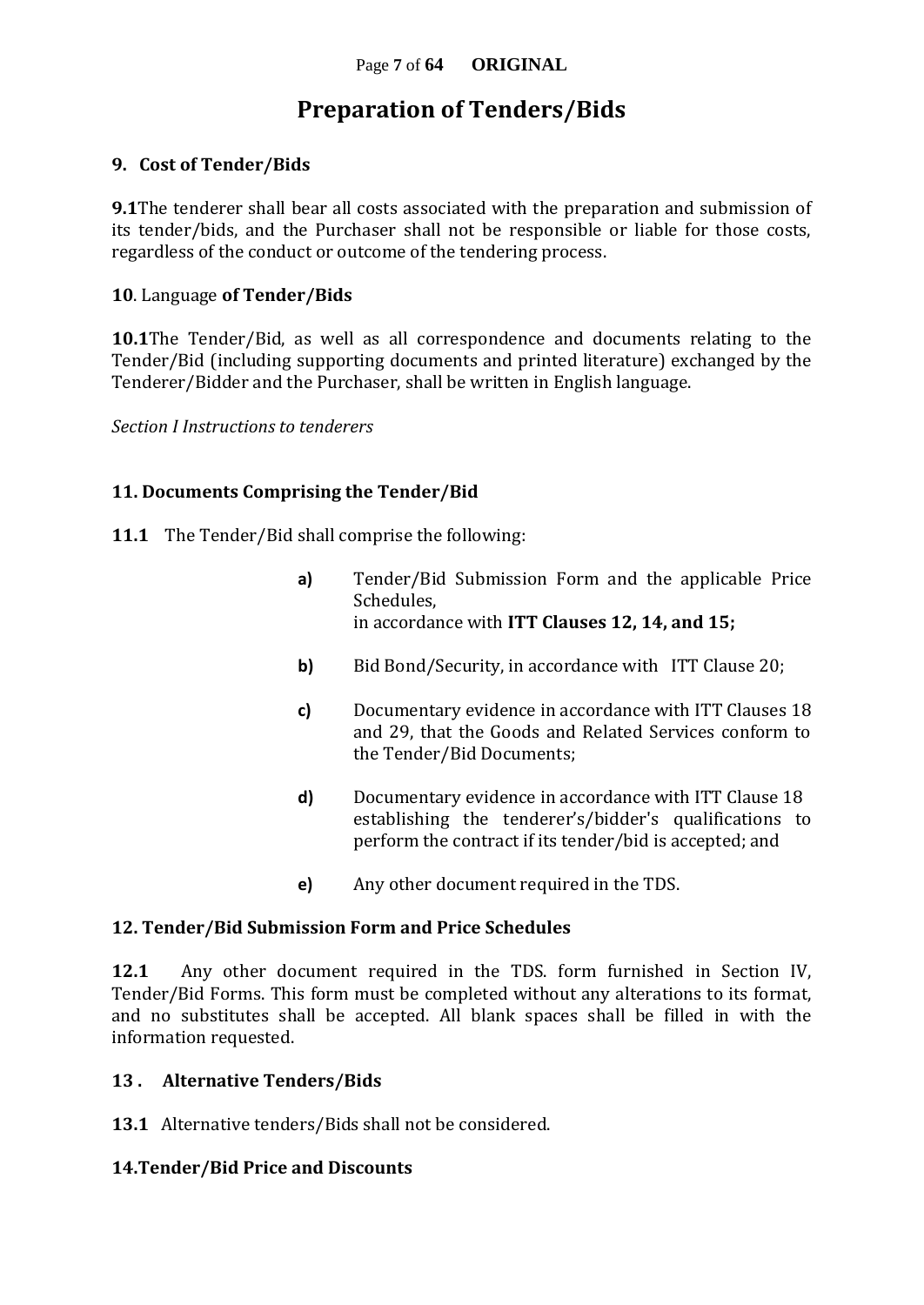# Preparation of Tenders/Bids

**9. Cost of Tender/Bids**

**9.1**The tenderer shall bear all costs associated with the preparation and submission of its tender/bids, and the Purchaser shall not be responsible or liable for those costs, regardless of the conduct or outcome of the tendering process.

**10**. Language **of Tender/Bids**

**10.1**The Tender/Bid, as well as all correspondence and documents relating to the Tender/Bid (including supporting documents and printed literature) exchanged by the Tenderer/Bidder and the Purchaser, shall be written in English language.

*Section I Instructions to tenderers*

**11. Documents Comprising the Tender/Bid**

**11.1** The Tender/Bid shall comprise the following:

- **a)** Tender/Bid Submission Form and the applicable Price Schedules, in accordance with **ITT Clauses 12, 14, and 15;**
- **b)** Bid Bond/Security, in accordance with ITT Clause 20;
- **c)** Documentary evidence in accordance with ITT Clauses 18 and 29, that the Goods and Related Services conform to the Tender/Bid Documents;
- **d)** Documentary evidence in accordance with ITT Clause 18 establishing the tenderer's/bidder's qualifications to perform the contract if its tender/bid is accepted; and
- **e)** Any other document required in the TDS.

**12. Tender/Bid Submission Form and Price Schedules**

**12.1** Any other document required in the TDS. form furnished in Section IV, Tender/Bid Forms. This form must be completed without any alterations to its format, and no substitutes shall be accepted. All blank spaces shall be filled in with the information requested.

**13 . Alternative Tenders/Bids**

**13.1** Alternative tenders/Bids shall not be considered.

**14.Tender/Bid Price and Discounts**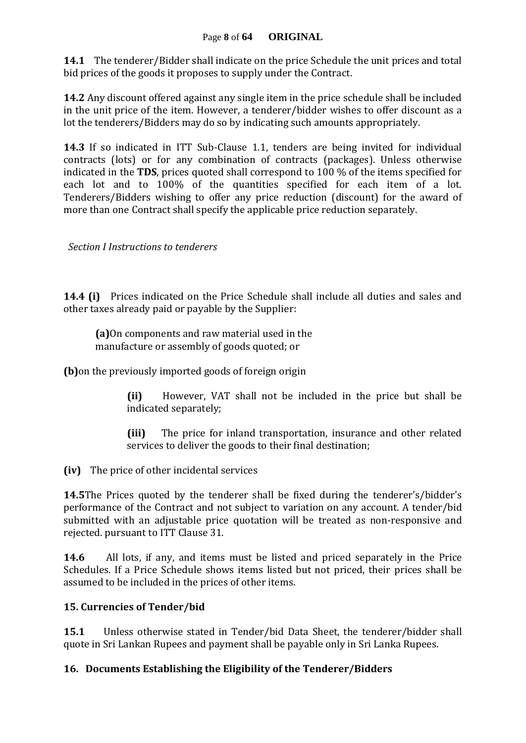**14.1** The tenderer/Bidder shall indicate on the price Schedule the unit prices and total bid prices of the goods it proposes to supply under the Contract.

**14.2** Any discount offered against any single item in the price schedule shall be included in the unit price of the item. However, a tenderer/bidder wishes to offer discount as a lot the tenderers/Bidders may do so by indicating such amounts appropriately.

**14.3** If so indicated in ITT Sub-Clause 1.1, tenders are being invited for individual contracts (lots) or for any combination of contracts (packages). Unless otherwise indicated in the **TDS**, prices quoted shall correspond to 100 % of the items specified for each lot and to 100% of the quantities specified for each item of a lot. Tenderers/Bidders wishing to offer any price reduction (discount) for the award of more than one Contract shall specify the applicable price reduction separately.

*Section I Instructions to tenderers*

**14.4 (i)** Prices indicated on the Price Schedule shall include all duties and sales and other taxes already paid or payable by the Supplier:

**(a)**On components and raw material used in the manufacture or assembly of goods quoted; or

**(b)**on the previously imported goods of foreign origin

**(ii)** However, VAT shall not be included in the price but shall be indicated separately;

**(iii)** The price for inland transportation, insurance and other related services to deliver the goods to their final destination;

**(iv)** The price of other incidental services

**14.5**The Prices quoted by the tenderer shall be fixed during the tenderer's/bidder's performance of the Contract and not subject to variation on any account. A tender/bid submitted with an adjustable price quotation will be treated as non-responsive and rejected. pursuant to ITT Clause 31.

**14.6** All lots, if any, and items must be listed and priced separately in the Price Schedules. If a Price Schedule shows items listed but not priced, their prices shall be assumed to be included in the prices of other items.

## 15. Currencies of Tender/bid

**15.1** Unless otherwise stated in Tender/bid Data Sheet, the tenderer/bidder shall quote in Sri Lankan Rupees and payment shall be payable only in Sri Lanka Rupees.

## 16. Documents Establishing the Eligibility of the Tenderer/Bidders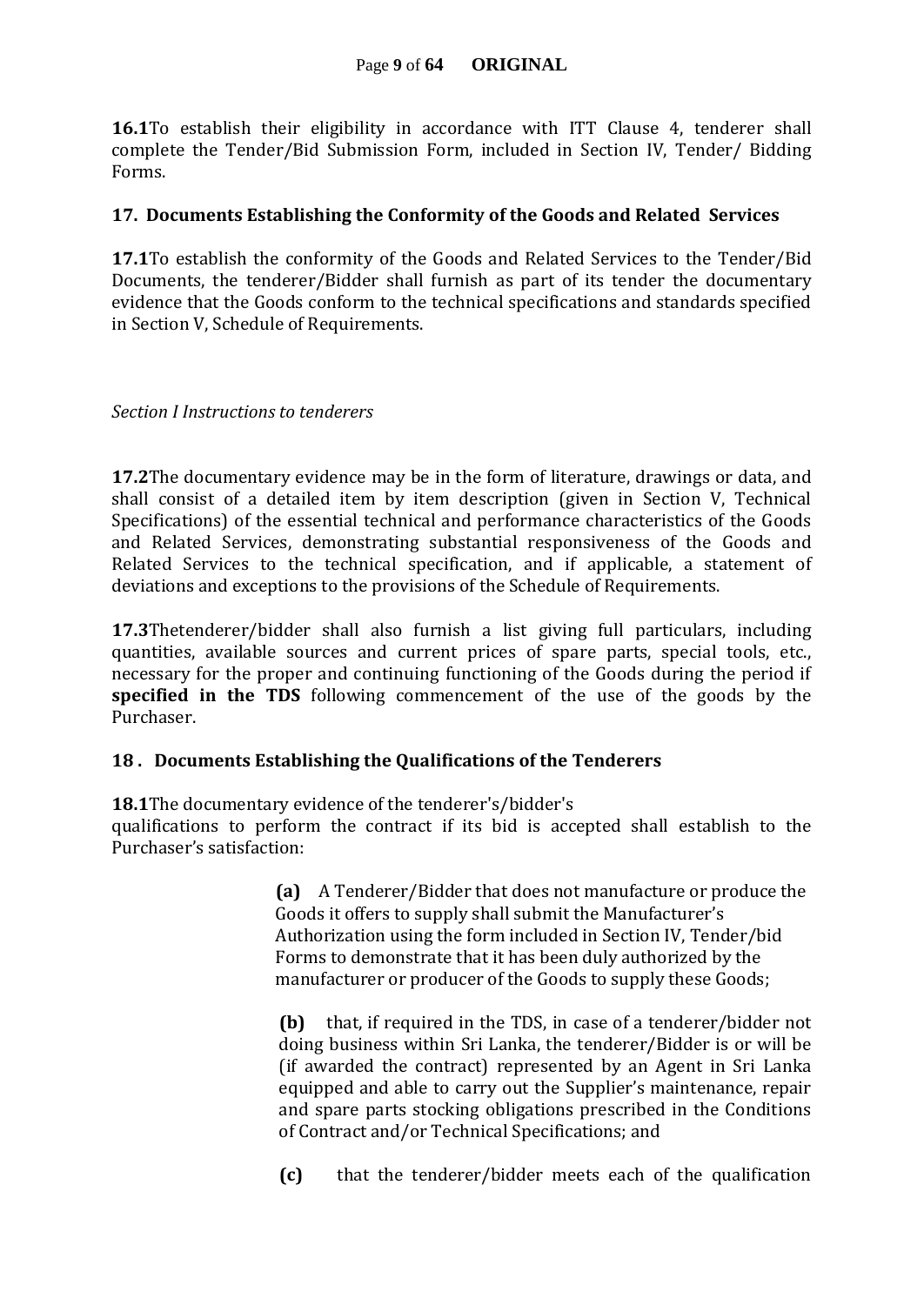**16.1**To establish their eligibility in accordance with ITT Clause 4, tenderer shall complete the Tender/Bid Submission Form, included in Section IV, Tender/ Bidding Forms.

## 17. Documents Establishing the Conformity of the Goods and Related Services

**17.1**To establish the conformity of the Goods and Related Services to the Tender/Bid Documents, the tenderer/Bidder shall furnish as part of its tender the documentary evidence that the Goods conform to the technical specifications and standards specified in Section V, Schedule of Requirements.

*Section I Instructions to tenderers*

**17.2**The documentary evidence may be in the form of literature, drawings or data, and shall consist of a detailed item by item description (given in Section V, Technical Specifications) of the essential technical and performance characteristics of the Goods and Related Services, demonstrating substantial responsiveness of the Goods and Related Services to the technical specification, and if applicable, a statement of deviations and exceptions to the provisions of the Schedule of Requirements.

**17.3**Thetenderer/bidder shall also furnish a list giving full particulars, including quantities, available sources and current prices of spare parts, special tools, etc., necessary for the proper and continuing functioning of the Goods during the period if **specified in the TDS** following commencement of the use of the goods by the Purchaser.

## 18 . Documents Establishing the Qualifications of the Tenderers

**18.1**The documentary evidence of the tenderer's/bidder's qualifications to perform the contract if its bid is accepted shall establish to the Purchaser's satisfaction:

**(a)** A Tenderer/Bidder that does not manufacture or produce the Goods it offers to supply shall submit the Manufacturer's Authorization using the form included in Section IV, Tender/bid Forms to demonstrate that it has been duly authorized by the manufacturer or producer of the Goods to supply these Goods;

**(b)** that, if required in the TDS, in case of a tenderer/bidder not doing business within Sri Lanka, the tenderer/Bidder is or will be (if awarded the contract) represented by an Agent in Sri Lanka equipped and able to carry out the Supplier's maintenance, repair and spare parts stocking obligations prescribed in the Conditions of Contract and/or Technical Specifications; and

**(c)** that the tenderer/bidder meets each of the qualification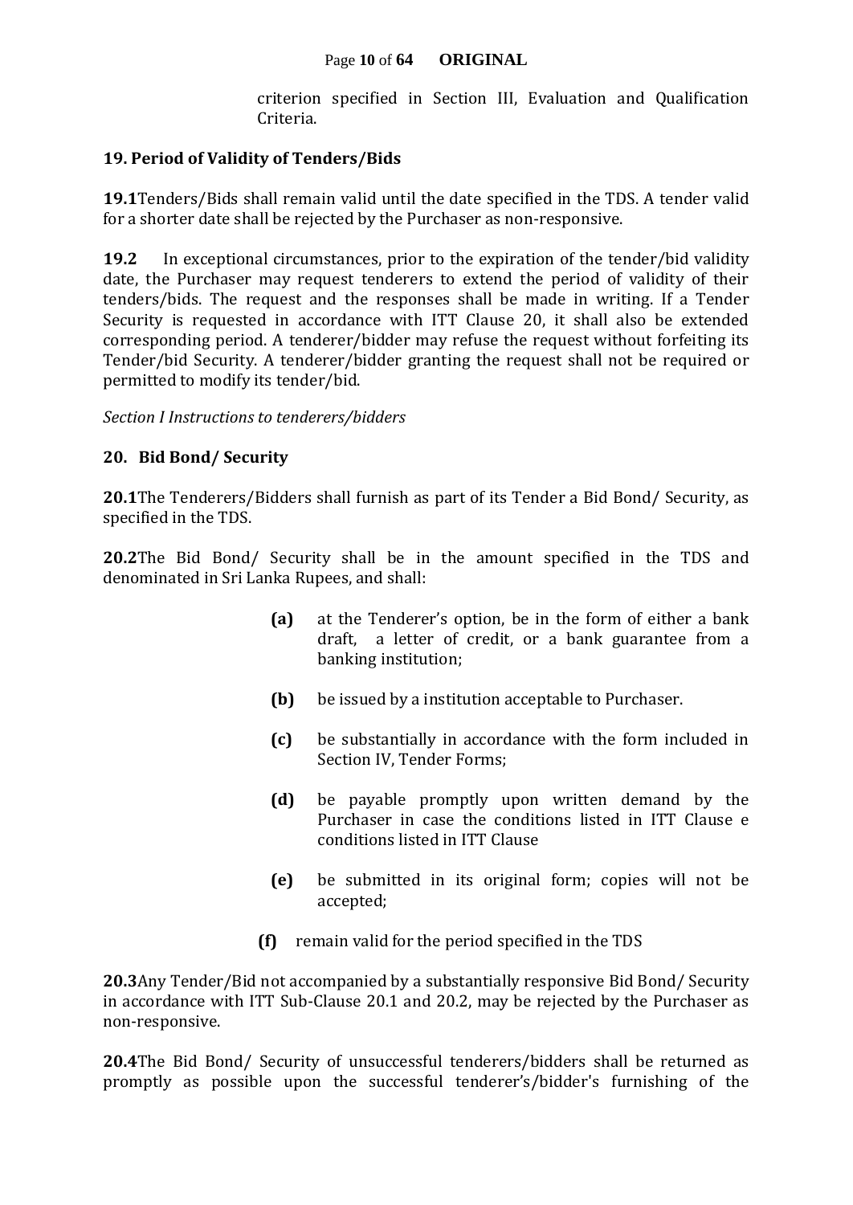criterion specified in Section III, Evaluation and Qualification Criteria.

**19. Period of Validity of Tenders/Bids**

**19.1**Tenders/Bids shall remain valid until the date specified in the TDS. A tender valid for a shorter date shall be rejected by the Purchaser as non-responsive.

**19.2** In exceptional circumstances, prior to the expiration of the tender/bid validity date, the Purchaser may request tenderers to extend the period of validity of their tenders/bids. The request and the responses shall be made in writing. If a Tender Security is requested in accordance with ITT Clause 20, it shall also be extended corresponding period. A tenderer/bidder may refuse the request without forfeiting its Tender/bid Security. A tenderer/bidder granting the request shall not be required or permitted to modify its tender/bid.

*Section I Instructions to tenderers/bidders*

**20. Bid Bond/ Security**

**20.1**The Tenderers/Bidders shall furnish as part of its Tender a Bid Bond/ Security, as specified in the TDS.

**20.2**The Bid Bond/ Security shall be in the amount specified in the TDS and denominated in Sri Lanka Rupees, and shall:

- **(a)** at the Tenderer's option, be in the form of either a bank draft, a letter of credit, or a bank guarantee from a banking institution;
- **(b)** be issued by a institution acceptable to Purchaser.
- **(c)** be substantially in accordance with the form included in Section IV, Tender Forms;
- **(d)** be payable promptly upon written demand by the Purchaser in case the conditions listed in ITT Clause e conditions listed in ITT Clause
- **(e)** be submitted in its original form; copies will not be accepted;
- **(f)** remain valid for the period specified in the TDS

**20.3**Any Tender/Bid not accompanied by a substantially responsive Bid Bond/ Security in accordance with ITT Sub-Clause 20.1 and 20.2, may be rejected by the Purchaser as non-responsive.

**20.4**The Bid Bond/ Security of unsuccessful tenderers/bidders shall be returned as promptly as possible upon the successful tenderer's/bidder's furnishing of the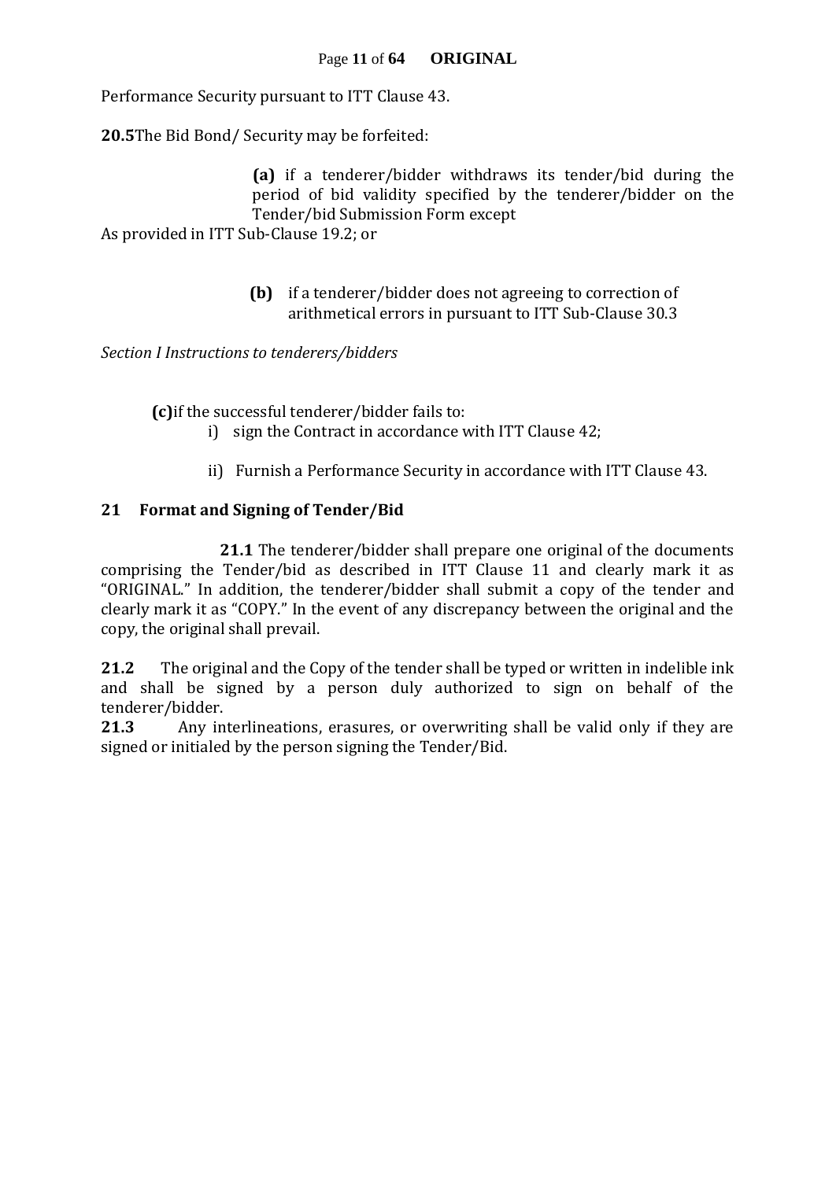Performance Security pursuant to ITT Clause 43.

**20.5**The Bid Bond/ Security may be forfeited:

**(a)** if a tenderer/bidder withdraws its tender/bid during the period of bid validity specified by the tenderer/bidder on the Tender/bid Submission Form except As provided in ITT Sub-Clause 19.2; or

**(b)** if a tenderer/bidder does not agreeing to correction of arithmetical errors in pursuant to ITT Sub-Clause 30.3

*Section I Instructions to tenderers/bidders*

**(c)**if the successful tenderer/bidder fails to:

i) sign the Contract in accordance with ITT Clause 42;

ii) Furnish a Performance Security in accordance with ITT Clause 43.

## 21 Format and Signing of Tender/Bid

**21.1** The tenderer/bidder shall prepare one original of the documents comprising the Tender/bid as described in ITT Clause 11 and clearly mark it as "ORIGINAL." In addition, the tenderer/bidder shall submit a copy of the tender and clearly mark it as "COPY." In the event of any discrepancy between the original and the copy, the original shall prevail.

**21.2** The original and the Copy of the tender shall be typed or written in indelible ink and shall be signed by a person duly authorized to sign on behalf of the tenderer/bidder.

**21.3** Any interlineations, erasures, or overwriting shall be valid only if they are signed or initialed by the person signing the Tender/Bid.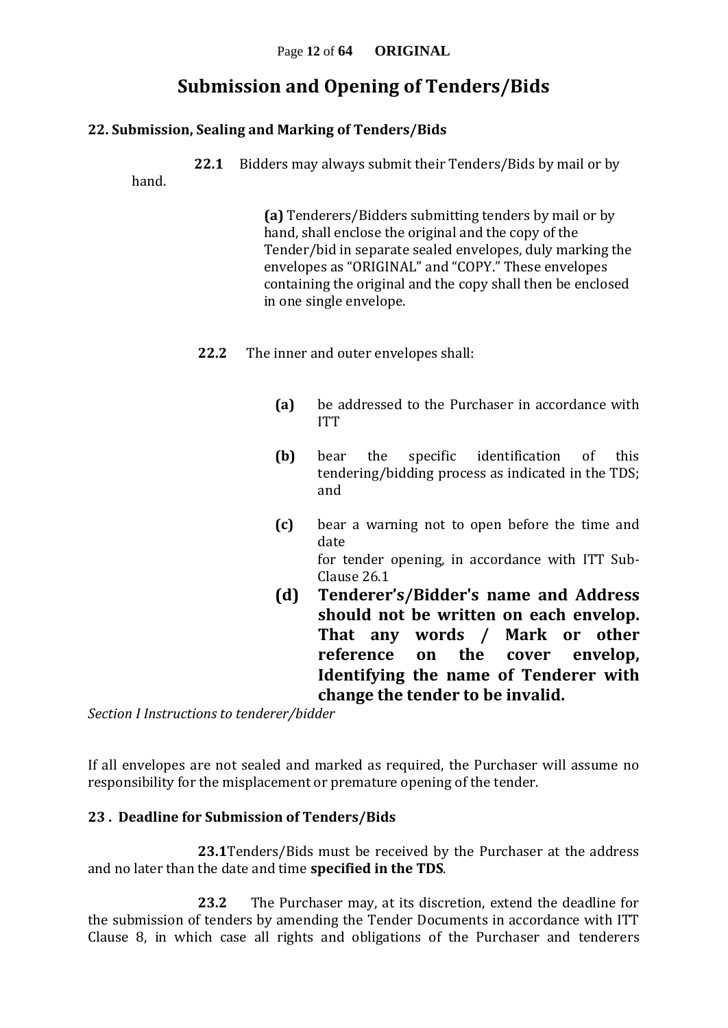# Submission and Opening of Tenders/Bids

## 22. Submission, Sealing and Marking of Tenders/Bids

**22.1** Bidders may always submit their Tenders/Bids by mail or by hand.

**(a)** Tenderers/Bidders submitting tenders by mail or by hand, shall enclose the original and the copy of the Tender/bid in separate sealed envelopes, duly marking the envelopes as "ORIGINAL" and "COPY." These envelopes containing the original and the copy shall then be enclosed in one single envelope.

**22.2** The inner and outer envelopes shall:

- **(a)** be addressed to the Purchaser in accordance with ITT
- **(b)** bear the specific identification of this tendering/bidding process as indicated in the TDS; and
- **(c)** bear a warning not to open before the time and date for tender opening, in accordance with ITT Sub-Clause 26.1
- **(d)** **Tenderer's/Bidder's name and Address should not be written on each envelop. That any words / Mark or other reference on the cover envelop, Identifying the name of Tenderer with change the tender to be invalid.**

*Section I Instructions to tenderer/bidder*

If all envelopes are not sealed and marked as required, the Purchaser will assume no responsibility for the misplacement or premature opening of the tender.

## 23 . Deadline for Submission of Tenders/Bids

**23.1**Tenders/Bids must be received by the Purchaser at the address and no later than the date and time **specified in the TDS**.

**23.2** The Purchaser may, at its discretion, extend the deadline for the submission of tenders by amending the Tender Documents in accordance with ITT Clause 8, in which case all rights and obligations of the Purchaser and tenderers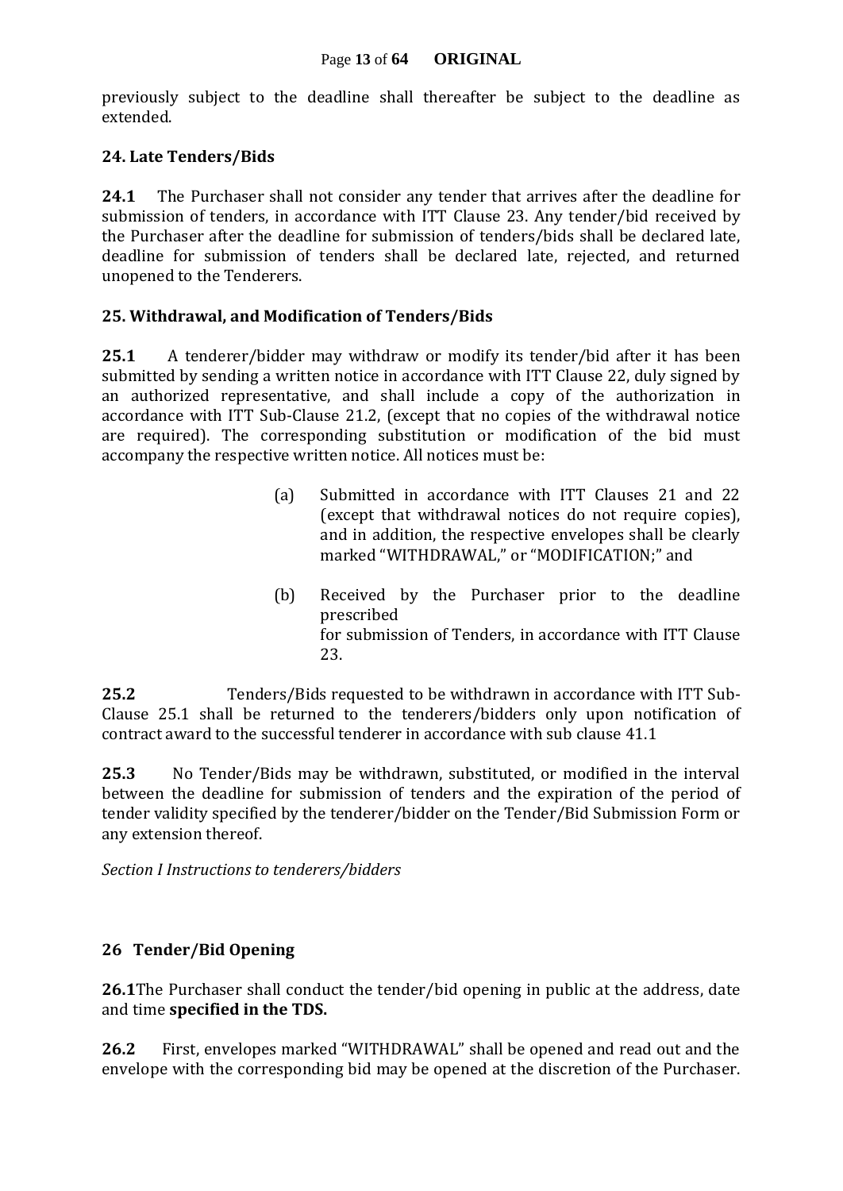previously subject to the deadline shall thereafter be subject to the deadline as extended.

### 24. Late Tenders/Bids

**24.1** The Purchaser shall not consider any tender that arrives after the deadline for submission of tenders, in accordance with ITT Clause 23. Any tender/bid received by the Purchaser after the deadline for submission of tenders/bids shall be declared late, deadline for submission of tenders shall be declared late, rejected, and returned unopened to the Tenderers.

### 25. Withdrawal, and Modification of Tenders/Bids

**25.1** A tenderer/bidder may withdraw or modify its tender/bid after it has been submitted by sending a written notice in accordance with ITT Clause 22, duly signed by an authorized representative, and shall include a copy of the authorization in accordance with ITT Sub-Clause 21.2, (except that no copies of the withdrawal notice are required). The corresponding substitution or modification of the bid must accompany the respective written notice. All notices must be:

(a) Submitted in accordance with ITT Clauses 21 and 22 (except that withdrawal notices do not require copies), and in addition, the respective envelopes shall be clearly marked "WITHDRAWAL," or "MODIFICATION;" and

(b) Received by the Purchaser prior to the deadline prescribed for submission of Tenders, in accordance with ITT Clause 23.

**25.2** Tenders/Bids requested to be withdrawn in accordance with ITT Sub-Clause 25.1 shall be returned to the tenderers/bidders only upon notification of contract award to the successful tenderer in accordance with sub clause 41.1

**25.3** No Tender/Bids may be withdrawn, substituted, or modified in the interval between the deadline for submission of tenders and the expiration of the period of tender validity specified by the tenderer/bidder on the Tender/Bid Submission Form or any extension thereof.

*Section I Instructions to tenderers/bidders*

### 26 Tender/Bid Opening

**26.1** The Purchaser shall conduct the tender/bid opening in public at the address, date and time **specified in the TDS.**

**26.2** First, envelopes marked "WITHDRAWAL" shall be opened and read out and the envelope with the corresponding bid may be opened at the discretion of the Purchaser.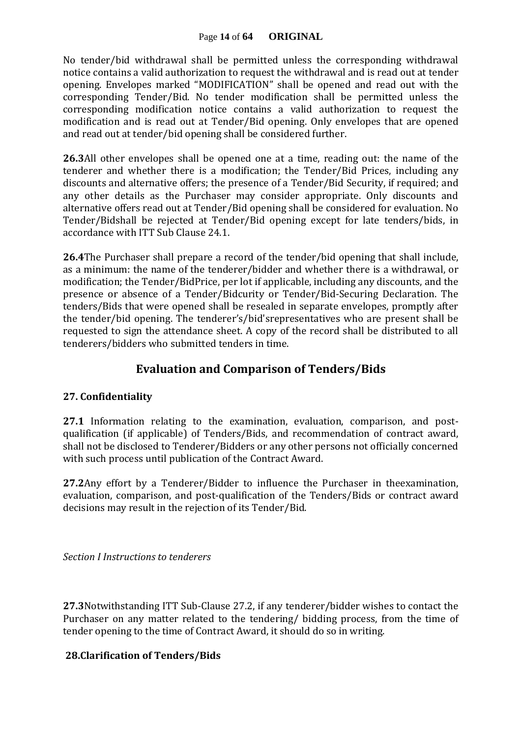No tender/bid withdrawal shall be permitted unless the corresponding withdrawal notice contains a valid authorization to request the withdrawal and is read out at tender opening. Envelopes marked "MODIFICATION" shall be opened and read out with the corresponding Tender/Bid. No tender modification shall be permitted unless the corresponding modification notice contains a valid authorization to request the modification and is read out at Tender/Bid opening. Only envelopes that are opened and read out at tender/bid opening shall be considered further.

**26.3**All other envelopes shall be opened one at a time, reading out: the name of the tenderer and whether there is a modification; the Tender/Bid Prices, including any discounts and alternative offers; the presence of a Tender/Bid Security, if required; and any other details as the Purchaser may consider appropriate. Only discounts and alternative offers read out at Tender/Bid opening shall be considered for evaluation. No Tender/Bidshall be rejected at Tender/Bid opening except for late tenders/bids, in accordance with ITT Sub Clause 24.1.

**26.4**The Purchaser shall prepare a record of the tender/bid opening that shall include, as a minimum: the name of the tenderer/bidder and whether there is a withdrawal, or modification; the Tender/BidPrice, per lot if applicable, including any discounts, and the presence or absence of a Tender/Bidcurity or Tender/Bid-Securing Declaration. The tenders/Bids that were opened shall be resealed in separate envelopes, promptly after the tender/bid opening. The tenderer's/bid'srepresentatives who are present shall be requested to sign the attendance sheet. A copy of the record shall be distributed to all tenderers/bidders who submitted tenders in time.

## Evaluation and Comparison of Tenders/Bids

### 27. Confidentiality

**27.1** Information relating to the examination, evaluation, comparison, and post-qualification (if applicable) of Tenders/Bids, and recommendation of contract award, shall not be disclosed to Tenderer/Bidders or any other persons not officially concerned with such process until publication of the Contract Award.

**27.2**Any effort by a Tenderer/Bidder to influence the Purchaser in theexamination, evaluation, comparison, and post-qualification of the Tenders/Bids or contract award decisions may result in the rejection of its Tender/Bid.

*Section I Instructions to tenderers*

**27.3**Notwithstanding ITT Sub-Clause 27.2, if any tenderer/bidder wishes to contact the Purchaser on any matter related to the tendering/ bidding process, from the time of tender opening to the time of Contract Award, it should do so in writing.

### 28.Clarification of Tenders/Bids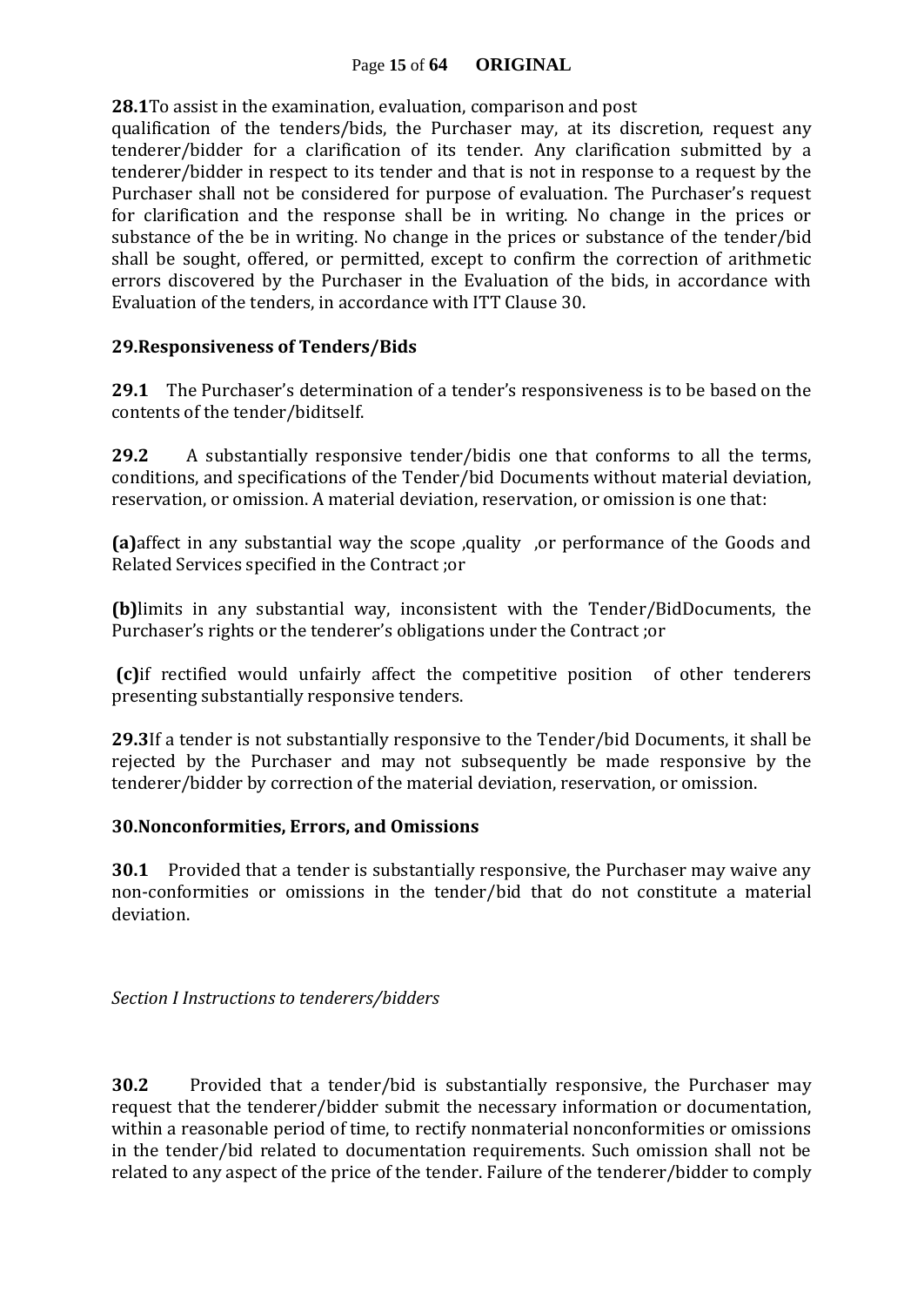**28.1**To assist in the examination, evaluation, comparison and post qualification of the tenders/bids, the Purchaser may, at its discretion, request any tenderer/bidder for a clarification of its tender. Any clarification submitted by a tenderer/bidder in respect to its tender and that is not in response to a request by the Purchaser shall not be considered for purpose of evaluation. The Purchaser's request for clarification and the response shall be in writing. No change in the prices or substance of the be in writing. No change in the prices or substance of the tender/bid shall be sought, offered, or permitted, except to confirm the correction of arithmetic errors discovered by the Purchaser in the Evaluation of the bids, in accordance with Evaluation of the tenders, in accordance with ITT Clause 30.

## 29.Responsiveness of Tenders/Bids

**29.1** The Purchaser's determination of a tender's responsiveness is to be based on the contents of the tender/biditself.

**29.2** A substantially responsive tender/bidis one that conforms to all the terms, conditions, and specifications of the Tender/bid Documents without material deviation, reservation, or omission. A material deviation, reservation, or omission is one that:

**(a)**affect in any substantial way the scope ,quality ,or performance of the Goods and Related Services specified in the Contract ;or

**(b)**limits in any substantial way, inconsistent with the Tender/BidDocuments, the Purchaser's rights or the tenderer's obligations under the Contract ;or

**(c)**if rectified would unfairly affect the competitive position of other tenderers presenting substantially responsive tenders.

**29.3**If a tender is not substantially responsive to the Tender/bid Documents, it shall be rejected by the Purchaser and may not subsequently be made responsive by the tenderer/bidder by correction of the material deviation, reservation, or omission.

## 30.Nonconformities, Errors, and Omissions

**30.1** Provided that a tender is substantially responsive, the Purchaser may waive any non-conformities or omissions in the tender/bid that do not constitute a material deviation.

*Section I Instructions to tenderers/bidders*

**30.2** Provided that a tender/bid is substantially responsive, the Purchaser may request that the tenderer/bidder submit the necessary information or documentation, within a reasonable period of time, to rectify nonmaterial nonconformities or omissions in the tender/bid related to documentation requirements. Such omission shall not be related to any aspect of the price of the tender. Failure of the tenderer/bidder to comply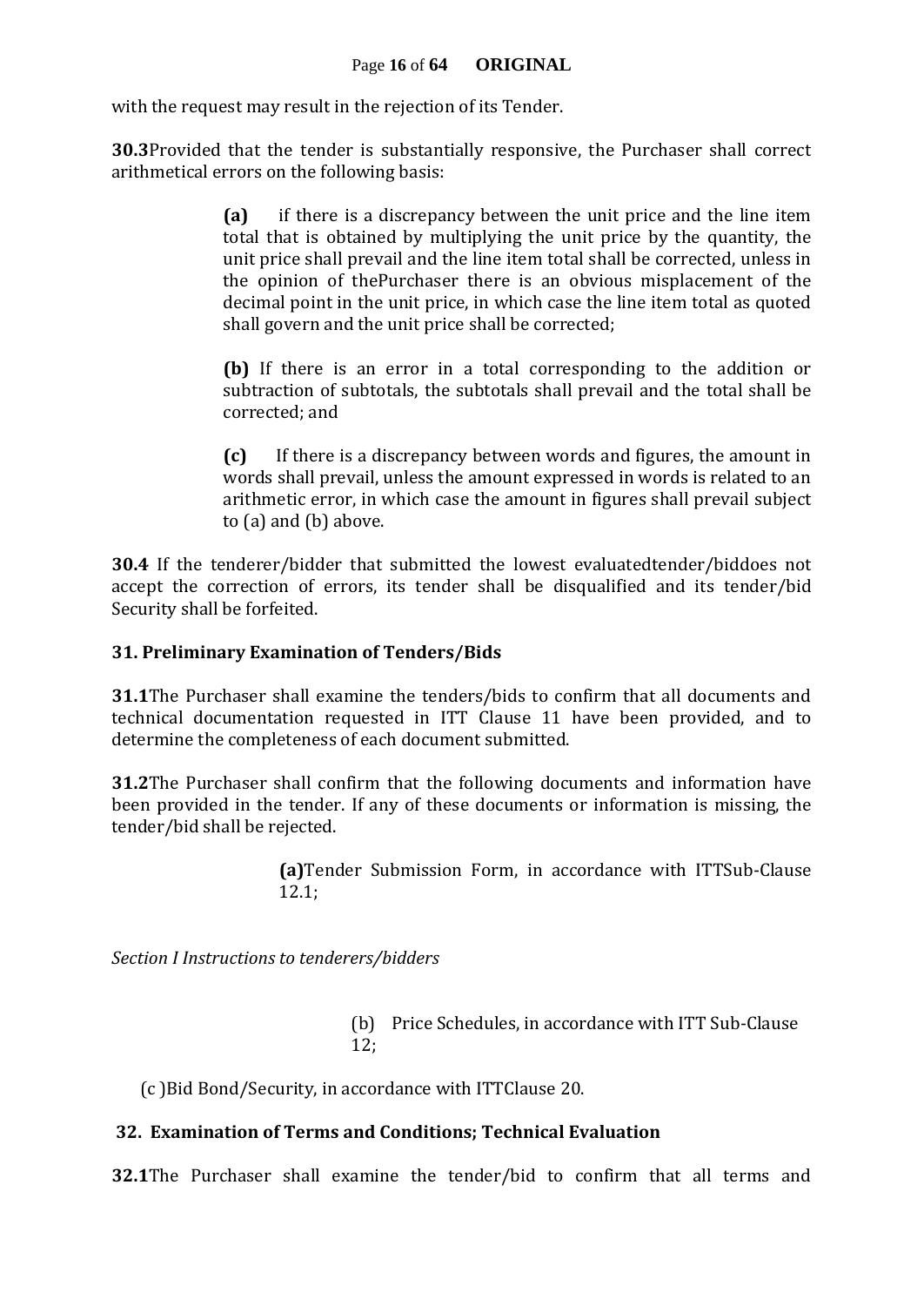with the request may result in the rejection of its Tender.

**30.3**Provided that the tender is substantially responsive, the Purchaser shall correct arithmetical errors on the following basis:

> **(a)** if there is a discrepancy between the unit price and the line item total that is obtained by multiplying the unit price by the quantity, the unit price shall prevail and the line item total shall be corrected, unless in the opinion of thePurchaser there is an obvious misplacement of the decimal point in the unit price, in which case the line item total as quoted shall govern and the unit price shall be corrected;
>
> **(b)** If there is an error in a total corresponding to the addition or subtraction of subtotals, the subtotals shall prevail and the total shall be corrected; and
>
> **(c)** If there is a discrepancy between words and figures, the amount in words shall prevail, unless the amount expressed in words is related to an arithmetic error, in which case the amount in figures shall prevail subject to (a) and (b) above.

**30.4** If the tenderer/bidder that submitted the lowest evaluatedtender/biddoes not accept the correction of errors, its tender shall be disqualified and its tender/bid Security shall be forfeited.

### 31. Preliminary Examination of Tenders/Bids

**31.1**The Purchaser shall examine the tenders/bids to confirm that all documents and technical documentation requested in ITT Clause 11 have been provided, and to determine the completeness of each document submitted.

**31.2**The Purchaser shall confirm that the following documents and information have been provided in the tender. If any of these documents or information is missing, the tender/bid shall be rejected.

> **(a)**Tender Submission Form, in accordance with ITTSub-Clause 12.1;

*Section I Instructions to tenderers/bidders*

> (b) Price Schedules, in accordance with ITT Sub-Clause 12;

(c )Bid Bond/Security, in accordance with ITTClause 20.

### 32. Examination of Terms and Conditions; Technical Evaluation

**32.1**The Purchaser shall examine the tender/bid to confirm that all terms and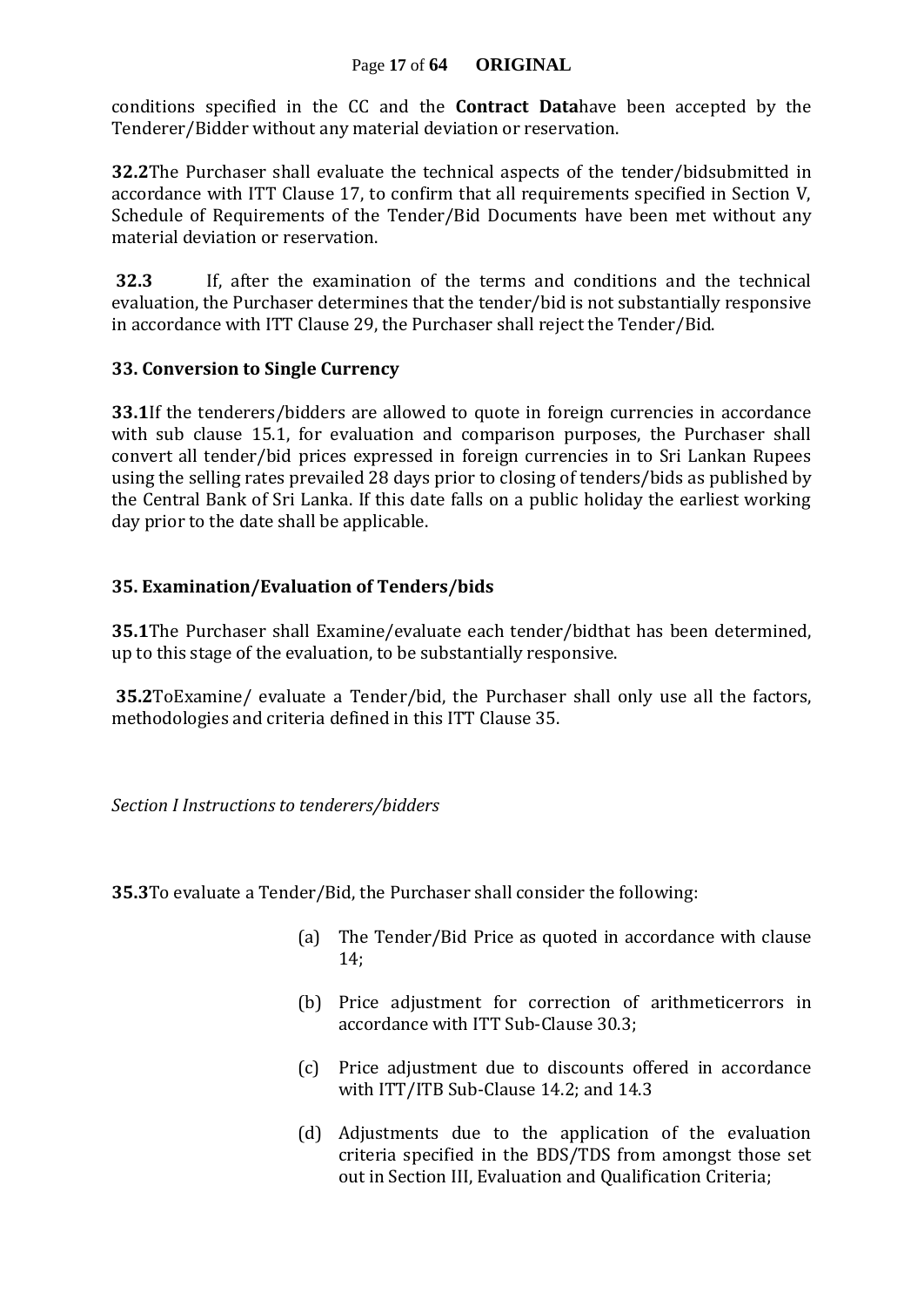conditions specified in the CC and the **Contract Data**have been accepted by the Tenderer/Bidder without any material deviation or reservation.

**32.2**The Purchaser shall evaluate the technical aspects of the tender/bidsubmitted in accordance with ITT Clause 17, to confirm that all requirements specified in Section V, Schedule of Requirements of the Tender/Bid Documents have been met without any material deviation or reservation.

**32.3** If, after the examination of the terms and conditions and the technical evaluation, the Purchaser determines that the tender/bid is not substantially responsive in accordance with ITT Clause 29, the Purchaser shall reject the Tender/Bid.

### 33. Conversion to Single Currency

**33.1**If the tenderers/bidders are allowed to quote in foreign currencies in accordance with sub clause 15.1, for evaluation and comparison purposes, the Purchaser shall convert all tender/bid prices expressed in foreign currencies in to Sri Lankan Rupees using the selling rates prevailed 28 days prior to closing of tenders/bids as published by the Central Bank of Sri Lanka. If this date falls on a public holiday the earliest working day prior to the date shall be applicable.

### 35. Examination/Evaluation of Tenders/bids

**35.1**The Purchaser shall Examine/evaluate each tender/bidthat has been determined, up to this stage of the evaluation, to be substantially responsive.

**35.2**ToExamine/ evaluate a Tender/bid, the Purchaser shall only use all the factors, methodologies and criteria defined in this ITT Clause 35.

*Section I Instructions to tenderers/bidders*

**35.3**To evaluate a Tender/Bid, the Purchaser shall consider the following:

(a) The Tender/Bid Price as quoted in accordance with clause 14;

(b) Price adjustment for correction of arithmeticerrors in accordance with ITT Sub-Clause 30.3;

(c) Price adjustment due to discounts offered in accordance with ITT/ITB Sub-Clause 14.2; and 14.3

(d) Adjustments due to the application of the evaluation criteria specified in the BDS/TDS from amongst those set out in Section III, Evaluation and Qualification Criteria;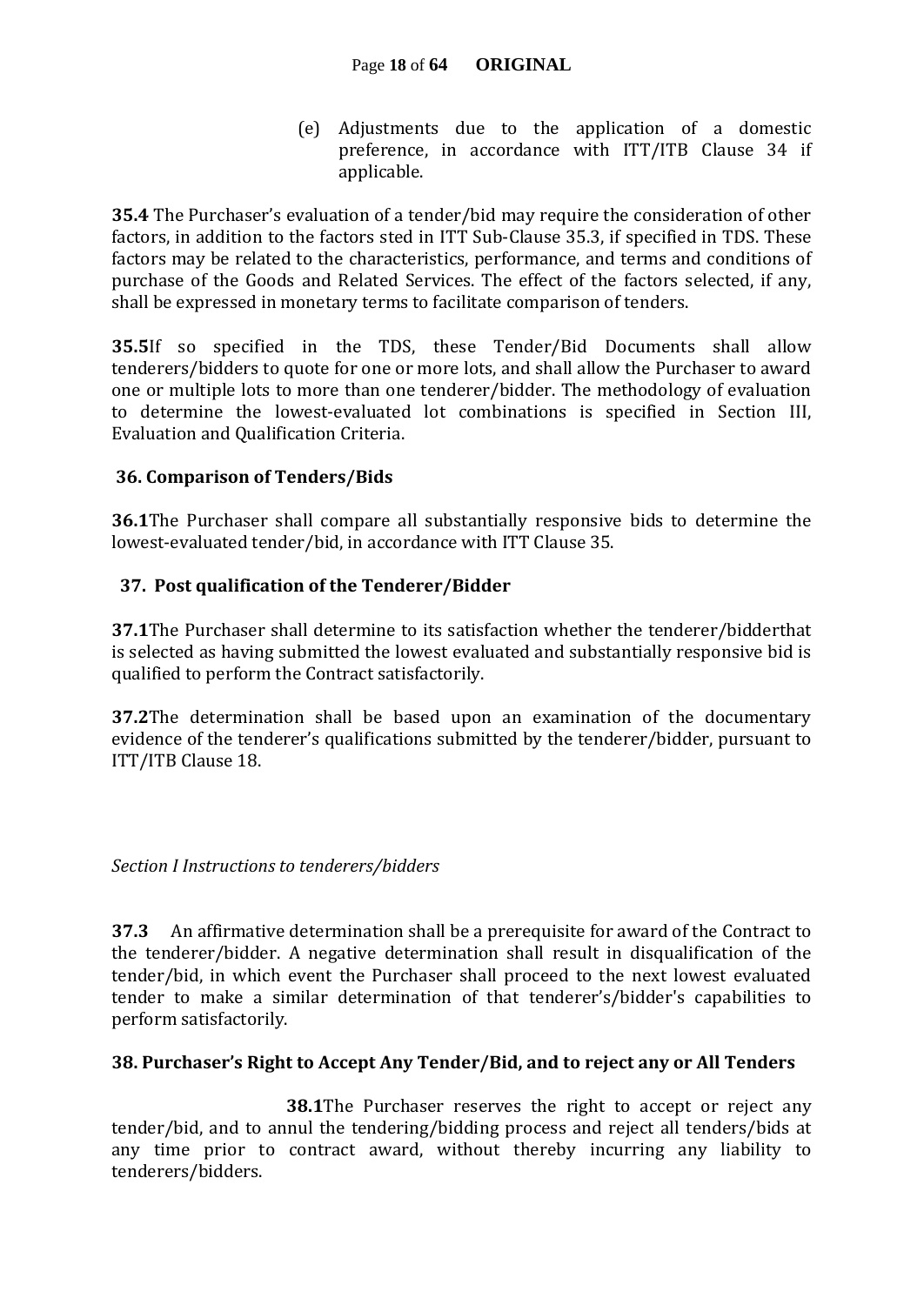(e) Adjustments due to the application of a domestic preference, in accordance with ITT/ITB Clause 34 if applicable.

**35.4** The Purchaser's evaluation of a tender/bid may require the consideration of other factors, in addition to the factors sted in ITT Sub-Clause 35.3, if specified in TDS. These factors may be related to the characteristics, performance, and terms and conditions of purchase of the Goods and Related Services. The effect of the factors selected, if any, shall be expressed in monetary terms to facilitate comparison of tenders.

**35.5**If so specified in the TDS, these Tender/Bid Documents shall allow tenderers/bidders to quote for one or more lots, and shall allow the Purchaser to award one or multiple lots to more than one tenderer/bidder. The methodology of evaluation to determine the lowest-evaluated lot combinations is specified in Section III, Evaluation and Qualification Criteria.

### 36. Comparison of Tenders/Bids

**36.1**The Purchaser shall compare all substantially responsive bids to determine the lowest-evaluated tender/bid, in accordance with ITT Clause 35.

### 37. Post qualification of the Tenderer/Bidder

**37.1**The Purchaser shall determine to its satisfaction whether the tenderer/bidderthat is selected as having submitted the lowest evaluated and substantially responsive bid is qualified to perform the Contract satisfactorily.

**37.2**The determination shall be based upon an examination of the documentary evidence of the tenderer's qualifications submitted by the tenderer/bidder, pursuant to ITT/ITB Clause 18.

*Section I Instructions to tenderers/bidders*

**37.3** An affirmative determination shall be a prerequisite for award of the Contract to the tenderer/bidder. A negative determination shall result in disqualification of the tender/bid, in which event the Purchaser shall proceed to the next lowest evaluated tender to make a similar determination of that tenderer's/bidder's capabilities to perform satisfactorily.

### 38. Purchaser's Right to Accept Any Tender/Bid, and to reject any or All Tenders

**38.1**The Purchaser reserves the right to accept or reject any tender/bid, and to annul the tendering/bidding process and reject all tenders/bids at any time prior to contract award, without thereby incurring any liability to tenderers/bidders.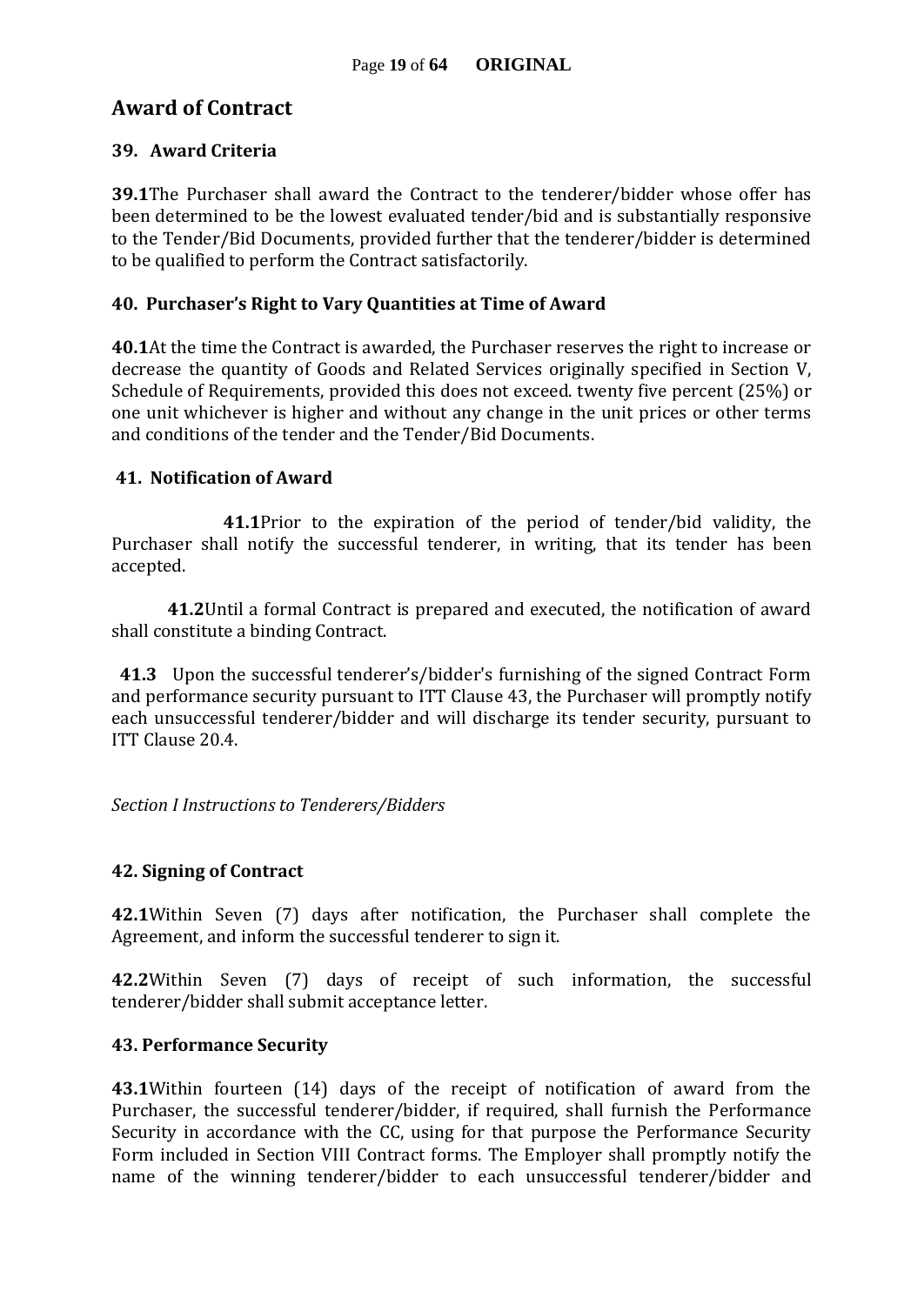## Award of Contract

### 39. Award Criteria

**39.1**The Purchaser shall award the Contract to the tenderer/bidder whose offer has been determined to be the lowest evaluated tender/bid and is substantially responsive to the Tender/Bid Documents, provided further that the tenderer/bidder is determined to be qualified to perform the Contract satisfactorily.

### 40. Purchaser's Right to Vary Quantities at Time of Award

**40.1**At the time the Contract is awarded, the Purchaser reserves the right to increase or decrease the quantity of Goods and Related Services originally specified in Section V, Schedule of Requirements, provided this does not exceed. twenty five percent (25%) or one unit whichever is higher and without any change in the unit prices or other terms and conditions of the tender and the Tender/Bid Documents.

### 41. Notification of Award

**41.1**Prior to the expiration of the period of tender/bid validity, the Purchaser shall notify the successful tenderer, in writing, that its tender has been accepted.

**41.2**Until a formal Contract is prepared and executed, the notification of award shall constitute a binding Contract.

**41.3** Upon the successful tenderer's/bidder's furnishing of the signed Contract Form and performance security pursuant to ITT Clause 43, the Purchaser will promptly notify each unsuccessful tenderer/bidder and will discharge its tender security, pursuant to ITT Clause 20.4.

*Section I Instructions to Tenderers/Bidders*

### 42. Signing of Contract

**42.1**Within Seven (7) days after notification, the Purchaser shall complete the Agreement, and inform the successful tenderer to sign it.

**42.2**Within Seven (7) days of receipt of such information, the successful tenderer/bidder shall submit acceptance letter.

### 43. Performance Security

**43.1**Within fourteen (14) days of the receipt of notification of award from the Purchaser, the successful tenderer/bidder, if required, shall furnish the Performance Security in accordance with the CC, using for that purpose the Performance Security Form included in Section VIII Contract forms. The Employer shall promptly notify the name of the winning tenderer/bidder to each unsuccessful tenderer/bidder and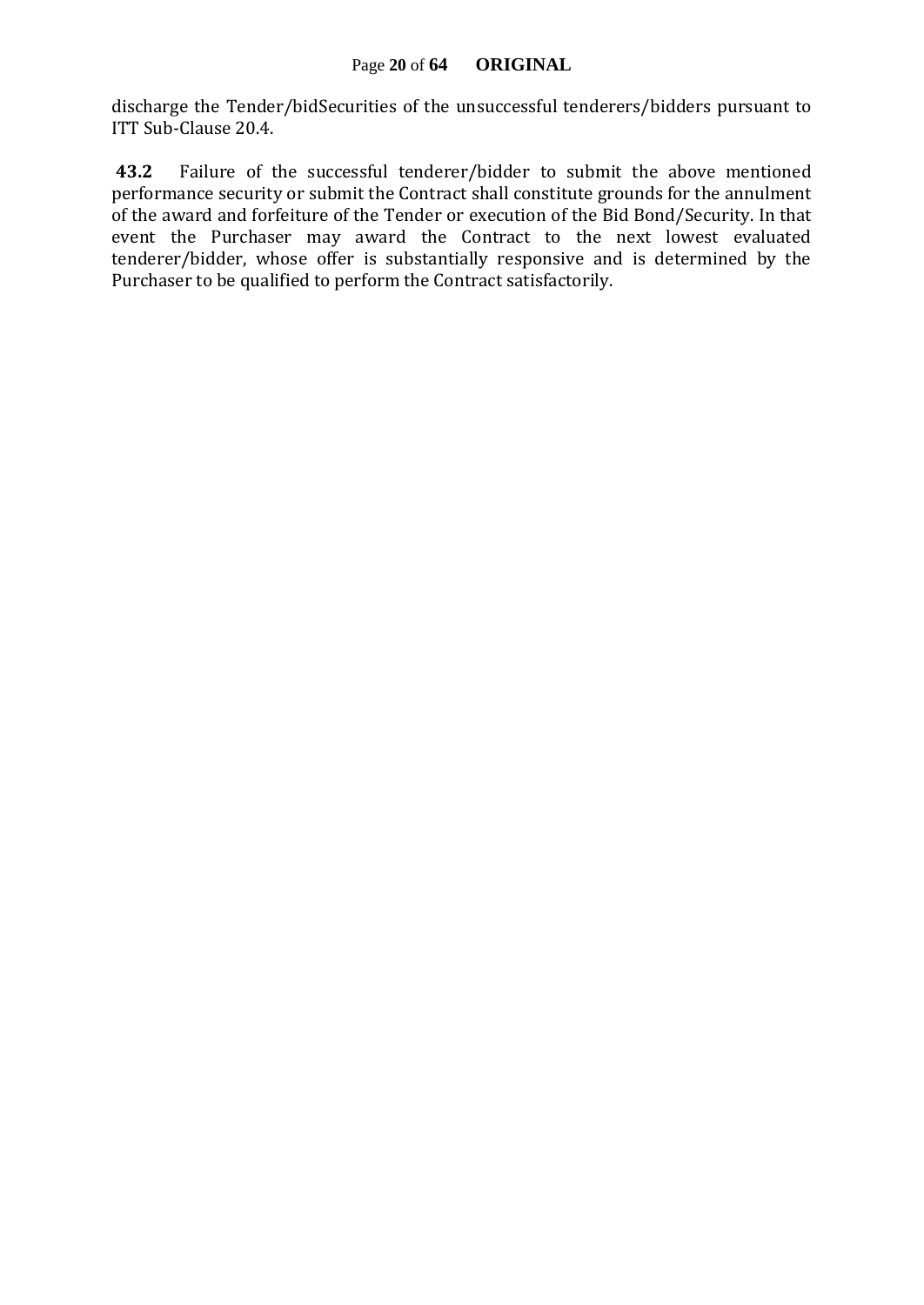discharge the Tender/bidSecurities of the unsuccessful tenderers/bidders pursuant to ITT Sub-Clause 20.4.

**43.2** Failure of the successful tenderer/bidder to submit the above mentioned performance security or submit the Contract shall constitute grounds for the annulment of the award and forfeiture of the Tender or execution of the Bid Bond/Security. In that event the Purchaser may award the Contract to the next lowest evaluated tenderer/bidder, whose offer is substantially responsive and is determined by the Purchaser to be qualified to perform the Contract satisfactorily.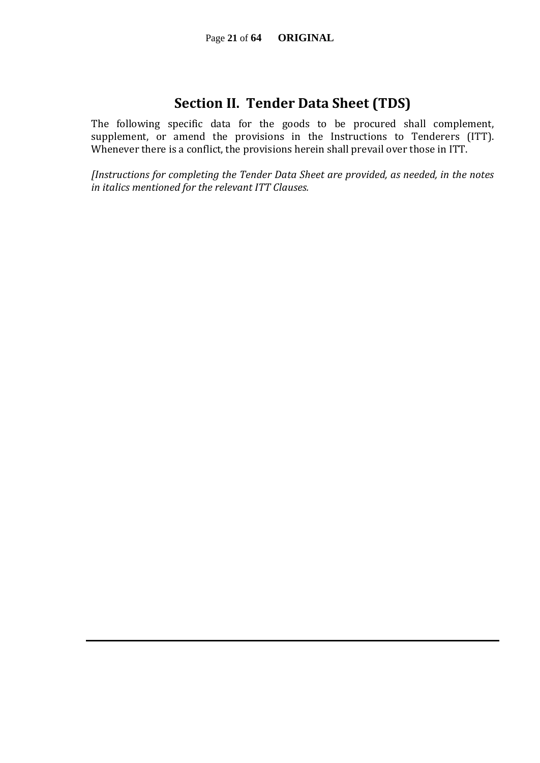# Section II. Tender Data Sheet (TDS)

The following specific data for the goods to be procured shall complement, supplement, or amend the provisions in the Instructions to Tenderers (ITT). Whenever there is a conflict, the provisions herein shall prevail over those in ITT.

*[Instructions for completing the Tender Data Sheet are provided, as needed, in the notes in italics mentioned for the relevant ITT Clauses.*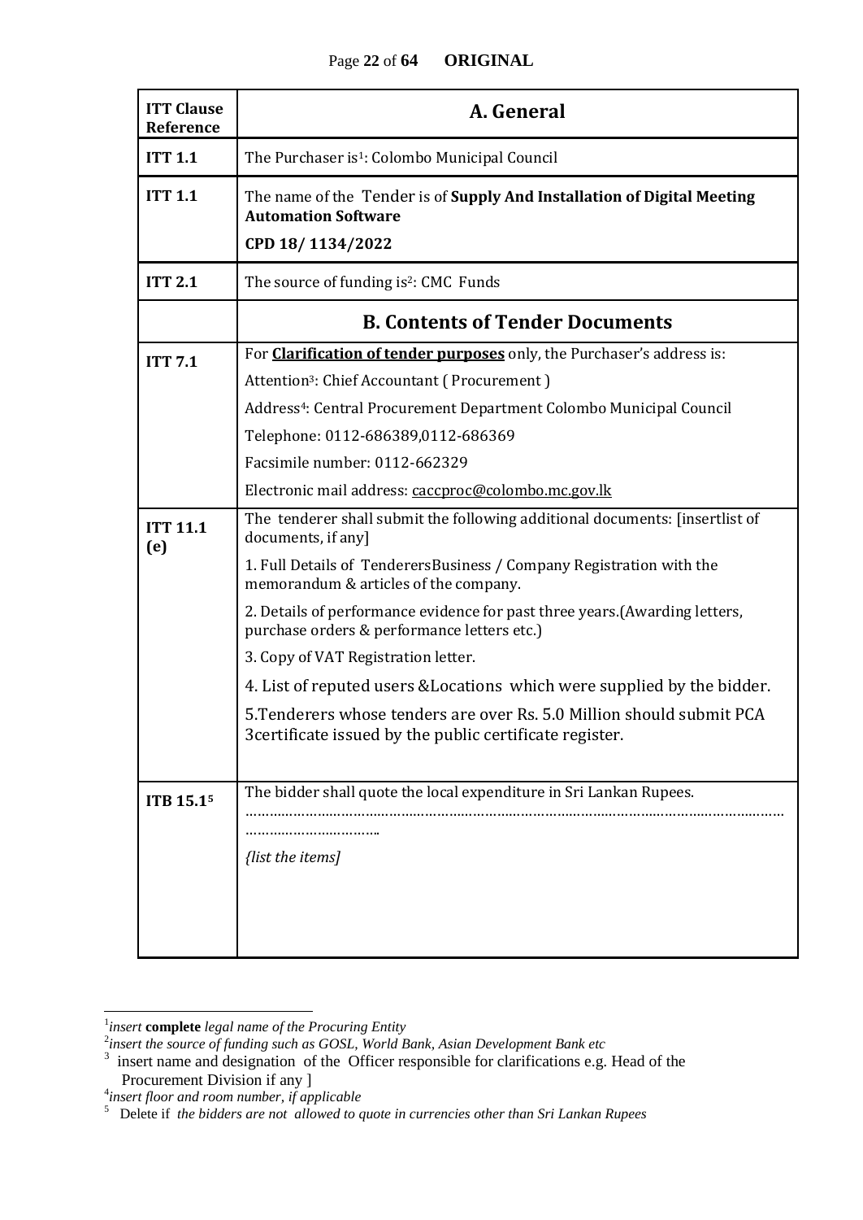| ITT Clause Reference | A. General |
|---|---|
| **ITT 1.1** | The Purchaser is[1]: Colombo Municipal Council |
| **ITT 1.1** | The name of the Tender is of **Supply And Installation of Digital Meeting Automation Software**<br>**CPD 18/ 1134/2022** |
| **ITT 2.1** | The source of funding is[2]: CMC Funds |
| | **B. Contents of Tender Documents** |
| **ITT 7.1** | For **Clarification of tender purposes** only, the Purchaser's address is:<br>Attention[3]: Chief Accountant ( Procurement )<br>Address[4]: Central Procurement Department Colombo Municipal Council<br>Telephone: 0112-686389,0112-686369<br>Facsimile number: 0112-662329<br>Electronic mail address: caccproc@colombo.mc.gov.lk |
| **ITT 11.1 (e)** | The tenderer shall submit the following additional documents: [insertlist of documents, if any]<br>1. Full Details of TenderersBusiness / Company Registration with the memorandum & articles of the company.<br>2. Details of performance evidence for past three years.(Awarding letters, purchase orders & performance letters etc.)<br>3. Copy of VAT Registration letter.<br>4. List of reputed users &Locations which were supplied by the bidder.<br>5.Tenderers whose tenders are over Rs. 5.0 Million should submit PCA 3certificate issued by the public certificate register. |
| **ITB 15.1[5]** | The bidder shall quote the local expenditure in Sri Lankan Rupees.<br>…………………………………………………………………………………………………………<br>……………………………<br>*{list the items]* |

[1] *insert* **complete** *legal name of the Procuring Entity*

[2] *insert the source of funding such as GOSL, World Bank, Asian Development Bank etc*

[3] insert name and designation of the Officer responsible for clarifications e.g. Head of the Procurement Division if any ]

[4] *insert floor and room number, if applicable*

[5] Delete if *the bidders are not allowed to quote in currencies other than Sri Lankan Rupees*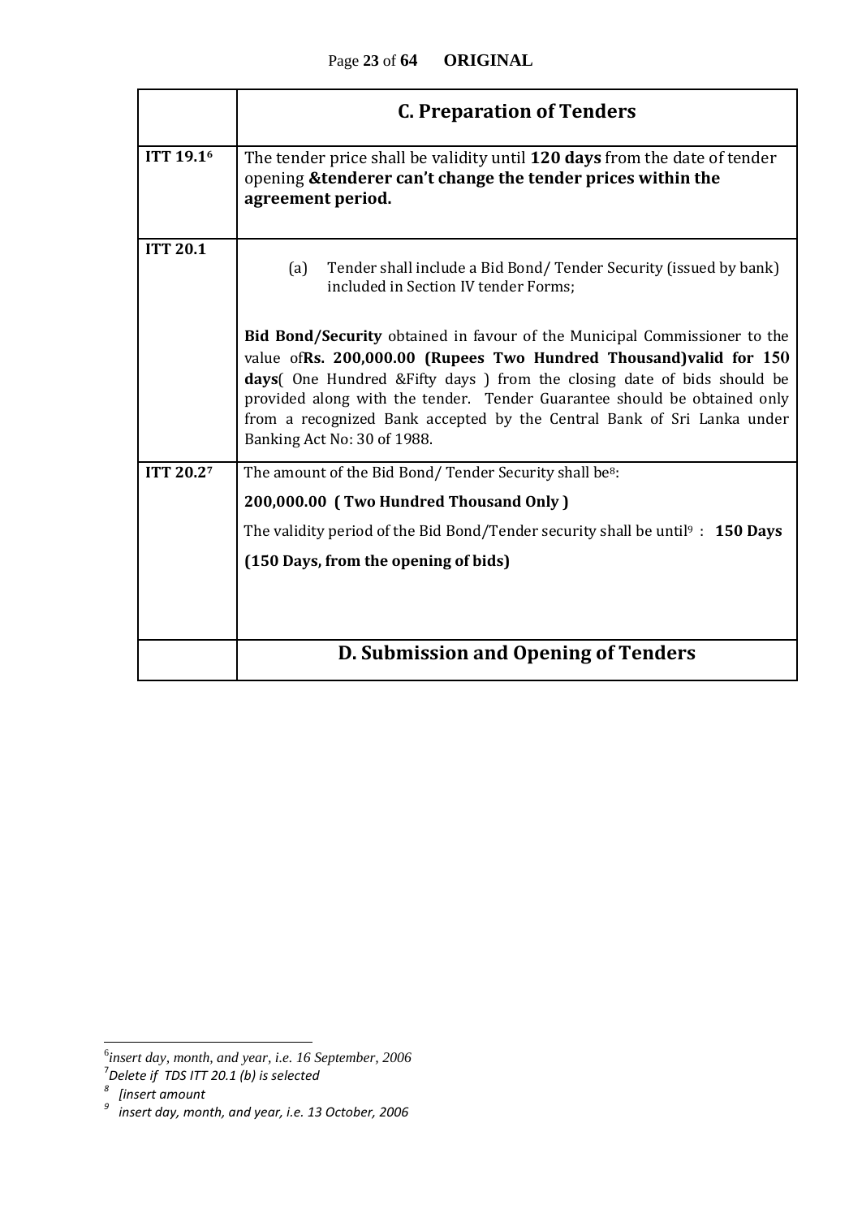|  | **C. Preparation of Tenders** |
|---|---|
| **ITT 19.1**[6] | The tender price shall be validity until **120 days** from the date of tender opening **&tenderer can't change the tender prices within the agreement period.** |
| **ITT 20.1** | (a) Tender shall include a Bid Bond/ Tender Security (issued by bank) included in Section IV tender Forms;<br><br>**Bid Bond/Security** obtained in favour of the Municipal Commissioner to the value of**Rs. 200,000.00 (Rupees Two Hundred Thousand)valid for 150 days**( One Hundred &Fifty days ) from the closing date of bids should be provided along with the tender. Tender Guarantee should be obtained only from a recognized Bank accepted by the Central Bank of Sri Lanka under Banking Act No: 30 of 1988. |
| **ITT 20.2**[7] | The amount of the Bid Bond/ Tender Security shall be[8]:<br>**200,000.00 ( Two Hundred Thousand Only )**<br>The validity period of the Bid Bond/Tender security shall be until[9] : **150 Days**<br>**(150 Days, from the opening of bids)** |
|  | **D. Submission and Opening of Tenders** |

---

[6] *insert day, month, and year, i.e. 16 September, 2006*

[7] *Delete if TDS ITT 20.1 (b) is selected*

[8] *[insert amount*

[9] *insert day, month, and year, i.e. 13 October, 2006*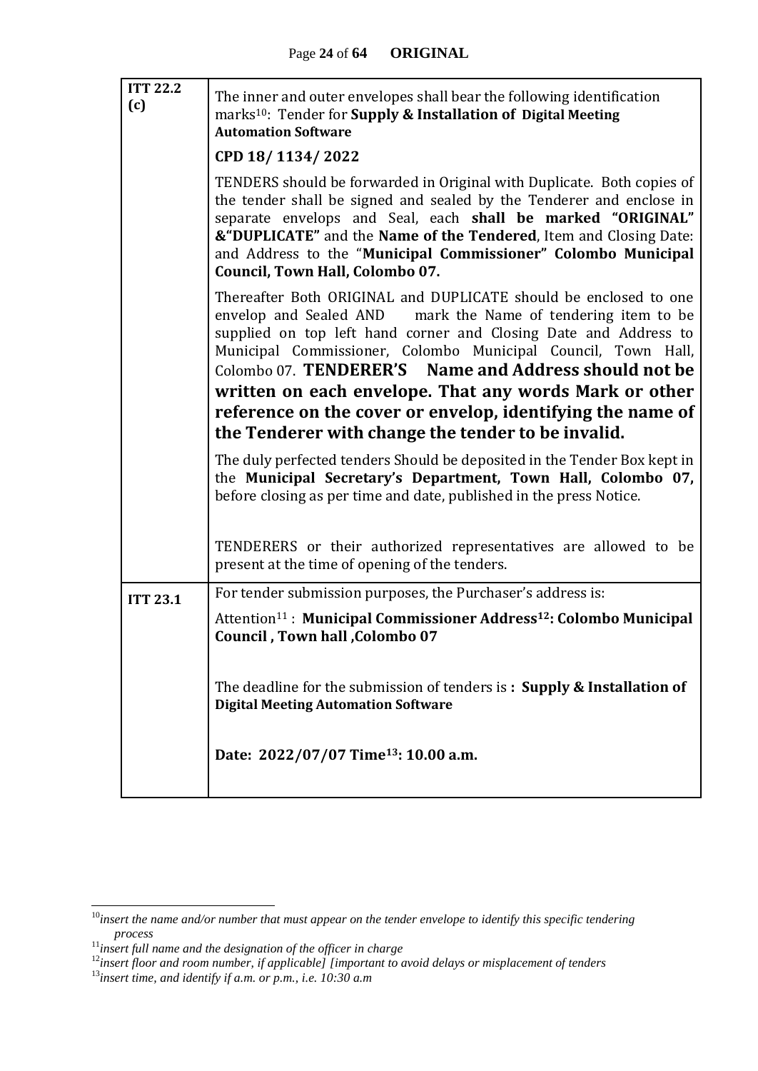| | |
|---|---|
| **ITT 22.2 (c)** | The inner and outer envelopes shall bear the following identification marks[10]: Tender for **Supply & Installation of Digital Meeting Automation Software**<br><br>**CPD 18/ 1134/ 2022**<br><br>TENDERS should be forwarded in Original with Duplicate. Both copies of the tender shall be signed and sealed by the Tenderer and enclose in separate envelops and Seal, each **shall be marked "ORIGINAL" &"DUPLICATE"** and the **Name of the Tendered**, Item and Closing Date: and Address to the "**Municipal Commissioner" Colombo Municipal Council, Town Hall, Colombo 07.**<br><br>Thereafter Both ORIGINAL and DUPLICATE should be enclosed to one envelop and Sealed AND mark the Name of tendering item to be supplied on top left hand corner and Closing Date and Address to Municipal Commissioner, Colombo Municipal Council, Town Hall, Colombo 07. **TENDERER'S Name and Address should not be written on each envelope. That any words Mark or other reference on the cover or envelop, identifying the name of the Tenderer with change the tender to be invalid.**<br><br>The duly perfected tenders Should be deposited in the Tender Box kept in the **Municipal Secretary's Department, Town Hall, Colombo 07,** before closing as per time and date, published in the press Notice.<br><br>TENDERERS or their authorized representatives are allowed to be present at the time of opening of the tenders. |
| **ITT 23.1** | For tender submission purposes, the Purchaser's address is:<br><br>Attention[11] : **Municipal Commissioner Address[12]: Colombo Municipal Council , Town hall ,Colombo 07**<br><br>The deadline for the submission of tenders is **: Supply & Installation of Digital Meeting Automation Software**<br><br>**Date: 2022/07/07 Time[13]: 10.00 a.m.** |

[10] *insert the name and/or number that must appear on the tender envelope to identify this specific tendering process*

[11] *insert full name and the designation of the officer in charge*

[12] *insert floor and room number, if applicable] [important to avoid delays or misplacement of tenders*

[13] *insert time, and identify if a.m. or p.m., i.e. 10:30 a.m*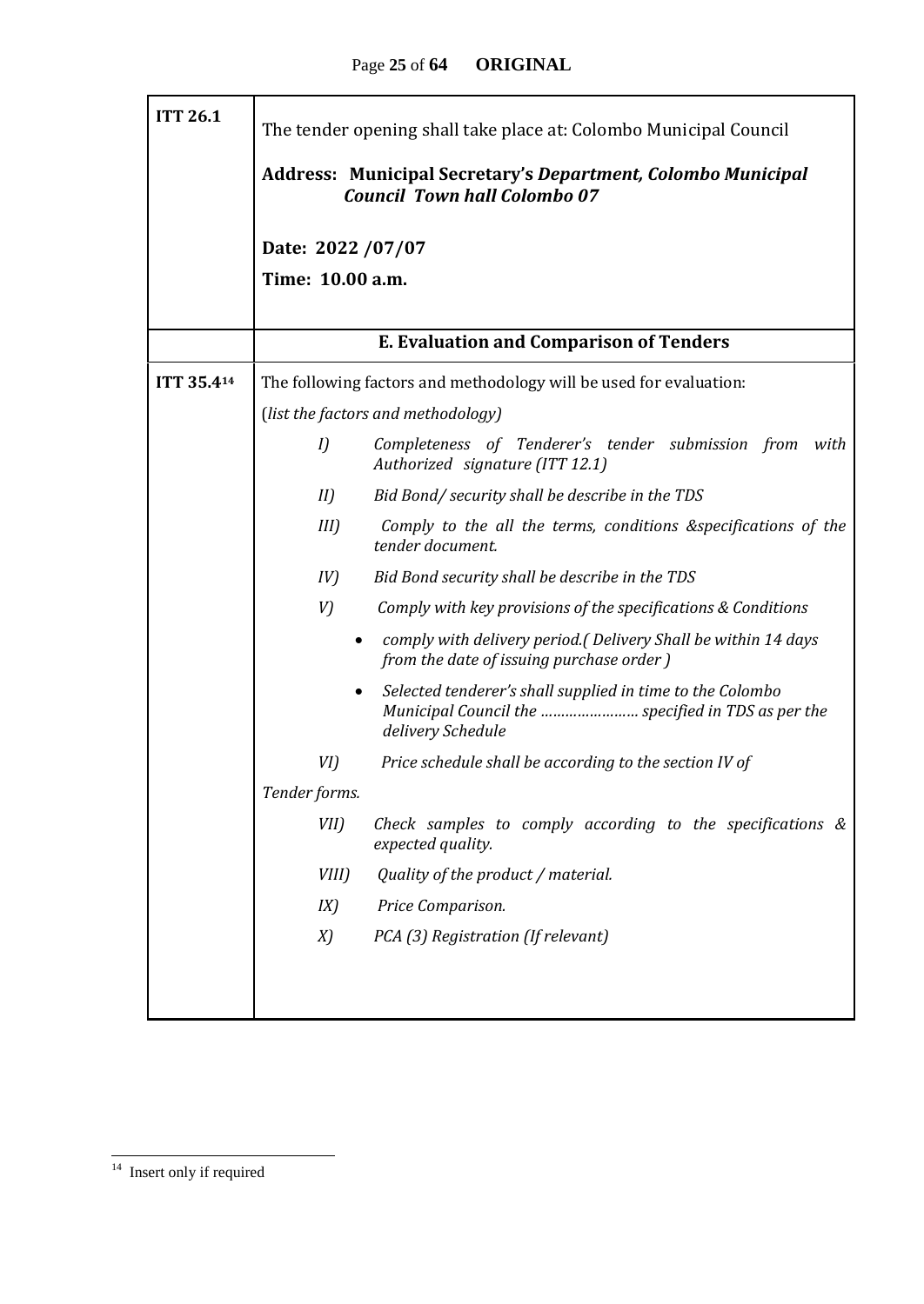| | |
|---|---|
| **ITT 26.1** | The tender opening shall take place at: Colombo Municipal Council<br><br>**Address: Municipal Secretary's *Department, Colombo Municipal Council Town hall Colombo 07***<br><br>**Date: 2022 /07/07**<br>**Time: 10.00 a.m.** |
| | **E. Evaluation and Comparison of Tenders** |
| **ITT 35.4**[14] | The following factors and methodology will be used for evaluation:<br>(*list the factors and methodology)*<br>*I) Completeness of Tenderer's tender submission from with Authorized signature (ITT 12.1)*<br>*II) Bid Bond/ security shall be describe in the TDS*<br>*III) Comply to the all the terms, conditions &specifications of the tender document.*<br>*IV) Bid Bond security shall be describe in the TDS*<br>*V) Comply with key provisions of the specifications & Conditions*<br>• *comply with delivery period.( Delivery Shall be within 14 days from the date of issuing purchase order )*<br>• *Selected tenderer's shall supplied in time to the Colombo Municipal Council the …………………. specified in TDS as per the delivery Schedule*<br>*VI) Price schedule shall be according to the section IV of Tender forms.*<br>*VII) Check samples to comply according to the specifications & expected quality.*<br>*VIII) Quality of the product / material.*<br>*IX) Price Comparison.*<br>*X) PCA (3) Registration (If relevant)* |

[14] Insert only if required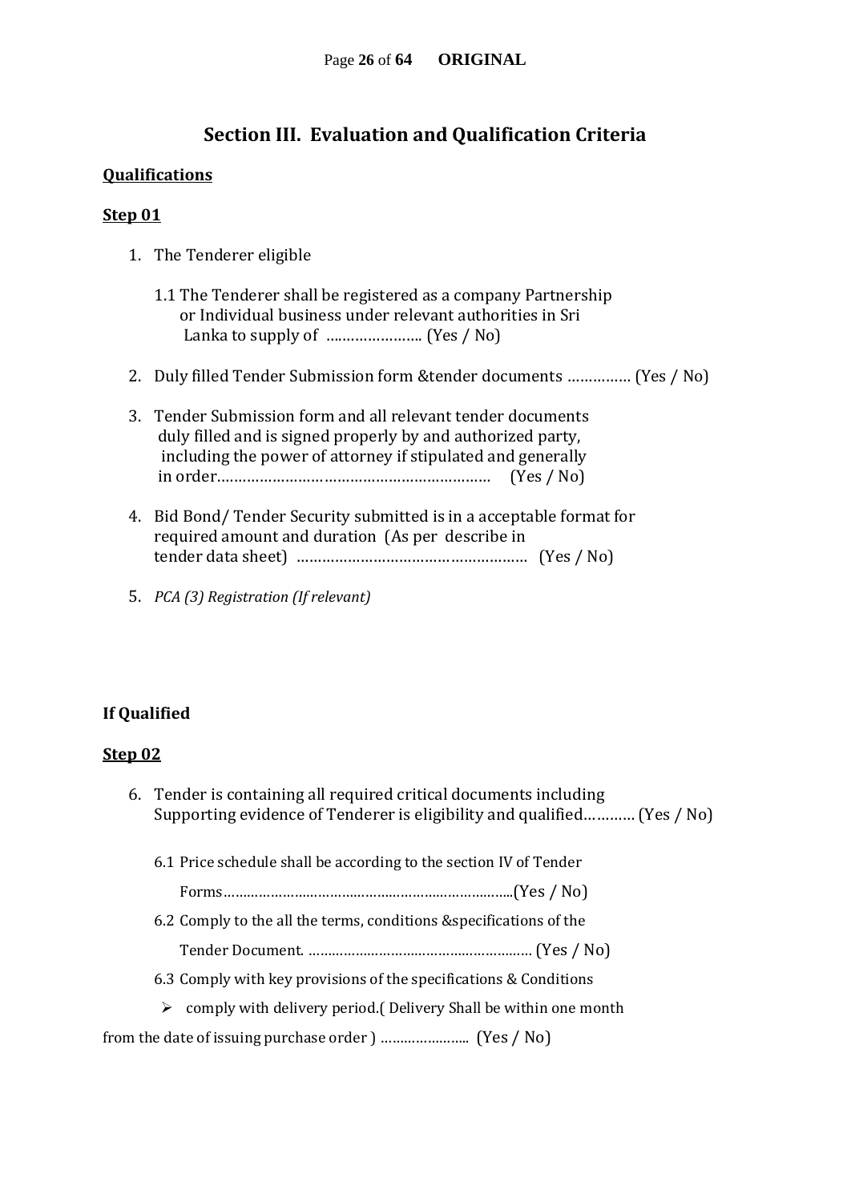## Section III. Evaluation and Qualification Criteria

**Qualifications**

**Step 01**

1. The Tenderer eligible

   1.1 The Tenderer shall be registered as a company Partnership or Individual business under relevant authorities in Sri Lanka to supply of ………………….. (Yes / No)

2. Duly filled Tender Submission form &tender documents …………… (Yes / No)

3. Tender Submission form and all relevant tender documents duly filled and is signed properly by and authorized party, including the power of attorney if stipulated and generally in order……………………………………………………… (Yes / No)

4. Bid Bond/ Tender Security submitted is in a acceptable format for required amount and duration (As per describe in tender data sheet) ……………………………………………… (Yes / No)

5. *PCA (3) Registration (If relevant)*

**If Qualified**

**Step 02**

6. Tender is containing all required critical documents including Supporting evidence of Tenderer is eligibility and qualified………… (Yes / No)

   6.1 Price schedule shall be according to the section IV of Tender Forms……………………………………………………………(Yes / No)

   6.2 Comply to the all the terms, conditions &specifications of the Tender Document. ……………………………………………… (Yes / No)

   6.3 Comply with key provisions of the specifications & Conditions

   - comply with delivery period.( Delivery Shall be within one month from the date of issuing purchase order ) ………………….. (Yes / No)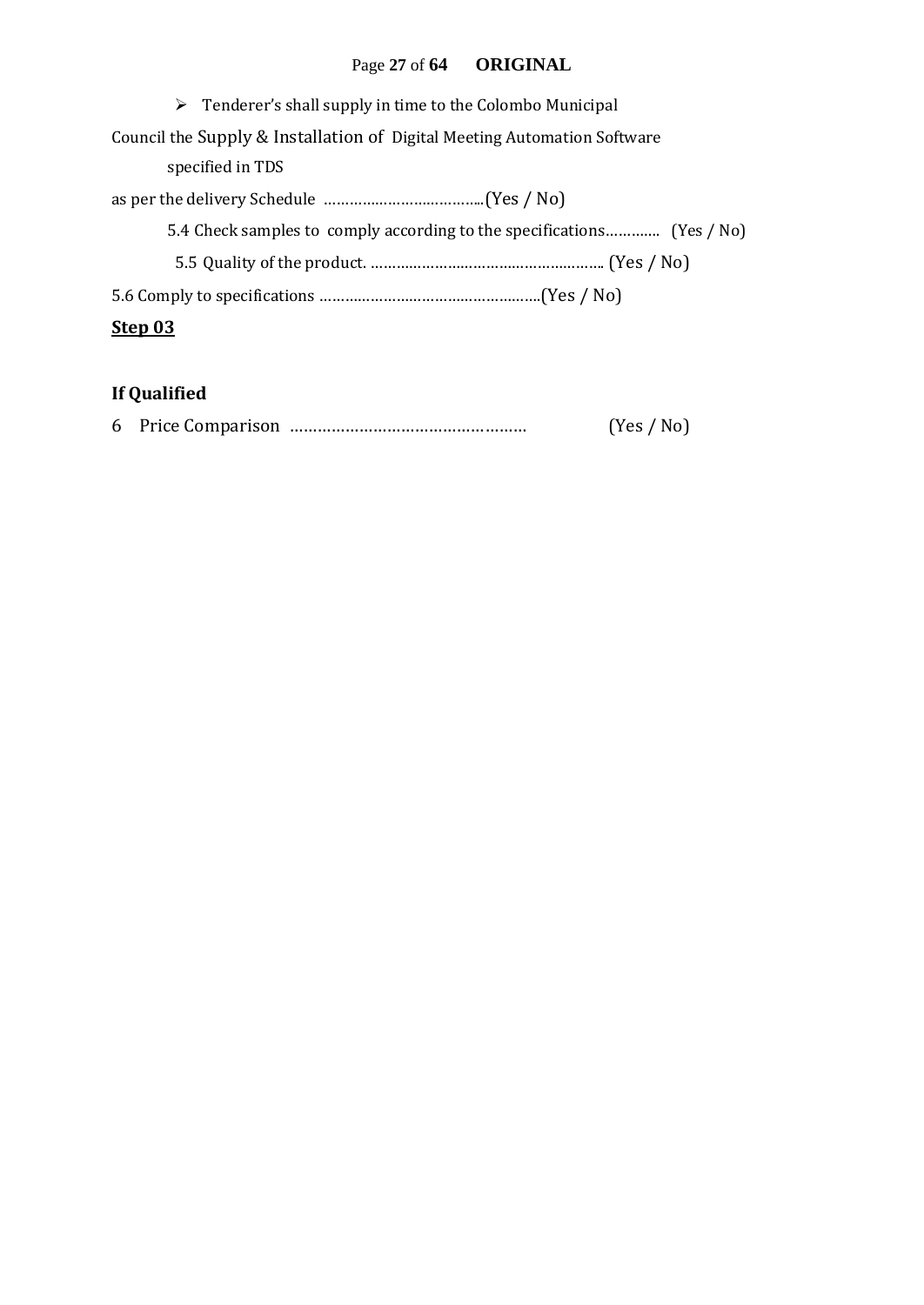- Tenderer's shall supply in time to the Colombo Municipal

Council the Supply & Installation of Digital Meeting Automation Software specified in TDS

as per the delivery Schedule ………………………………..(Yes / No)

5.4 Check samples to comply according to the specifications…………. (Yes / No)

5.5 Quality of the product. ……………………………………………….. (Yes / No)

5.6 Comply to specifications ……………………………………………..(Yes / No)

**<u>Step 03</u>**

**If Qualified**

6 Price Comparison …………………………………………… (Yes / No)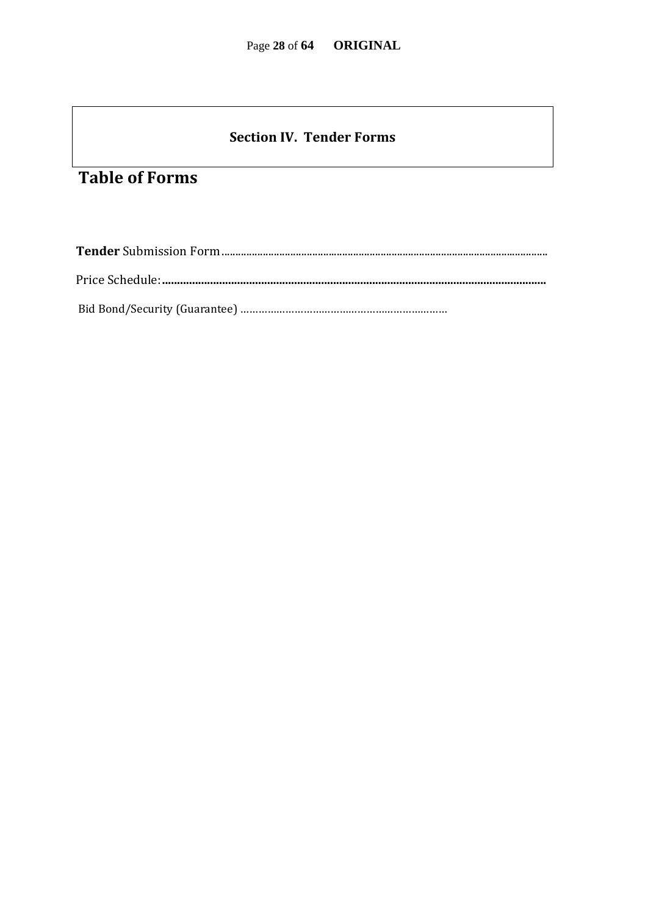## Section IV. Tender Forms

# Table of Forms

**Tender** Submission Form........................................................................................................................

Price Schedule:**..............................................................................................................................**

Bid Bond/Security (Guarantee) ……………………….…….…………………….……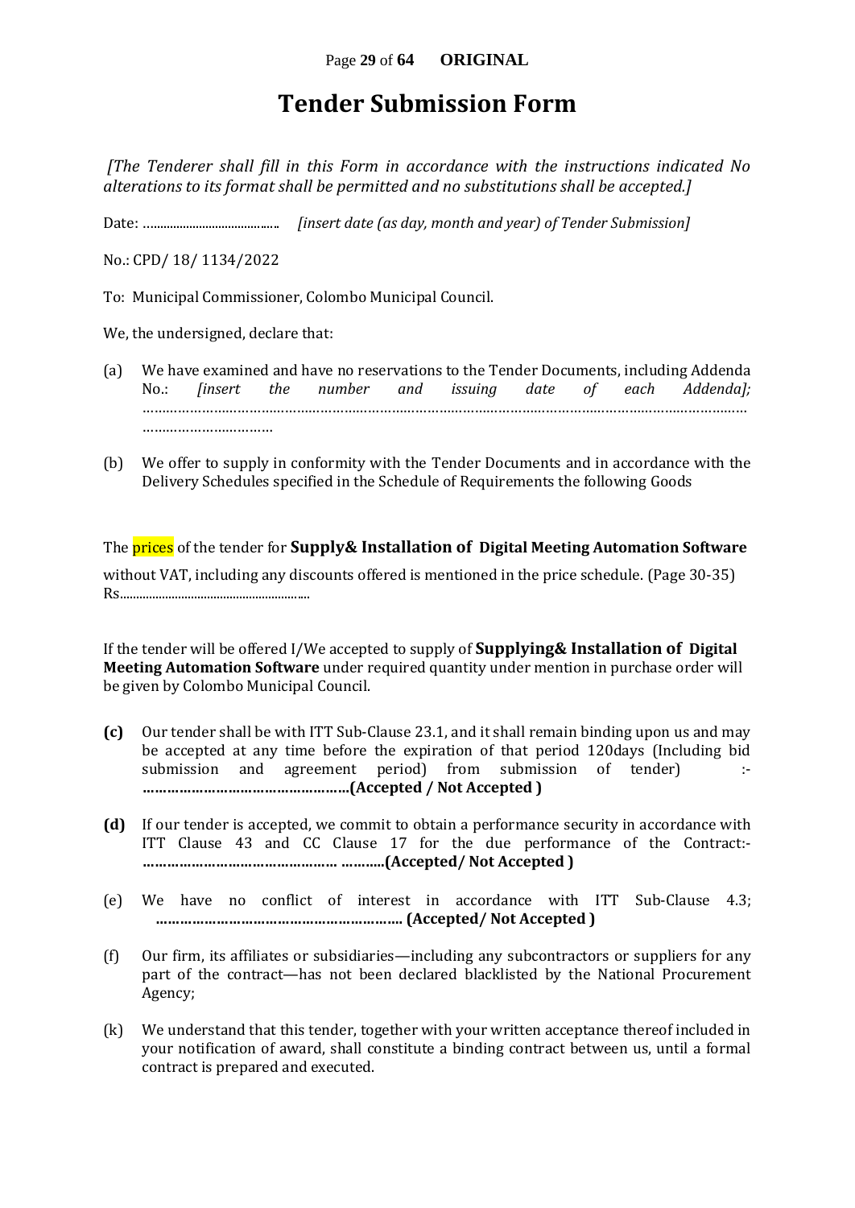# Tender Submission Form

*[The Tenderer shall fill in this Form in accordance with the instructions indicated No alterations to its format shall be permitted and no substitutions shall be accepted.]*

Date: ………………………………… *[insert date (as day, month and year) of Tender Submission]*

No.: CPD/ 18/ 1134/2022

To: Municipal Commissioner, Colombo Municipal Council.

We, the undersigned, declare that:

(a) We have examined and have no reservations to the Tender Documents, including Addenda No.: *[insert the number and issuing date of each Addenda];* ……………………………………………………………………………………………………………………………… ……………………………

(b) We offer to supply in conformity with the Tender Documents and in accordance with the Delivery Schedules specified in the Schedule of Requirements the following Goods

The prices of the tender for **Supply& Installation of Digital Meeting Automation Software** without VAT, including any discounts offered is mentioned in the price schedule. (Page 30-35) Rs…………………………………………………

If the tender will be offered I/We accepted to supply of **Supplying& Installation of Digital Meeting Automation Software** under required quantity under mention in purchase order will be given by Colombo Municipal Council.

**(c)** Our tender shall be with ITT Sub-Clause 23.1, and it shall remain binding upon us and may be accepted at any time before the expiration of that period 120days (Including bid submission and agreement period) from submission of tender) :- **……………………………………………(Accepted / Not Accepted )**

**(d)** If our tender is accepted, we commit to obtain a performance security in accordance with ITT Clause 43 and CC Clause 17 for the due performance of the Contract:- **………………………………………… ………..(Accepted/ Not Accepted )**

(e) We have no conflict of interest in accordance with ITT Sub-Clause 4.3; **…………………………………………………. (Accepted/ Not Accepted )**

(f) Our firm, its affiliates or subsidiaries—including any subcontractors or suppliers for any part of the contract—has not been declared blacklisted by the National Procurement Agency;

(k) We understand that this tender, together with your written acceptance thereof included in your notification of award, shall constitute a binding contract between us, until a formal contract is prepared and executed.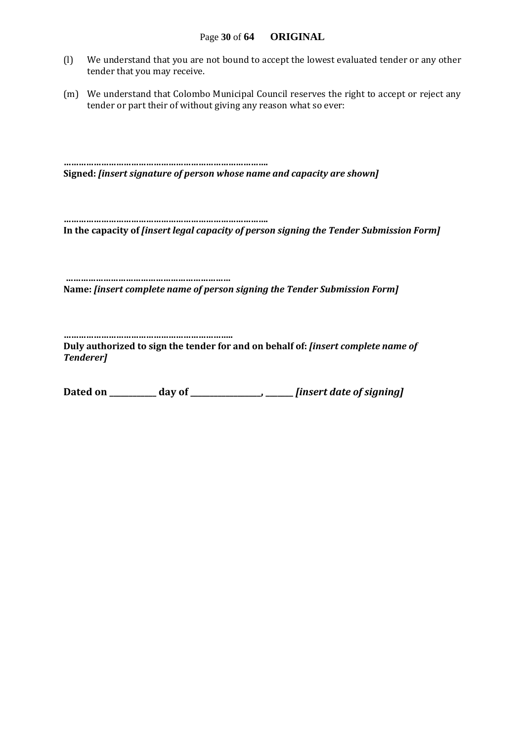(l) We understand that you are not bound to accept the lowest evaluated tender or any other tender that you may receive.

(m) We understand that Colombo Municipal Council reserves the right to accept or reject any tender or part their of without giving any reason what so ever:

…………………………………………………………………….

**Signed:** ***[insert signature of person whose name and capacity are shown]***

…………………………………………………………………….

**In the capacity of** ***[insert legal capacity of person signing the Tender Submission Form]***

…………………………………………………………

**Name:** ***[insert complete name of person signing the Tender Submission Form]***

…………………………………………………………..

**Duly authorized to sign the tender for and on behalf of:** ***[insert complete name of Tenderer]***

**Dated on \_\_\_\_\_\_\_\_\_\_\_\_ day of \_\_\_\_\_\_\_\_\_\_\_\_\_\_\_\_\_\_, \_\_\_\_\_\_\_** ***[insert date of signing]***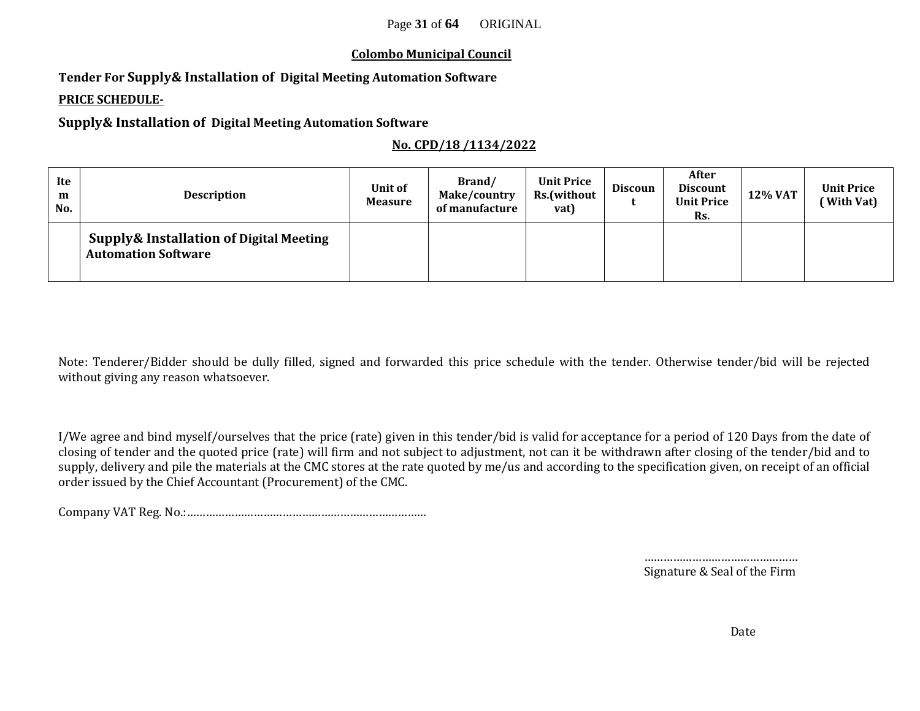**<u>Colombo Municipal Council</u>**

**Tender For Supply& Installation of Digital Meeting Automation Software**

**<u>PRICE SCHEDULE-</u>**

**Supply& Installation of Digital Meeting Automation Software**

**<u>No. CPD/18 /1134/2022</u>**

| Item No. | Description | Unit of Measure | Brand/ Make/country of manufacture | Unit Price Rs.(without vat) | Discount | After Discount Unit Price Rs. | 12% VAT | Unit Price ( With Vat) |
|---|---|---|---|---|---|---|---|---|
| | **Supply& Installation of Digital Meeting Automation Software** | | | | | | | |

Note: Tenderer/Bidder should be dully filled, signed and forwarded this price schedule with the tender. Otherwise tender/bid will be rejected without giving any reason whatsoever.

I/We agree and bind myself/ourselves that the price (rate) given in this tender/bid is valid for acceptance for a period of 120 Days from the date of closing of tender and the quoted price (rate) will firm and not subject to adjustment, not can it be withdrawn after closing of the tender/bid and to supply, delivery and pile the materials at the CMC stores at the rate quoted by me/us and according to the specification given, on receipt of an official order issued by the Chief Accountant (Procurement) of the CMC.

Company VAT Reg. No.:………………………………………………………………

…………………………………………
Signature & Seal of the Firm

Date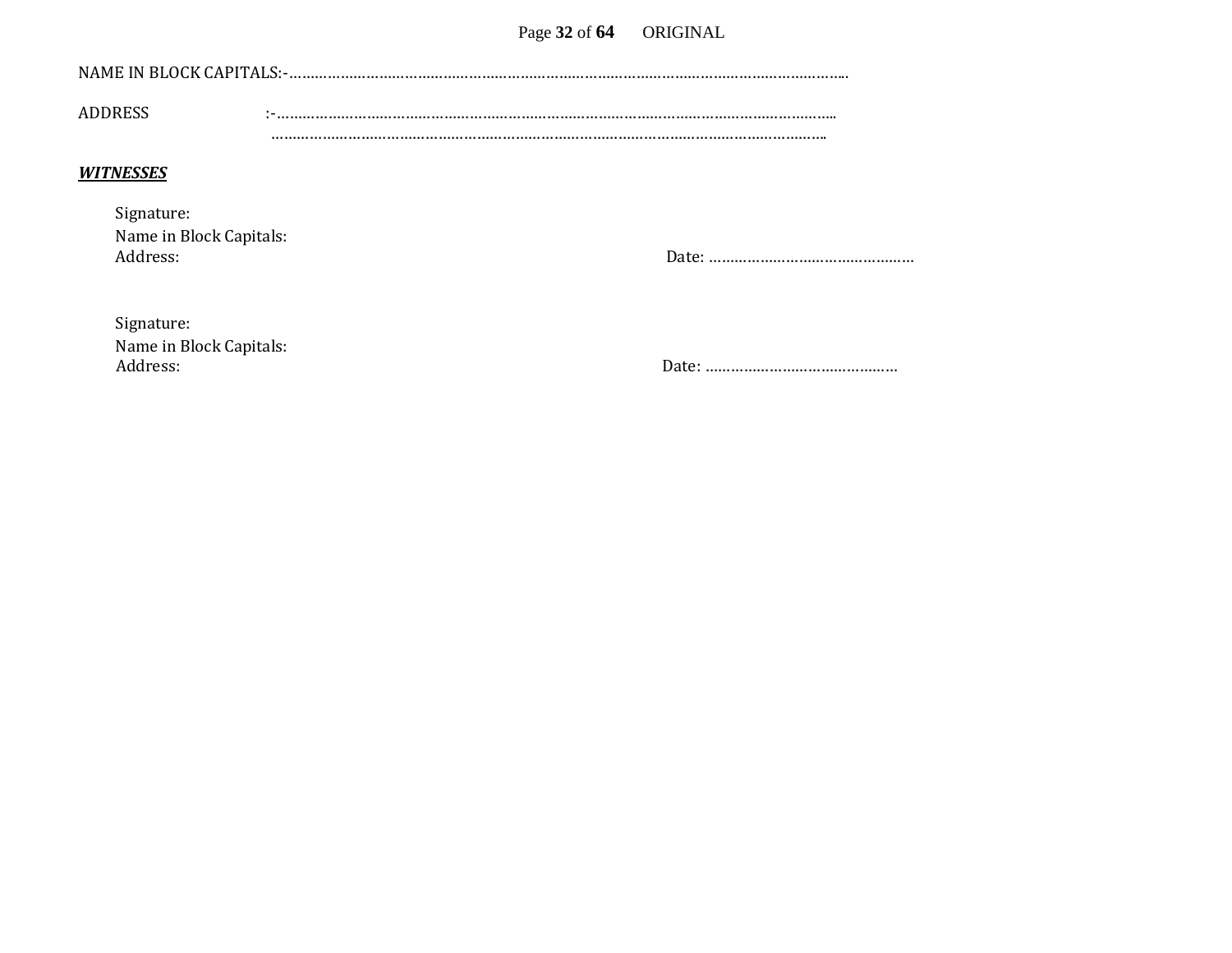NAME IN BLOCK CAPITALS:-……………………………………………………………………………………………………………………..

ADDRESS :-……………………………………………………………………………………………………………………..
……………………………………………………………………………………………………………………..

***WITNESSES***

Signature:
Name in Block Capitals:
Address: Date: …………………………………………

Signature:
Name in Block Capitals:
Address: Date: ………………………………………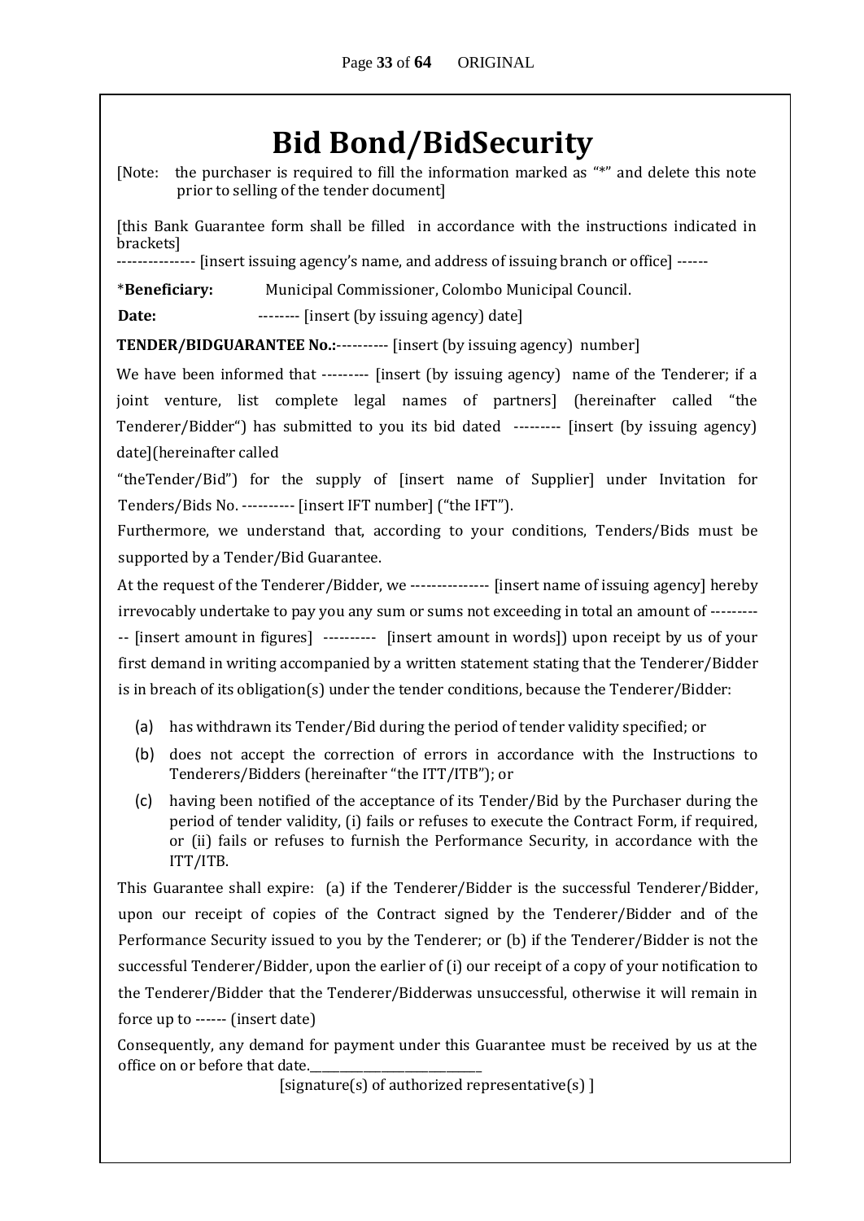# Bid Bond/BidSecurity

[Note: the purchaser is required to fill the information marked as "*" and delete this note prior to selling of the tender document]

[this Bank Guarantee form shall be filled in accordance with the instructions indicated in brackets]

-------------- [insert issuing agency's name, and address of issuing branch or office] ------

***Beneficiary:** Municipal Commissioner, Colombo Municipal Council.

**Date:** -------- [insert (by issuing agency) date]

**TENDER/BIDGUARANTEE No.:**---------- [insert (by issuing agency) number]

We have been informed that --------- [insert (by issuing agency) name of the Tenderer; if a joint venture, list complete legal names of partners] (hereinafter called "the Tenderer/Bidder") has submitted to you its bid dated --------- [insert (by issuing agency) date](hereinafter called "theTender/Bid") for the supply of [insert name of Supplier] under Invitation for Tenders/Bids No. ---------- [insert IFT number] ("the IFT").

Furthermore, we understand that, according to your conditions, Tenders/Bids must be supported by a Tender/Bid Guarantee.

At the request of the Tenderer/Bidder, we --------------- [insert name of issuing agency] hereby irrevocably undertake to pay you any sum or sums not exceeding in total an amount of ----------- [insert amount in figures] ---------- [insert amount in words]) upon receipt by us of your first demand in writing accompanied by a written statement stating that the Tenderer/Bidder is in breach of its obligation(s) under the tender conditions, because the Tenderer/Bidder:

(a) has withdrawn its Tender/Bid during the period of tender validity specified; or

(b) does not accept the correction of errors in accordance with the Instructions to Tenderers/Bidders (hereinafter "the ITT/ITB"); or

(c) having been notified of the acceptance of its Tender/Bid by the Purchaser during the period of tender validity, (i) fails or refuses to execute the Contract Form, if required, or (ii) fails or refuses to furnish the Performance Security, in accordance with the ITT/ITB.

This Guarantee shall expire: (a) if the Tenderer/Bidder is the successful Tenderer/Bidder, upon our receipt of copies of the Contract signed by the Tenderer/Bidder and of the Performance Security issued to you by the Tenderer; or (b) if the Tenderer/Bidder is not the successful Tenderer/Bidder, upon the earlier of (i) our receipt of a copy of your notification to the Tenderer/Bidder that the Tenderer/Bidderwas unsuccessful, otherwise it will remain in force up to ------ (insert date)

Consequently, any demand for payment under this Guarantee must be received by us at the office on or before that date.____________________________

[signature(s) of authorized representative(s) ]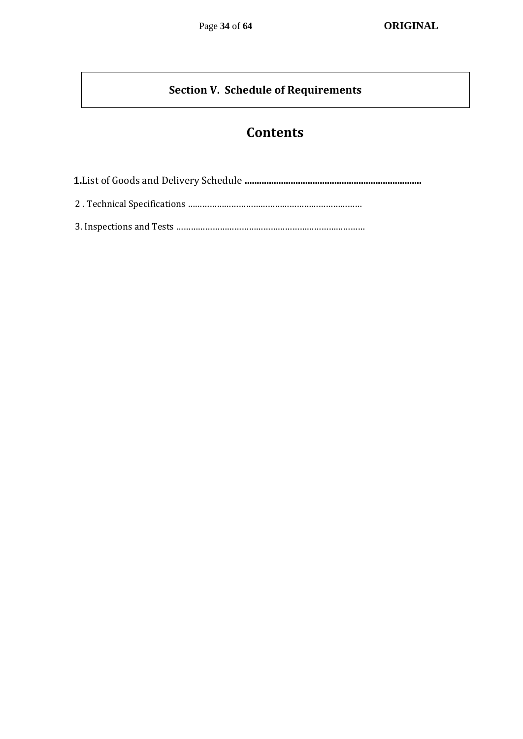# Section V. Schedule of Requirements

## Contents

**1.**List of Goods and Delivery Schedule **........................................................................**

2 . Technical Specifications ……………………………………………………………

3. Inspections and Tests ……………………………………………………………………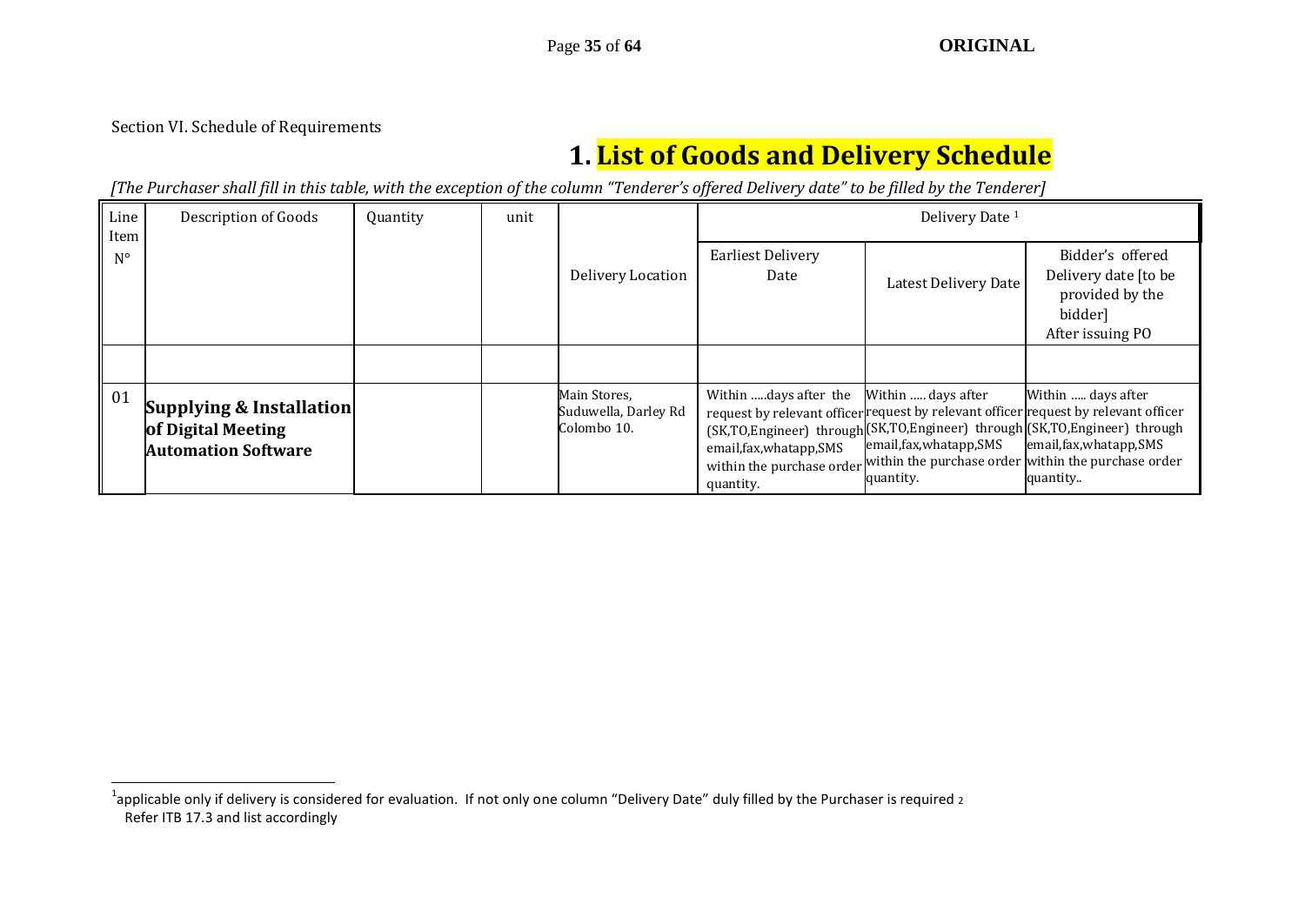Section VI. Schedule of Requirements

# 1. List of Goods and Delivery Schedule

*[The Purchaser shall fill in this table, with the exception of the column "Tenderer's offered Delivery date" to be filled by the Tenderer]*

| Line Item N° | Description of Goods | Quantity | unit | Delivery Location | Delivery Date [1] | | |
|---|---|---|---|---|---|---|---|
| | | | | | Earliest Delivery Date | Latest Delivery Date | Bidder's offered Delivery date [to be provided by the bidder] After issuing PO |
| | | | | | | | |
| 01 | **Supplying & Installation of Digital Meeting Automation Software** | | | Main Stores, Suduwella, Darley Rd Colombo 10. | Within .....days after the request by relevant officer (SK,TO,Engineer) through email,fax,whatapp,SMS within the purchase order quantity. | Within ..... days after request by relevant officer (SK,TO,Engineer) through email,fax,whatapp,SMS within the purchase order quantity. | Within ..... days after request by relevant officer (SK,TO,Engineer) through email,fax,whatapp,SMS within the purchase order quantity.. |

[1] applicable only if delivery is considered for evaluation. If not only one column "Delivery Date" duly filled by the Purchaser is required [2] Refer ITB 17.3 and list accordingly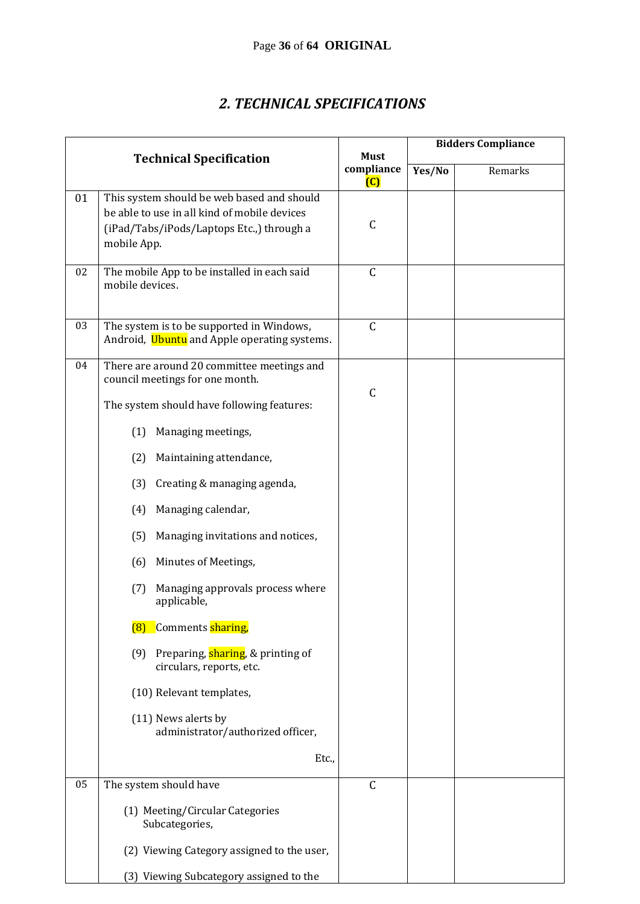## *2. TECHNICAL SPECIFICATIONS*

| | Technical Specification | Must compliance (C) | Bidders Compliance | |
|---|---|---|---|---|
| | | | Yes/No | Remarks |
| 01 | This system should be web based and should be able to use in all kind of mobile devices (iPad/Tabs/iPods/Laptops Etc.,) through a mobile App. | C | | |
| 02 | The mobile App to be installed in each said mobile devices. | C | | |
| 03 | The system is to be supported in Windows, Android, Ubuntu and Apple operating systems. | C | | |
| 04 | There are around 20 committee meetings and council meetings for one month.<br><br>The system should have following features:<br><br>(1) Managing meetings,<br>(2) Maintaining attendance,<br>(3) Creating & managing agenda,<br>(4) Managing calendar,<br>(5) Managing invitations and notices,<br>(6) Minutes of Meetings,<br>(7) Managing approvals process where applicable,<br>(8) Comments sharing,<br>(9) Preparing, sharing, & printing of circulars, reports, etc.<br>(10) Relevant templates,<br>(11) News alerts by administrator/authorized officer,<br><br>Etc., | C | | |
| 05 | The system should have<br><br>(1) Meeting/Circular Categories Subcategories,<br>(2) Viewing Category assigned to the user,<br>(3) Viewing Subcategory assigned to the | C | | |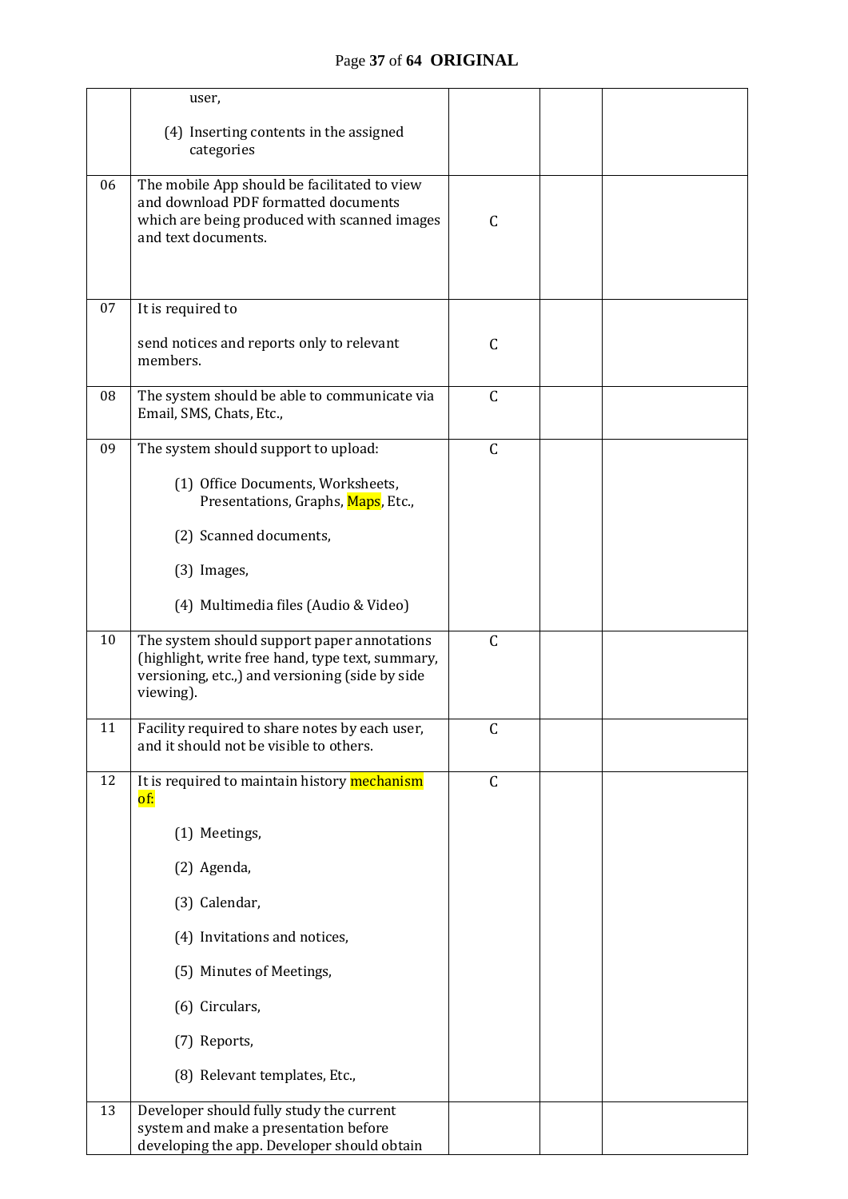| | | | | |
|---|---|---|---|---|
| | user,<br><br>(4) Inserting contents in the assigned categories | | | |
| 06 | The mobile App should be facilitated to view and download PDF formatted documents which are being produced with scanned images and text documents. | C | | |
| 07 | It is required to<br><br>send notices and reports only to relevant members. | C | | |
| 08 | The system should be able to communicate via Email, SMS, Chats, Etc., | C | | |
| 09 | The system should support to upload:<br><br>(1) Office Documents, Worksheets, Presentations, Graphs, Maps, Etc.,<br><br>(2) Scanned documents,<br><br>(3) Images,<br><br>(4) Multimedia files (Audio & Video) | C | | |
| 10 | The system should support paper annotations (highlight, write free hand, type text, summary, versioning, etc.,) and versioning (side by side viewing). | C | | |
| 11 | Facility required to share notes by each user, and it should not be visible to others. | C | | |
| 12 | It is required to maintain history mechanism of:<br><br>(1) Meetings,<br><br>(2) Agenda,<br><br>(3) Calendar,<br><br>(4) Invitations and notices,<br><br>(5) Minutes of Meetings,<br><br>(6) Circulars,<br><br>(7) Reports,<br><br>(8) Relevant templates, Etc., | C | | |
| 13 | Developer should fully study the current system and make a presentation before developing the app. Developer should obtain | | | |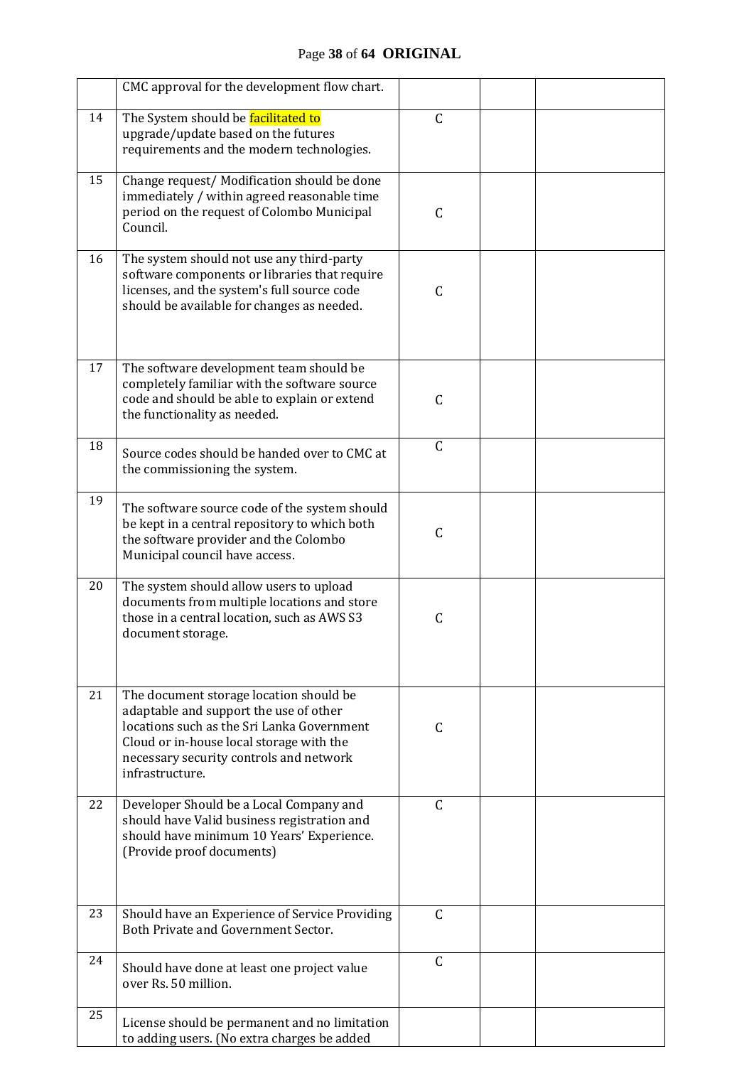|  |  |  |  |  |
|---|---|---|---|---|
|  | CMC approval for the development flow chart. |  |  |  |
| 14 | The System should be facilitated to upgrade/update based on the futures requirements and the modern technologies. | C |  |  |
| 15 | Change request/ Modification should be done immediately / within agreed reasonable time period on the request of Colombo Municipal Council. | C |  |  |
| 16 | The system should not use any third-party software components or libraries that require licenses, and the system's full source code should be available for changes as needed. | C |  |  |
| 17 | The software development team should be completely familiar with the software source code and should be able to explain or extend the functionality as needed. | C |  |  |
| 18 | Source codes should be handed over to CMC at the commissioning the system. | C |  |  |
| 19 | The software source code of the system should be kept in a central repository to which both the software provider and the Colombo Municipal council have access. | C |  |  |
| 20 | The system should allow users to upload documents from multiple locations and store those in a central location, such as AWS S3 document storage. | C |  |  |
| 21 | The document storage location should be adaptable and support the use of other locations such as the Sri Lanka Government Cloud or in-house local storage with the necessary security controls and network infrastructure. | C |  |  |
| 22 | Developer Should be a Local Company and should have Valid business registration and should have minimum 10 Years' Experience. (Provide proof documents) | C |  |  |
| 23 | Should have an Experience of Service Providing Both Private and Government Sector. | C |  |  |
| 24 | Should have done at least one project value over Rs. 50 million. | C |  |  |
| 25 | License should be permanent and no limitation to adding users. (No extra charges be added |  |  |  |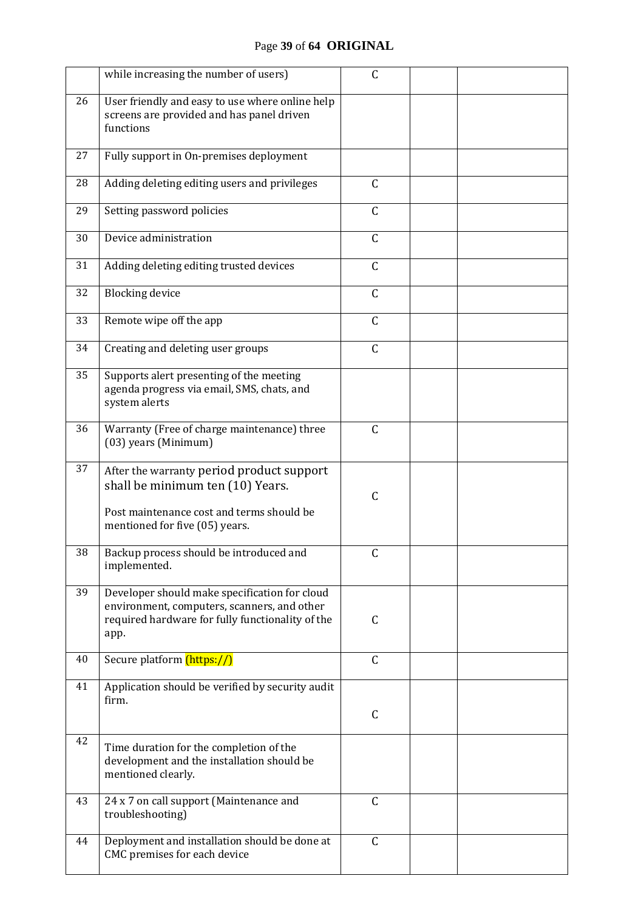| | | | | |
|---|---|---|---|---|
| | while increasing the number of users) | C | | |
| 26 | User friendly and easy to use where online help screens are provided and has panel driven functions | | | |
| 27 | Fully support in On-premises deployment | | | |
| 28 | Adding deleting editing users and privileges | C | | |
| 29 | Setting password policies | C | | |
| 30 | Device administration | C | | |
| 31 | Adding deleting editing trusted devices | C | | |
| 32 | Blocking device | C | | |
| 33 | Remote wipe off the app | C | | |
| 34 | Creating and deleting user groups | C | | |
| 35 | Supports alert presenting of the meeting agenda progress via email, SMS, chats, and system alerts | | | |
| 36 | Warranty (Free of charge maintenance) three (03) years (Minimum) | C | | |
| 37 | After the warranty period product support shall be minimum ten (10) Years.<br><br>Post maintenance cost and terms should be mentioned for five (05) years. | C | | |
| 38 | Backup process should be introduced and implemented. | C | | |
| 39 | Developer should make specification for cloud environment, computers, scanners, and other required hardware for fully functionality of the app. | C | | |
| 40 | Secure platform (https://) | C | | |
| 41 | Application should be verified by security audit firm. | C | | |
| 42 | Time duration for the completion of the development and the installation should be mentioned clearly. | | | |
| 43 | 24 x 7 on call support (Maintenance and troubleshooting) | C | | |
| 44 | Deployment and installation should be done at CMC premises for each device | C | | |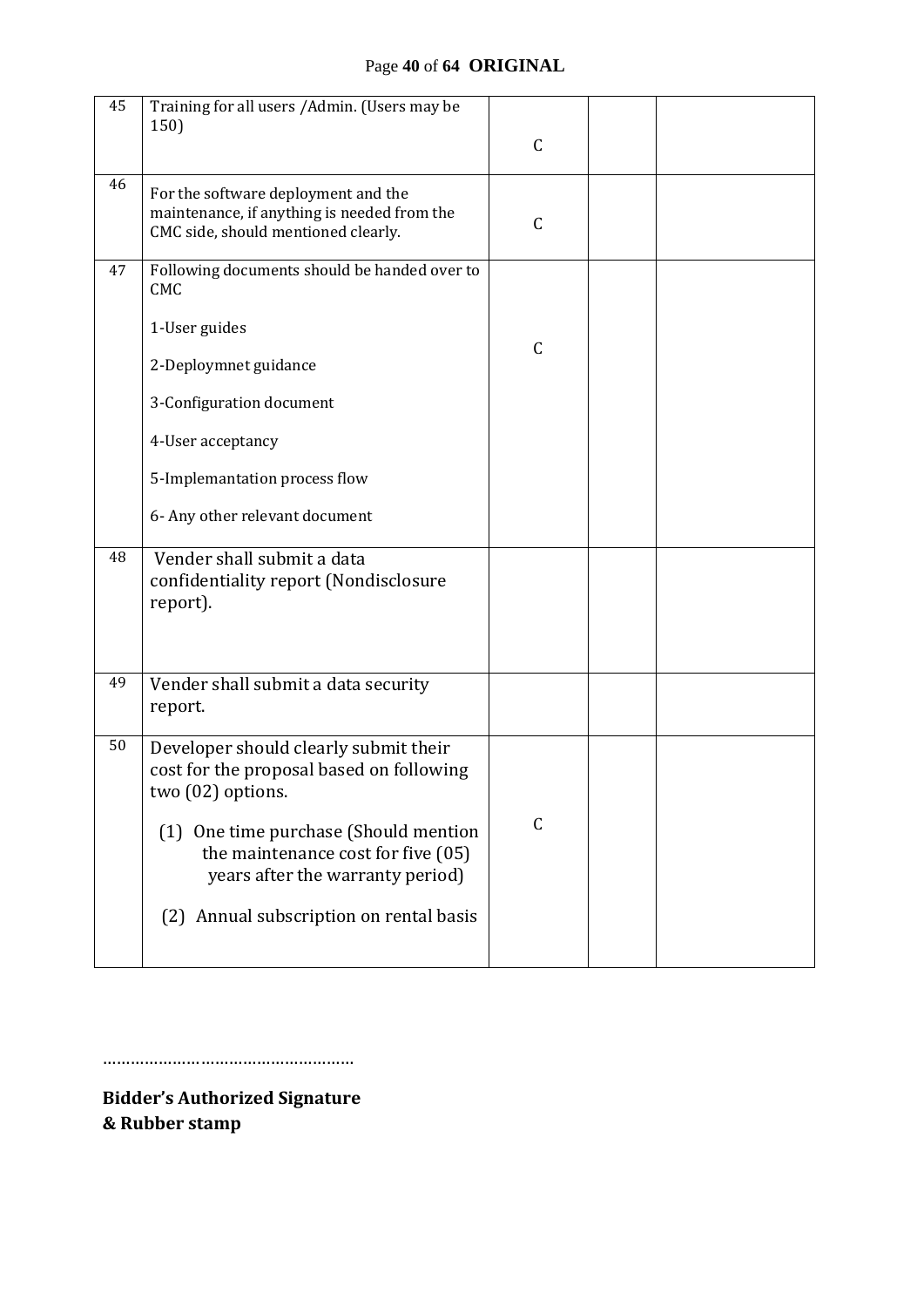| 45 | Training for all users /Admin. (Users may be 150) | C | | |
|---|---|---|---|---|
| 46 | For the software deployment and the maintenance, if anything is needed from the CMC side, should mentioned clearly. | C | | |
| 47 | Following documents should be handed over to CMC<br><br>1-User guides<br><br>2-Deploymnet guidance<br><br>3-Configuration document<br><br>4-User acceptancy<br><br>5-Implemantation process flow<br><br>6- Any other relevant document | C | | |
| 48 | Vender shall submit a data confidentiality report (Nondisclosure report). | | | |
| 49 | Vender shall submit a data security report. | | | |
| 50 | Developer should clearly submit their cost for the proposal based on following two (02) options.<br><br>(1) One time purchase (Should mention the maintenance cost for five (05) years after the warranty period)<br><br>(2) Annual subscription on rental basis | C | | |

………………………………………………

**Bidder's Authorized Signature**
**& Rubber stamp**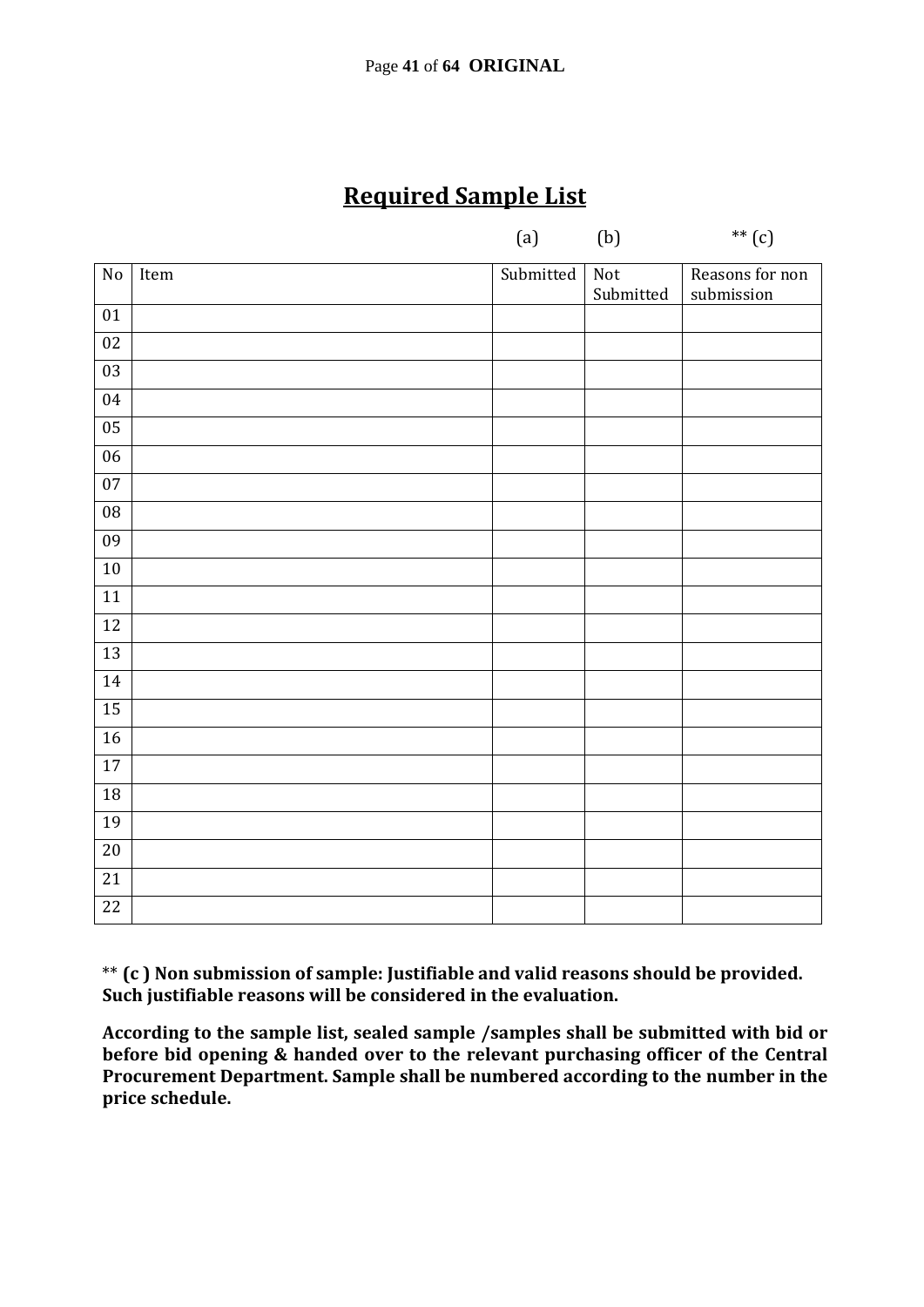## Required Sample List

| No | Item | Submitted (a) | Not Submitted (b) | Reasons for non submission ** (c) |
|---|---|---|---|---|
| 01 | | | | |
| 02 | | | | |
| 03 | | | | |
| 04 | | | | |
| 05 | | | | |
| 06 | | | | |
| 07 | | | | |
| 08 | | | | |
| 09 | | | | |
| 10 | | | | |
| 11 | | | | |
| 12 | | | | |
| 13 | | | | |
| 14 | | | | |
| 15 | | | | |
| 16 | | | | |
| 17 | | | | |
| 18 | | | | |
| 19 | | | | |
| 20 | | | | |
| 21 | | | | |
| 22 | | | | |

** **(c ) Non submission of sample: Justifiable and valid reasons should be provided. Such justifiable reasons will be considered in the evaluation.**

**According to the sample list, sealed sample /samples shall be submitted with bid or before bid opening & handed over to the relevant purchasing officer of the Central Procurement Department. Sample shall be numbered according to the number in the price schedule.**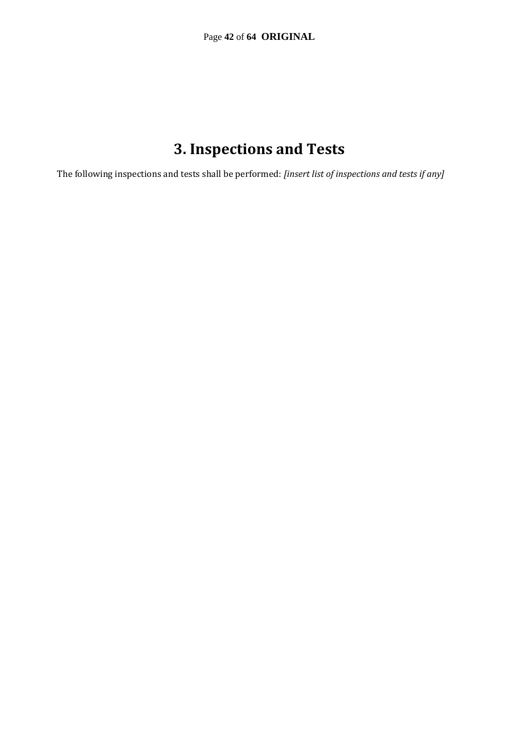# 3. Inspections and Tests

The following inspections and tests shall be performed: *[insert list of inspections and tests if any]*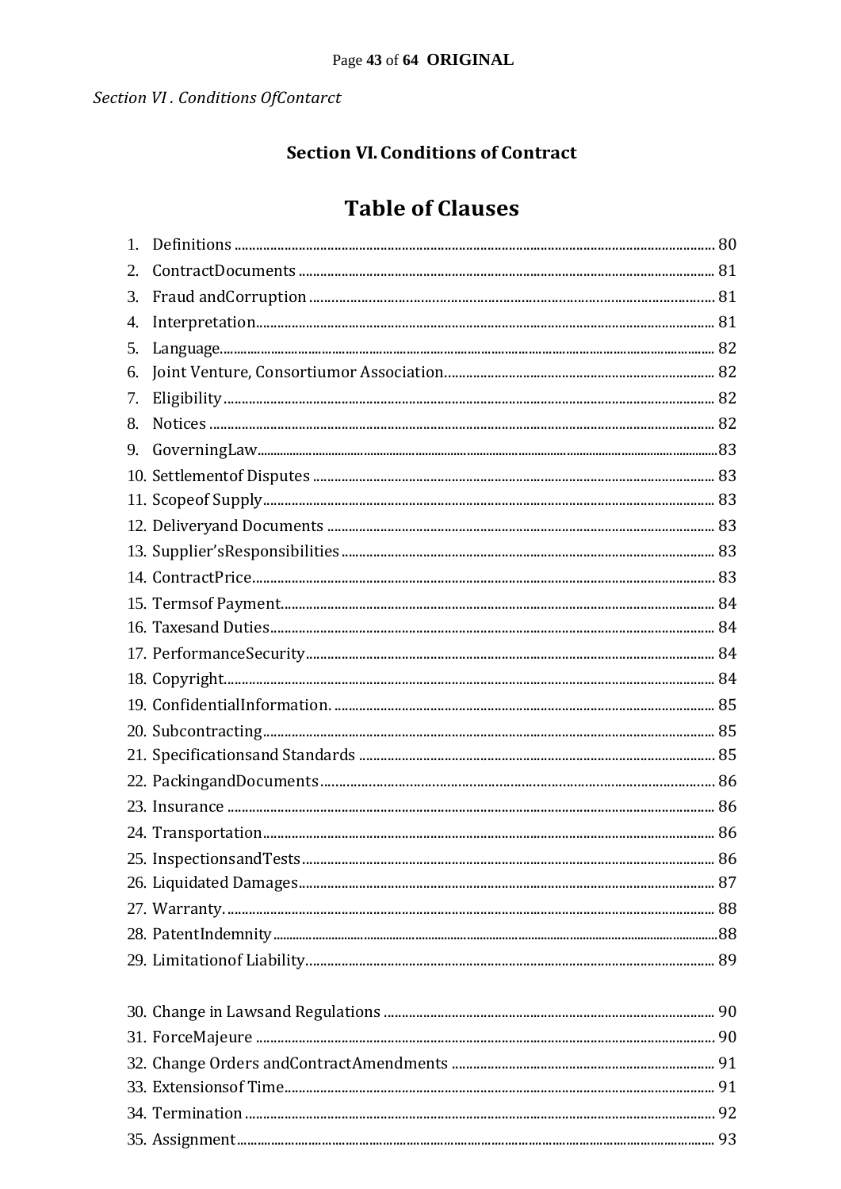## Section VI. Conditions of Contract

# Table of Clauses

1. Definitions ........ 80
2. ContractDocuments ........ 81
3. Fraud andCorruption ........ 81
4. Interpretation........ 81
5. Language........ 82
6. Joint Venture, Consortiumor Association........ 82
7. Eligibility ........ 82
8. Notices ........ 82
9. GoverningLaw........83
10. Settlementof Disputes ........ 83
11. Scopeof Supply........ 83
12. Deliveryand Documents ........ 83
13. Supplier'sResponsibilities ........ 83
14. ContractPrice........ 83
15. Termsof Payment........ 84
16. Taxesand Duties........ 84
17. PerformanceSecurity........ 84
18. Copyright........ 84
19. ConfidentialInformation. ........ 85
20. Subcontracting........ 85
21. Specificationsand Standards ........ 85
22. PackingandDocuments........ 86
23. Insurance ........ 86
24. Transportation........ 86
25. InspectionsandTests........ 86
26. Liquidated Damages........ 87
27. Warranty. ........ 88
28. PatentIndemnity........88
29. Limitationof Liability........ 89
30. Change in Lawsand Regulations ........ 90
31. ForceMajeure ........ 90
32. Change Orders andContractAmendments ........ 91
33. Extensionsof Time........ 91
34. Termination ........ 92
35. Assignment........ 93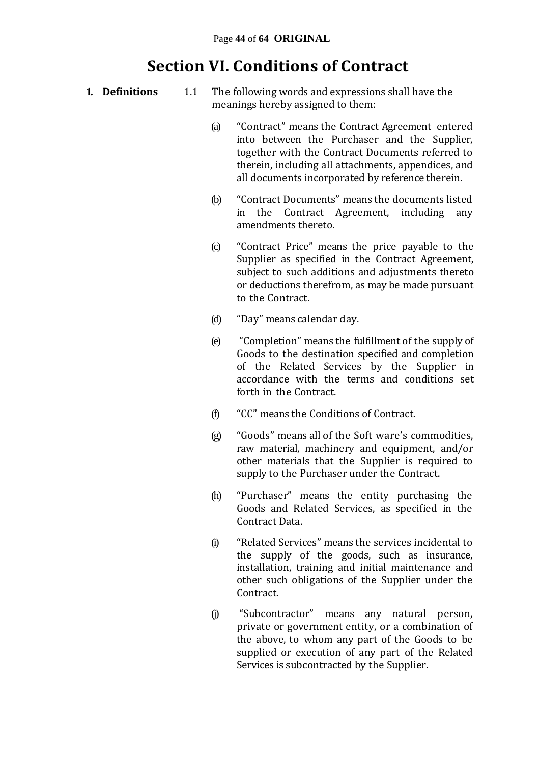# Section VI. Conditions of Contract

**1. Definitions**

1.1 The following words and expressions shall have the meanings hereby assigned to them:

(a) "Contract" means the Contract Agreement entered into between the Purchaser and the Supplier, together with the Contract Documents referred to therein, including all attachments, appendices, and all documents incorporated by reference therein.

(b) "Contract Documents" means the documents listed in the Contract Agreement, including any amendments thereto.

(c) "Contract Price" means the price payable to the Supplier as specified in the Contract Agreement, subject to such additions and adjustments thereto or deductions therefrom, as may be made pursuant to the Contract.

(d) "Day" means calendar day.

(e) "Completion" means the fulfillment of the supply of Goods to the destination specified and completion of the Related Services by the Supplier in accordance with the terms and conditions set forth in the Contract.

(f) "CC" means the Conditions of Contract.

(g) "Goods" means all of the Soft ware's commodities, raw material, machinery and equipment, and/or other materials that the Supplier is required to supply to the Purchaser under the Contract.

(h) "Purchaser" means the entity purchasing the Goods and Related Services, as specified in the Contract Data.

(i) "Related Services" means the services incidental to the supply of the goods, such as insurance, installation, training and initial maintenance and other such obligations of the Supplier under the Contract.

(j) "Subcontractor" means any natural person, private or government entity, or a combination of the above, to whom any part of the Goods to be supplied or execution of any part of the Related Services is subcontracted by the Supplier.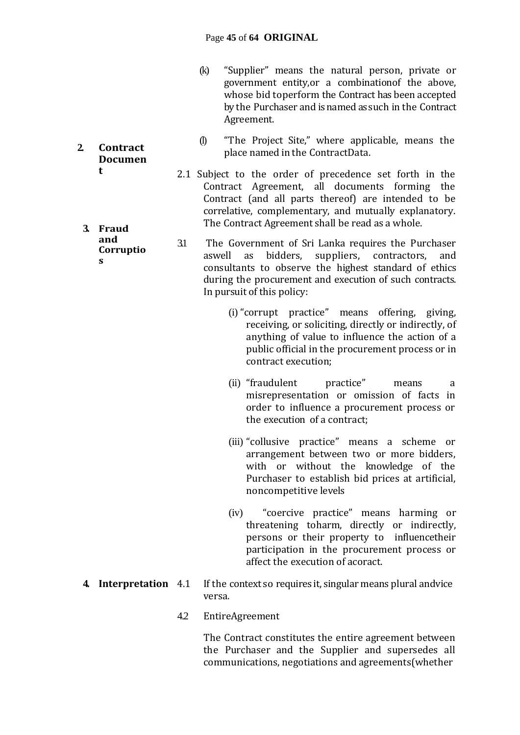(k) "Supplier" means the natural person, private or government entity,or a combinationof the above, whose bid toperform the Contract has been accepted by the Purchaser and is named assuch in the Contract Agreement.

(l) "The Project Site," where applicable, means the place named in the ContractData.

**2. Contract Document**

2.1 Subject to the order of precedence set forth in the Contract Agreement, all documents forming the Contract (and all parts thereof) are intended to be correlative, complementary, and mutually explanatory. The Contract Agreement shall be read as a whole.

**3. Fraud and Corruptios**

3.1 The Government of Sri Lanka requires the Purchaser aswell as bidders, suppliers, contractors, and consultants to observe the highest standard of ethics during the procurement and execution of such contracts. In pursuit of this policy:

(i) "corrupt practice" means offering, giving, receiving, or soliciting, directly or indirectly, of anything of value to influence the action of a public official in the procurement process or in contract execution;

(ii) "fraudulent practice" means a misrepresentation or omission of facts in order to influence a procurement process or the execution of a contract;

(iii) "collusive practice" means a scheme or arrangement between two or more bidders, with or without the knowledge of the Purchaser to establish bid prices at artificial, noncompetitive levels

(iv) "coercive practice" means harming or threatening toharm, directly or indirectly, persons or their property to influencetheir participation in the procurement process or affect the execution of acoract.

**4. Interpretation**

4.1 If the context so requires it, singular means plural andvice versa.

4.2 EntireAgreement

The Contract constitutes the entire agreement between the Purchaser and the Supplier and supersedes all communications, negotiations and agreements(whether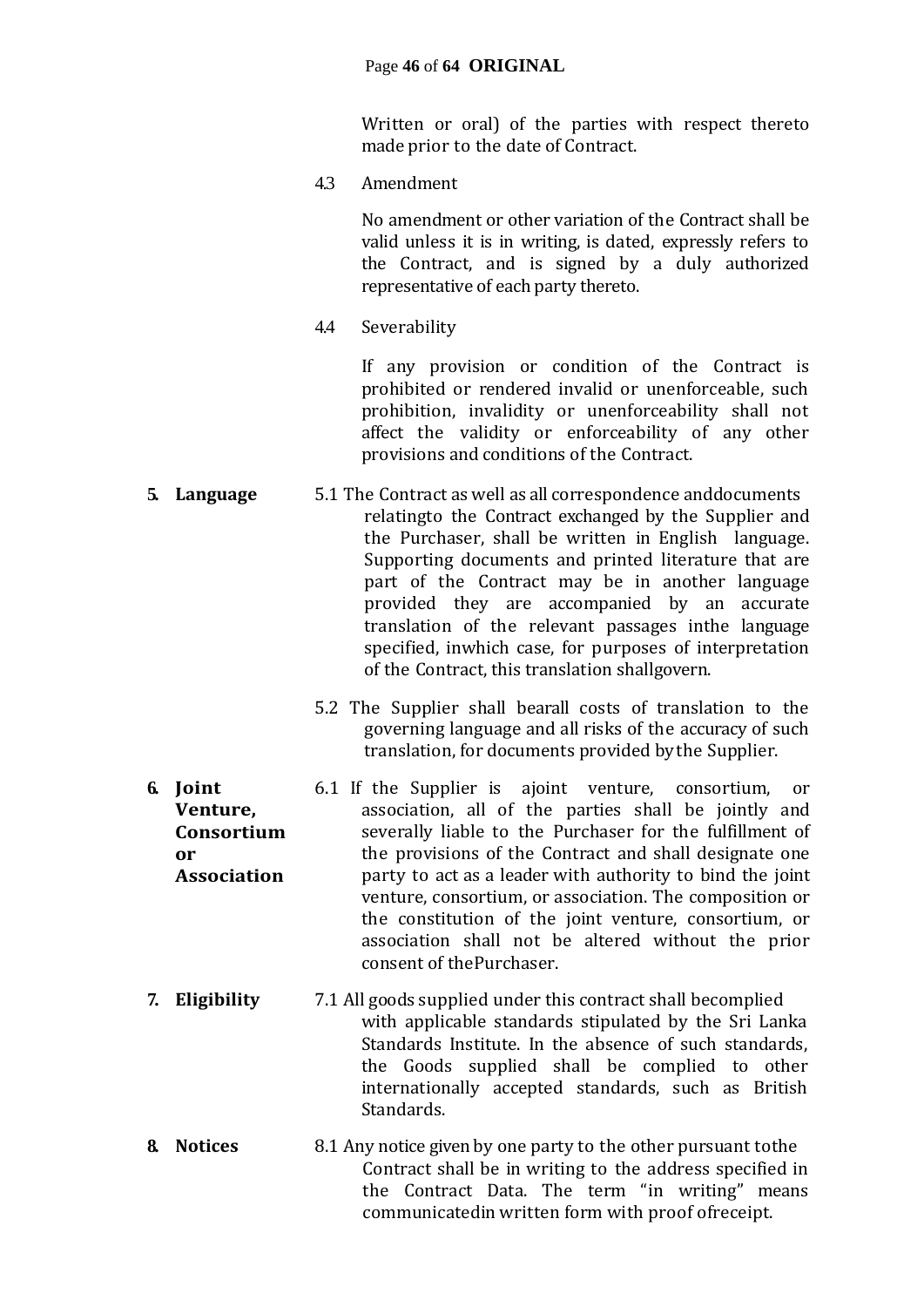Written or oral) of the parties with respect thereto made prior to the date of Contract.

4.3 Amendment

No amendment or other variation of the Contract shall be valid unless it is in writing, is dated, expressly refers to the Contract, and is signed by a duly authorized representative of each party thereto.

4.4 Severability

If any provision or condition of the Contract is prohibited or rendered invalid or unenforceable, such prohibition, invalidity or unenforceability shall not affect the validity or enforceability of any other provisions and conditions of the Contract.

**5. Language**

5.1 The Contract as well as all correspondence anddocuments relatingto the Contract exchanged by the Supplier and the Purchaser, shall be written in English language. Supporting documents and printed literature that are part of the Contract may be in another language provided they are accompanied by an accurate translation of the relevant passages inthe language specified, inwhich case, for purposes of interpretation of the Contract, this translation shallgovern.

5.2 The Supplier shall bearall costs of translation to the governing language and all risks of the accuracy of such translation, for documents provided bythe Supplier.

**6. Joint Venture, Consortium or Association**

6.1 If the Supplier is ajoint venture, consortium, or association, all of the parties shall be jointly and severally liable to the Purchaser for the fulfillment of the provisions of the Contract and shall designate one party to act as a leader with authority to bind the joint venture, consortium, or association. The composition or the constitution of the joint venture, consortium, or association shall not be altered without the prior consent of thePurchaser.

**7. Eligibility**

7.1 All goods supplied under this contract shall becomplied with applicable standards stipulated by the Sri Lanka Standards Institute. In the absence of such standards, the Goods supplied shall be complied to other internationally accepted standards, such as British Standards.

**8. Notices**

8.1 Any notice given by one party to the other pursuant tothe Contract shall be in writing to the address specified in the Contract Data. The term "in writing" means communicatedin written form with proof ofreceipt.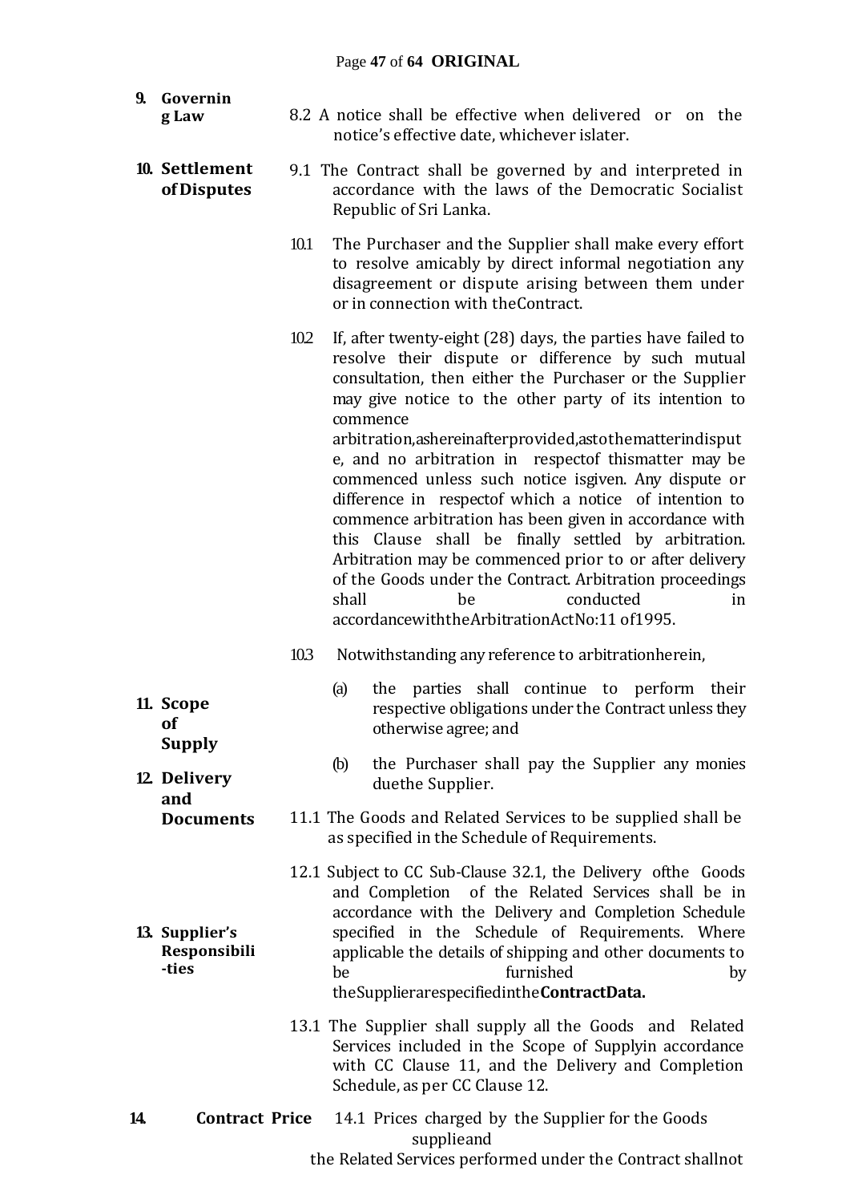**9. Governing Law**

8.2 A notice shall be effective when delivered or on the notice's effective date, whichever islater.

**10. Settlement of Disputes**

9.1 The Contract shall be governed by and interpreted in accordance with the laws of the Democratic Socialist Republic of Sri Lanka.

10.1 The Purchaser and the Supplier shall make every effort to resolve amicably by direct informal negotiation any disagreement or dispute arising between them under or in connection with theContract.

10.2 If, after twenty-eight (28) days, the parties have failed to resolve their dispute or difference by such mutual consultation, then either the Purchaser or the Supplier may give notice to the other party of its intention to commence arbitration,ashereinafterprovided,astothematterindispute, and no arbitration in respectof thismatter may be commenced unless such notice isgiven. Any dispute or difference in respectof which a notice of intention to commence arbitration has been given in accordance with this Clause shall be finally settled by arbitration. Arbitration may be commenced prior to or after delivery of the Goods under the Contract. Arbitration proceedings shall be conducted in accordancewiththeArbitrationActNo:11 of1995.

10.3 Notwithstanding any reference to arbitrationherein,

(a) the parties shall continue to perform their respective obligations under the Contract unless they otherwise agree; and

(b) the Purchaser shall pay the Supplier any monies duethe Supplier.

**11. Scope of Supply**

11.1 The Goods and Related Services to be supplied shall be as specified in the Schedule of Requirements.

**12. Delivery and Documents**

12.1 Subject to CC Sub-Clause 32.1, the Delivery ofthe Goods and Completion of the Related Services shall be in accordance with the Delivery and Completion Schedule specified in the Schedule of Requirements. Where applicable the details of shipping and other documents to be furnished by theSupplierarespecifiedinthe**ContractData.**

**13. Supplier's Responsibilities**

13.1 The Supplier shall supply all the Goods and Related Services included in the Scope of Supplyin accordance with CC Clause 11, and the Delivery and Completion Schedule, as per CC Clause 12.

**14. Contract Price**

14.1 Prices charged by the Supplier for the Goods supplieand the Related Services performed under the Contract shallnot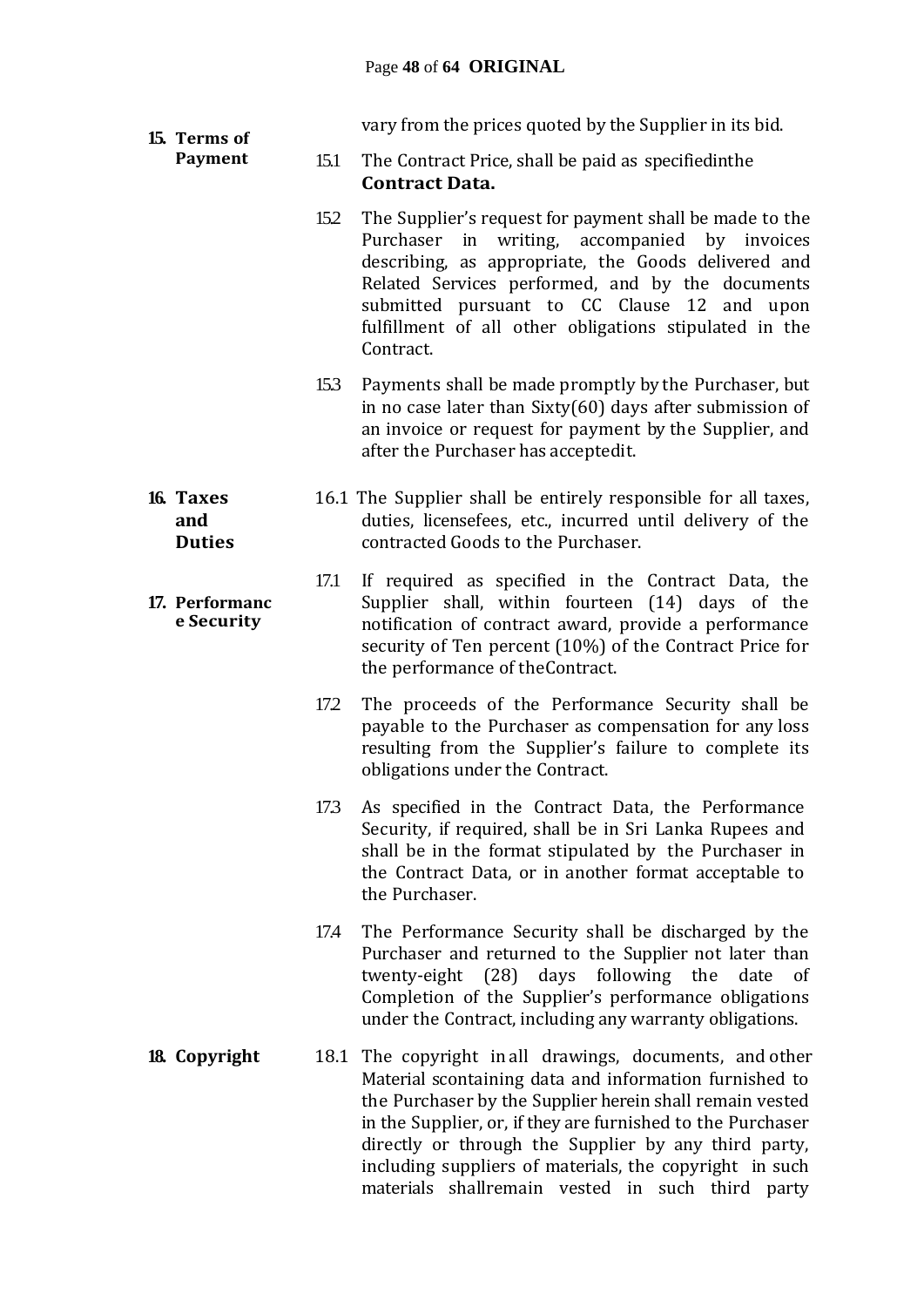vary from the prices quoted by the Supplier in its bid.

**15. Terms of Payment**

15.1 The Contract Price, shall be paid as specifiedinthe **Contract Data.**

15.2 The Supplier's request for payment shall be made to the Purchaser in writing, accompanied by invoices describing, as appropriate, the Goods delivered and Related Services performed, and by the documents submitted pursuant to CC Clause 12 and upon fulfillment of all other obligations stipulated in the Contract.

15.3 Payments shall be made promptly by the Purchaser, but in no case later than Sixty(60) days after submission of an invoice or request for payment by the Supplier, and after the Purchaser has acceptedit.

**16. Taxes and Duties**

16.1 The Supplier shall be entirely responsible for all taxes, duties, licensefees, etc., incurred until delivery of the contracted Goods to the Purchaser.

**17. Performance Security**

17.1 If required as specified in the Contract Data, the Supplier shall, within fourteen (14) days of the notification of contract award, provide a performance security of Ten percent (10%) of the Contract Price for the performance of theContract.

17.2 The proceeds of the Performance Security shall be payable to the Purchaser as compensation for any loss resulting from the Supplier's failure to complete its obligations under the Contract.

17.3 As specified in the Contract Data, the Performance Security, if required, shall be in Sri Lanka Rupees and shall be in the format stipulated by the Purchaser in the Contract Data, or in another format acceptable to the Purchaser.

17.4 The Performance Security shall be discharged by the Purchaser and returned to the Supplier not later than twenty-eight (28) days following the date of Completion of the Supplier's performance obligations under the Contract, including any warranty obligations.

**18. Copyright**

18.1 The copyright in all drawings, documents, and other Material scontaining data and information furnished to the Purchaser by the Supplier herein shall remain vested in the Supplier, or, if they are furnished to the Purchaser directly or through the Supplier by any third party, including suppliers of materials, the copyright in such materials shallremain vested in such third party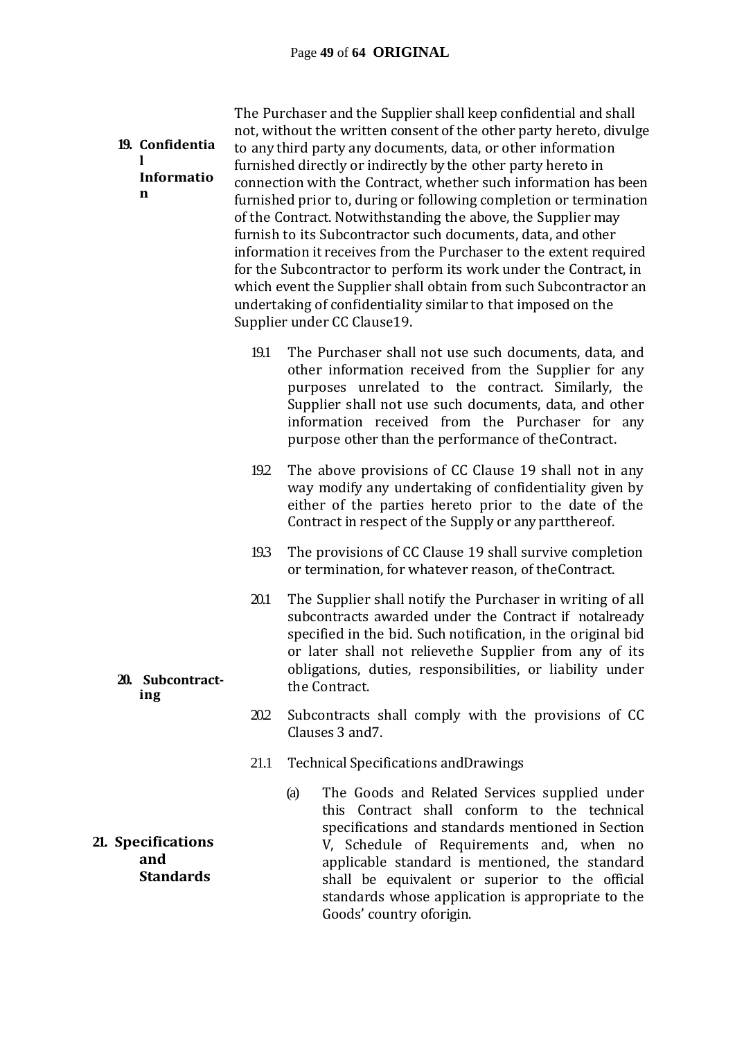**19. Confidential Information**

The Purchaser and the Supplier shall keep confidential and shall not, without the written consent of the other party hereto, divulge to any third party any documents, data, or other information furnished directly or indirectly by the other party hereto in connection with the Contract, whether such information has been furnished prior to, during or following completion or termination of the Contract. Notwithstanding the above, the Supplier may furnish to its Subcontractor such documents, data, and other information it receives from the Purchaser to the extent required for the Subcontractor to perform its work under the Contract, in which event the Supplier shall obtain from such Subcontractor an undertaking of confidentiality similar to that imposed on the Supplier under CC Clause19.

19.1 The Purchaser shall not use such documents, data, and other information received from the Supplier for any purposes unrelated to the contract. Similarly, the Supplier shall not use such documents, data, and other information received from the Purchaser for any purpose other than the performance of theContract.

19.2 The above provisions of CC Clause 19 shall not in any way modify any undertaking of confidentiality given by either of the parties hereto prior to the date of the Contract in respect of the Supply or any partthereof.

19.3 The provisions of CC Clause 19 shall survive completion or termination, for whatever reason, of theContract.

**20. Subcontracting**

20.1 The Supplier shall notify the Purchaser in writing of all subcontracts awarded under the Contract if notalready specified in the bid. Such notification, in the original bid or later shall not relievethe Supplier from any of its obligations, duties, responsibilities, or liability under the Contract.

20.2 Subcontracts shall comply with the provisions of CC Clauses 3 and7.

**21. Specifications and Standards**

21.1 Technical Specifications andDrawings

(a) The Goods and Related Services supplied under this Contract shall conform to the technical specifications and standards mentioned in Section V, Schedule of Requirements and, when no applicable standard is mentioned, the standard shall be equivalent or superior to the official standards whose application is appropriate to the Goods' country oforigin.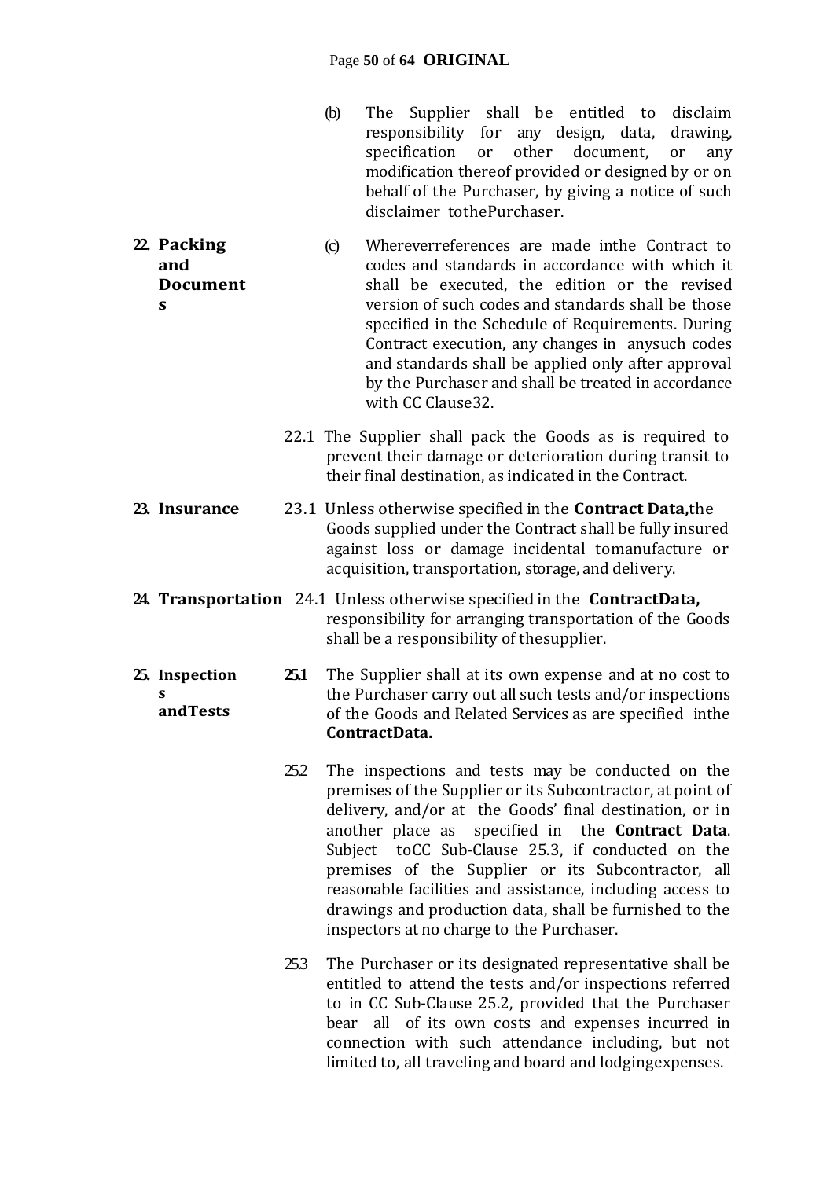(b) The Supplier shall be entitled to disclaim responsibility for any design, data, drawing, specification or other document, or any modification thereof provided or designed by or on behalf of the Purchaser, by giving a notice of such disclaimer tothePurchaser.

(c) Whereverreferences are made inthe Contract to codes and standards in accordance with which it shall be executed, the edition or the revised version of such codes and standards shall be those specified in the Schedule of Requirements. During Contract execution, any changes in anysuch codes and standards shall be applied only after approval by the Purchaser and shall be treated in accordance with CC Clause32.

**22. Packing and Documents**

22.1 The Supplier shall pack the Goods as is required to prevent their damage or deterioration during transit to their final destination, as indicated in the Contract.

**23. Insurance**

23.1 Unless otherwise specified in the **Contract Data,**the Goods supplied under the Contract shall be fully insured against loss or damage incidental tomanufacture or acquisition, transportation, storage, and delivery.

**24. Transportation**

24.1 Unless otherwise specified in the **ContractData,** responsibility for arranging transportation of the Goods shall be a responsibility of thesupplier.

**25. Inspections andTests**

25.1 The Supplier shall at its own expense and at no cost to the Purchaser carry out all such tests and/or inspections of the Goods and Related Services as are specified inthe **ContractData.**

25.2 The inspections and tests may be conducted on the premises of the Supplier or its Subcontractor, at point of delivery, and/or at the Goods' final destination, or in another place as specified in the **Contract Data**. Subject toCC Sub-Clause 25.3, if conducted on the premises of the Supplier or its Subcontractor, all reasonable facilities and assistance, including access to drawings and production data, shall be furnished to the inspectors at no charge to the Purchaser.

25.3 The Purchaser or its designated representative shall be entitled to attend the tests and/or inspections referred to in CC Sub-Clause 25.2, provided that the Purchaser bear all of its own costs and expenses incurred in connection with such attendance including, but not limited to, all traveling and board and lodgingexpenses.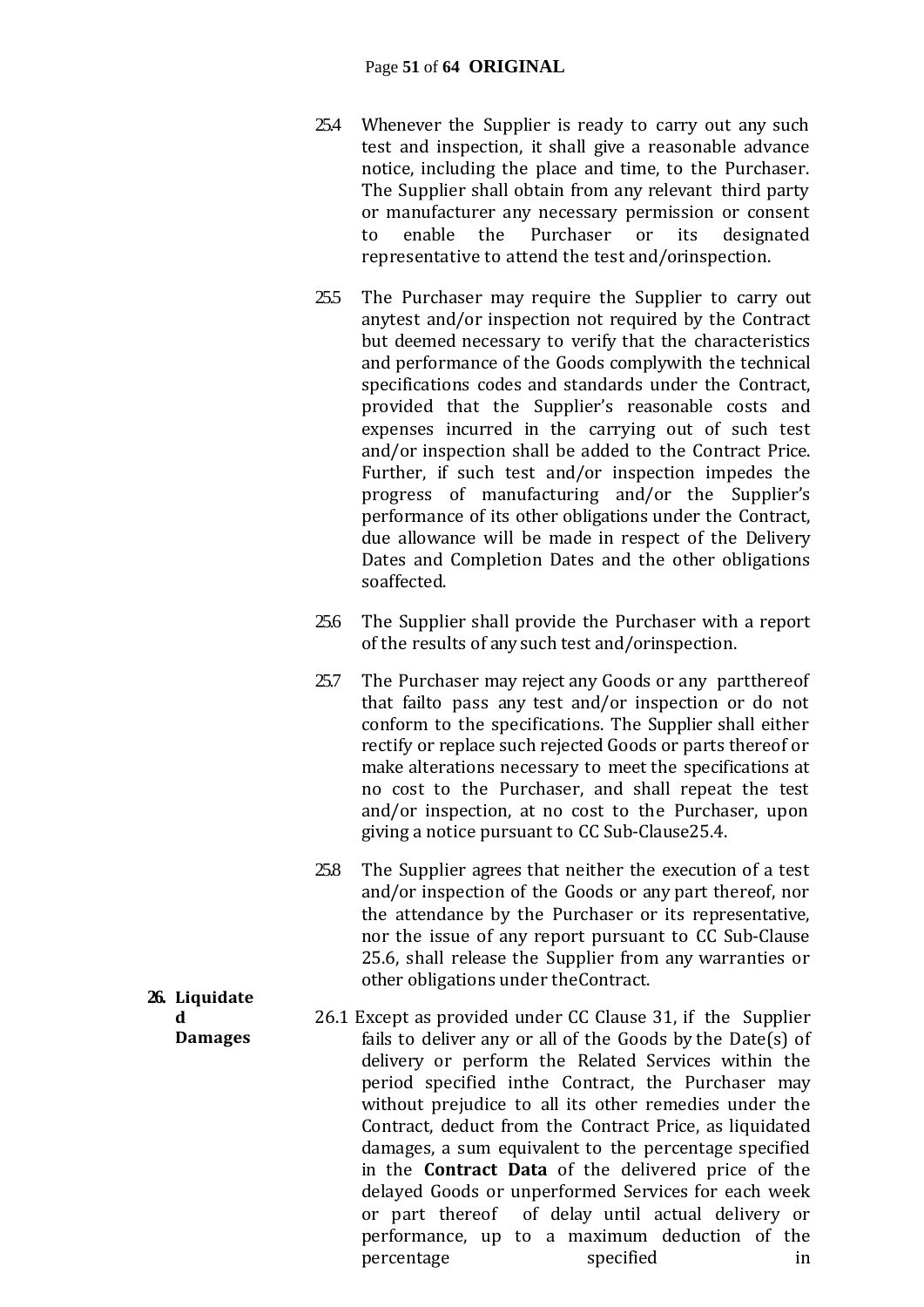25.4 Whenever the Supplier is ready to carry out any such test and inspection, it shall give a reasonable advance notice, including the place and time, to the Purchaser. The Supplier shall obtain from any relevant third party or manufacturer any necessary permission or consent to enable the Purchaser or its designated representative to attend the test and/orinspection.

25.5 The Purchaser may require the Supplier to carry out anytest and/or inspection not required by the Contract but deemed necessary to verify that the characteristics and performance of the Goods complywith the technical specifications codes and standards under the Contract, provided that the Supplier's reasonable costs and expenses incurred in the carrying out of such test and/or inspection shall be added to the Contract Price. Further, if such test and/or inspection impedes the progress of manufacturing and/or the Supplier's performance of its other obligations under the Contract, due allowance will be made in respect of the Delivery Dates and Completion Dates and the other obligations soaffected.

25.6 The Supplier shall provide the Purchaser with a report of the results of any such test and/orinspection.

25.7 The Purchaser may reject any Goods or any partthereof that failto pass any test and/or inspection or do not conform to the specifications. The Supplier shall either rectify or replace such rejected Goods or parts thereof or make alterations necessary to meet the specifications at no cost to the Purchaser, and shall repeat the test and/or inspection, at no cost to the Purchaser, upon giving a notice pursuant to CC Sub-Clause25.4.

25.8 The Supplier agrees that neither the execution of a test and/or inspection of the Goods or any part thereof, nor the attendance by the Purchaser or its representative, nor the issue of any report pursuant to CC Sub-Clause 25.6, shall release the Supplier from any warranties or other obligations under theContract.

**26. Liquidated Damages**

26.1 Except as provided under CC Clause 31, if the Supplier fails to deliver any or all of the Goods by the Date(s) of delivery or perform the Related Services within the period specified inthe Contract, the Purchaser may without prejudice to all its other remedies under the Contract, deduct from the Contract Price, as liquidated damages, a sum equivalent to the percentage specified in the **Contract Data** of the delivered price of the delayed Goods or unperformed Services for each week or part thereof of delay until actual delivery or performance, up to a maximum deduction of the percentage specified in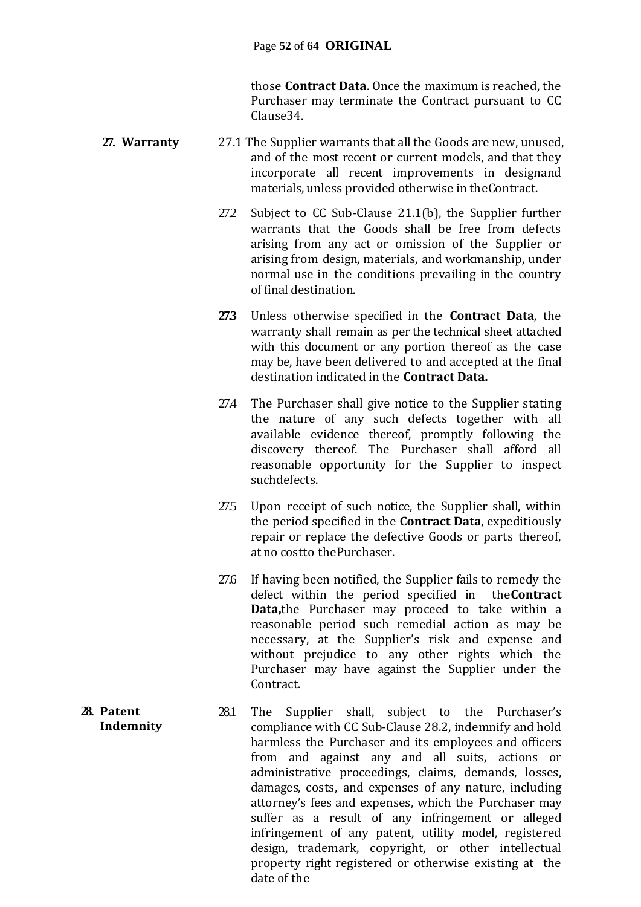those **Contract Data**. Once the maximum is reached, the Purchaser may terminate the Contract pursuant to CC Clause34.

**27. Warranty**

27.1 The Supplier warrants that all the Goods are new, unused, and of the most recent or current models, and that they incorporate all recent improvements in designand materials, unless provided otherwise in theContract.

27.2 Subject to CC Sub-Clause 21.1(b), the Supplier further warrants that the Goods shall be free from defects arising from any act or omission of the Supplier or arising from design, materials, and workmanship, under normal use in the conditions prevailing in the country of final destination.

**27.3** Unless otherwise specified in the **Contract Data**, the warranty shall remain as per the technical sheet attached with this document or any portion thereof as the case may be, have been delivered to and accepted at the final destination indicated in the **Contract Data.**

27.4 The Purchaser shall give notice to the Supplier stating the nature of any such defects together with all available evidence thereof, promptly following the discovery thereof. The Purchaser shall afford all reasonable opportunity for the Supplier to inspect suchdefects.

27.5 Upon receipt of such notice, the Supplier shall, within the period specified in the **Contract Data**, expeditiously repair or replace the defective Goods or parts thereof, at no costto thePurchaser.

27.6 If having been notified, the Supplier fails to remedy the defect within the period specified in the**Contract Data,**the Purchaser may proceed to take within a reasonable period such remedial action as may be necessary, at the Supplier's risk and expense and without prejudice to any other rights which the Purchaser may have against the Supplier under the Contract.

**28. Patent Indemnity**

28.1 The Supplier shall, subject to the Purchaser's compliance with CC Sub-Clause 28.2, indemnify and hold harmless the Purchaser and its employees and officers from and against any and all suits, actions or administrative proceedings, claims, demands, losses, damages, costs, and expenses of any nature, including attorney's fees and expenses, which the Purchaser may suffer as a result of any infringement or alleged infringement of any patent, utility model, registered design, trademark, copyright, or other intellectual property right registered or otherwise existing at the date of the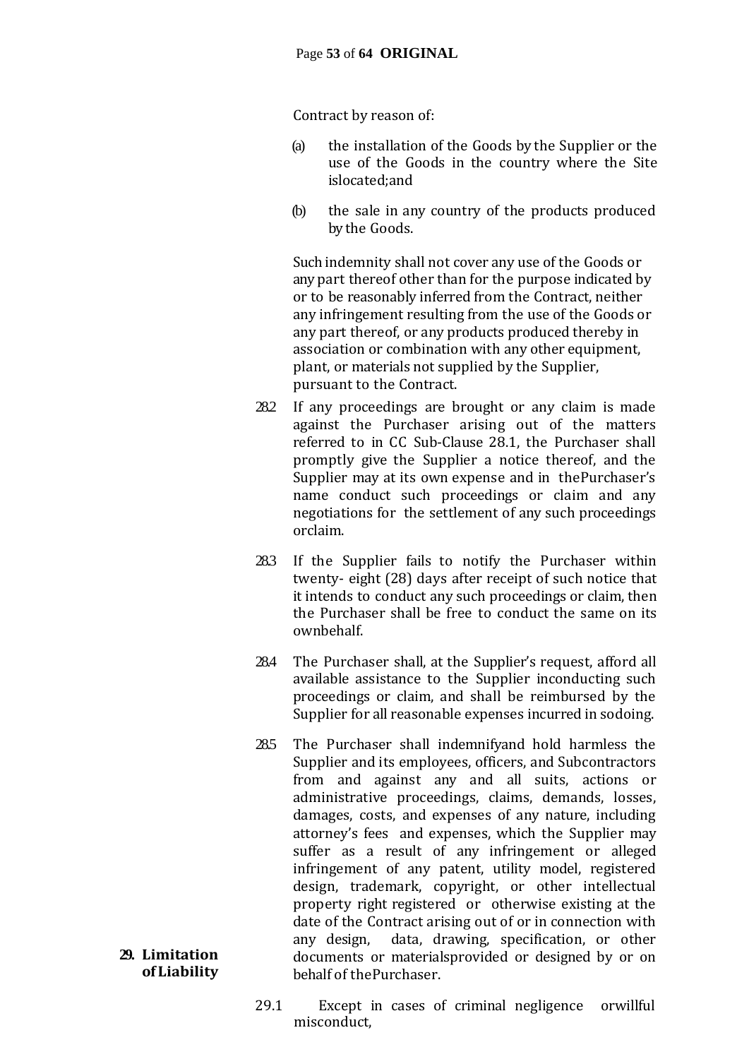Contract by reason of:

(a) the installation of the Goods by the Supplier or the use of the Goods in the country where the Site islocated;and

(b) the sale in any country of the products produced by the Goods.

Such indemnity shall not cover any use of the Goods or any part thereof other than for the purpose indicated by or to be reasonably inferred from the Contract, neither any infringement resulting from the use of the Goods or any part thereof, or any products produced thereby in association or combination with any other equipment, plant, or materials not supplied by the Supplier, pursuant to the Contract.

28.2 If any proceedings are brought or any claim is made against the Purchaser arising out of the matters referred to in CC Sub-Clause 28.1, the Purchaser shall promptly give the Supplier a notice thereof, and the Supplier may at its own expense and in thePurchaser's name conduct such proceedings or claim and any negotiations for the settlement of any such proceedings orclaim.

28.3 If the Supplier fails to notify the Purchaser within twenty- eight (28) days after receipt of such notice that it intends to conduct any such proceedings or claim, then the Purchaser shall be free to conduct the same on its ownbehalf.

28.4 The Purchaser shall, at the Supplier's request, afford all available assistance to the Supplier inconducting such proceedings or claim, and shall be reimbursed by the Supplier for all reasonable expenses incurred in sodoing.

28.5 The Purchaser shall indemnifyand hold harmless the Supplier and its employees, officers, and Subcontractors from and against any and all suits, actions or administrative proceedings, claims, demands, losses, damages, costs, and expenses of any nature, including attorney's fees and expenses, which the Supplier may suffer as a result of any infringement or alleged infringement of any patent, utility model, registered design, trademark, copyright, or other intellectual property right registered or otherwise existing at the date of the Contract arising out of or in connection with any design, data, drawing, specification, or other documents or materialsprovided or designed by or on behalf of thePurchaser.

**29. Limitation of Liability**

29.1 Except in cases of criminal negligence orwillful misconduct,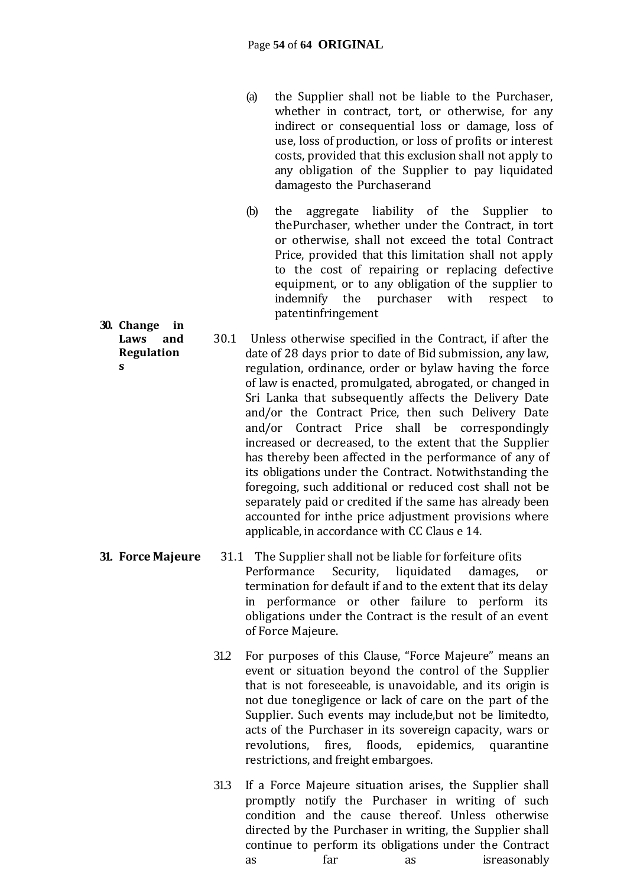(a) the Supplier shall not be liable to the Purchaser, whether in contract, tort, or otherwise, for any indirect or consequential loss or damage, loss of use, loss of production, or loss of profits or interest costs, provided that this exclusion shall not apply to any obligation of the Supplier to pay liquidated damagesto the Purchaserand

(b) the aggregate liability of the Supplier to thePurchaser, whether under the Contract, in tort or otherwise, shall not exceed the total Contract Price, provided that this limitation shall not apply to the cost of repairing or replacing defective equipment, or to any obligation of the supplier to indemnify the purchaser with respect to patentinfringement

**30. Change in Laws and Regulations**

30.1 Unless otherwise specified in the Contract, if after the date of 28 days prior to date of Bid submission, any law, regulation, ordinance, order or bylaw having the force of law is enacted, promulgated, abrogated, or changed in Sri Lanka that subsequently affects the Delivery Date and/or the Contract Price, then such Delivery Date and/or Contract Price shall be correspondingly increased or decreased, to the extent that the Supplier has thereby been affected in the performance of any of its obligations under the Contract. Notwithstanding the foregoing, such additional or reduced cost shall not be separately paid or credited if the same has already been accounted for inthe price adjustment provisions where applicable, in accordance with CC Claus e 14.

**31. Force Majeure**

31.1 The Supplier shall not be liable for forfeiture ofits Performance Security, liquidated damages, or termination for default if and to the extent that its delay in performance or other failure to perform its obligations under the Contract is the result of an event of Force Majeure.

31.2 For purposes of this Clause, "Force Majeure" means an event or situation beyond the control of the Supplier that is not foreseeable, is unavoidable, and its origin is not due tonegligence or lack of care on the part of the Supplier. Such events may include,but not be limitedto, acts of the Purchaser in its sovereign capacity, wars or revolutions, fires, floods, epidemics, quarantine restrictions, and freight embargoes.

31.3 If a Force Majeure situation arises, the Supplier shall promptly notify the Purchaser in writing of such condition and the cause thereof. Unless otherwise directed by the Purchaser in writing, the Supplier shall continue to perform its obligations under the Contract as far as isreasonably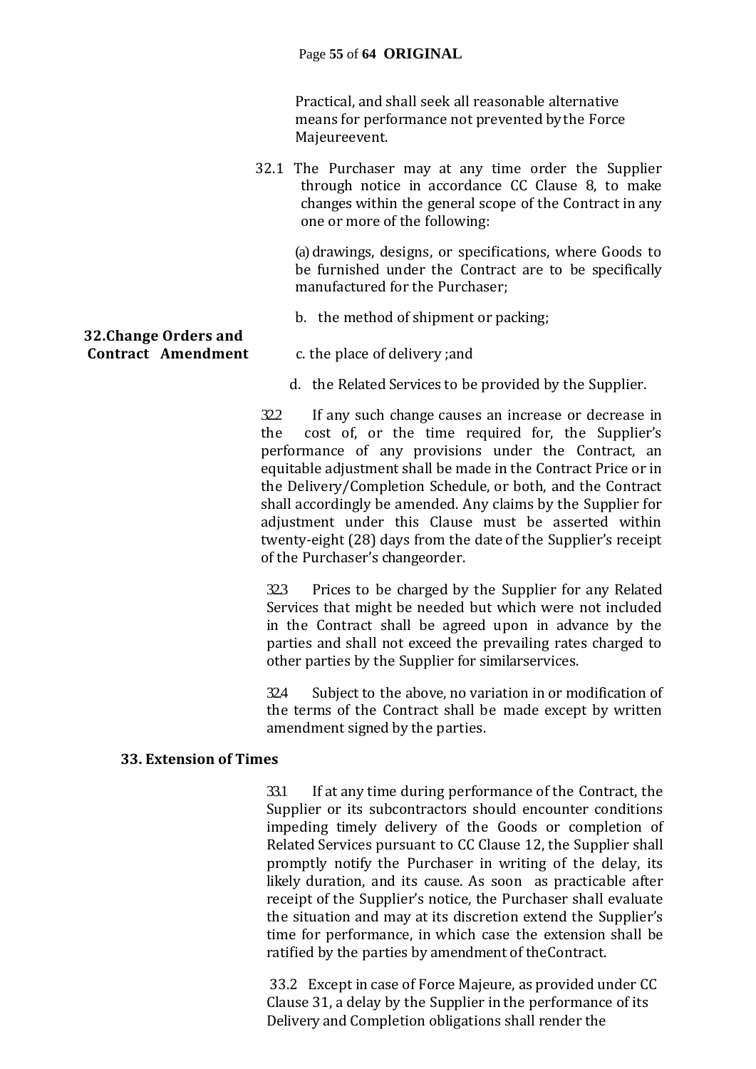Practical, and shall seek all reasonable alternative means for performance not prevented by the Force Majeureevent.

**32. Change Orders and Contract Amendment**

32.1 The Purchaser may at any time order the Supplier through notice in accordance CC Clause 8, to make changes within the general scope of the Contract in any one or more of the following:

(a) drawings, designs, or specifications, where Goods to be furnished under the Contract are to be specifically manufactured for the Purchaser;

b. the method of shipment or packing;

c. the place of delivery ;and

d. the Related Services to be provided by the Supplier.

32.2 If any such change causes an increase or decrease in the cost of, or the time required for, the Supplier's performance of any provisions under the Contract, an equitable adjustment shall be made in the Contract Price or in the Delivery/Completion Schedule, or both, and the Contract shall accordingly be amended. Any claims by the Supplier for adjustment under this Clause must be asserted within twenty-eight (28) days from the date of the Supplier's receipt of the Purchaser's changeorder.

32.3 Prices to be charged by the Supplier for any Related Services that might be needed but which were not included in the Contract shall be agreed upon in advance by the parties and shall not exceed the prevailing rates charged to other parties by the Supplier for similarservices.

32.4 Subject to the above, no variation in or modification of the terms of the Contract shall be made except by written amendment signed by the parties.

**33. Extension of Times**

33.1 If at any time during performance of the Contract, the Supplier or its subcontractors should encounter conditions impeding timely delivery of the Goods or completion of Related Services pursuant to CC Clause 12, the Supplier shall promptly notify the Purchaser in writing of the delay, its likely duration, and its cause. As soon as practicable after receipt of the Supplier's notice, the Purchaser shall evaluate the situation and may at its discretion extend the Supplier's time for performance, in which case the extension shall be ratified by the parties by amendment of theContract.

33.2 Except in case of Force Majeure, as provided under CC Clause 31, a delay by the Supplier in the performance of its Delivery and Completion obligations shall render the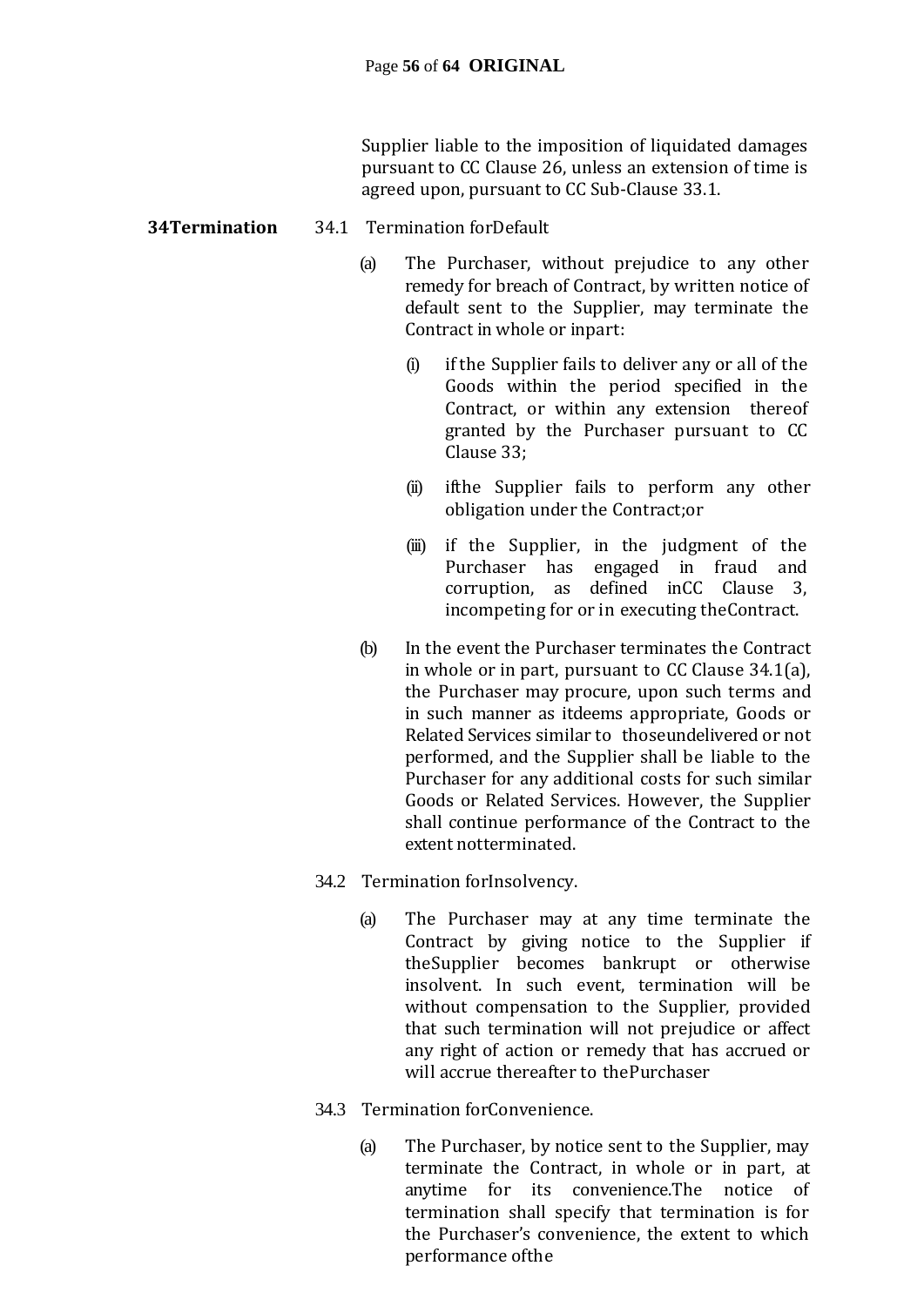Supplier liable to the imposition of liquidated damages pursuant to CC Clause 26, unless an extension of time is agreed upon, pursuant to CC Sub-Clause 33.1.

**34 Termination**

34.1 Termination for Default

(a) The Purchaser, without prejudice to any other remedy for breach of Contract, by written notice of default sent to the Supplier, may terminate the Contract in whole or in part:

(i) if the Supplier fails to deliver any or all of the Goods within the period specified in the Contract, or within any extension thereof granted by the Purchaser pursuant to CC Clause 33;

(ii) if the Supplier fails to perform any other obligation under the Contract; or

(iii) if the Supplier, in the judgment of the Purchaser has engaged in fraud and corruption, as defined in CC Clause 3, in competing for or in executing the Contract.

(b) In the event the Purchaser terminates the Contract in whole or in part, pursuant to CC Clause 34.1(a), the Purchaser may procure, upon such terms and in such manner as it deems appropriate, Goods or Related Services similar to those undelivered or not performed, and the Supplier shall be liable to the Purchaser for any additional costs for such similar Goods or Related Services. However, the Supplier shall continue performance of the Contract to the extent not terminated.

34.2 Termination for Insolvency.

(a) The Purchaser may at any time terminate the Contract by giving notice to the Supplier if the Supplier becomes bankrupt or otherwise insolvent. In such event, termination will be without compensation to the Supplier, provided that such termination will not prejudice or affect any right of action or remedy that has accrued or will accrue thereafter to the Purchaser

34.3 Termination for Convenience.

(a) The Purchaser, by notice sent to the Supplier, may terminate the Contract, in whole or in part, at anytime for its convenience. The notice of termination shall specify that termination is for the Purchaser's convenience, the extent to which performance of the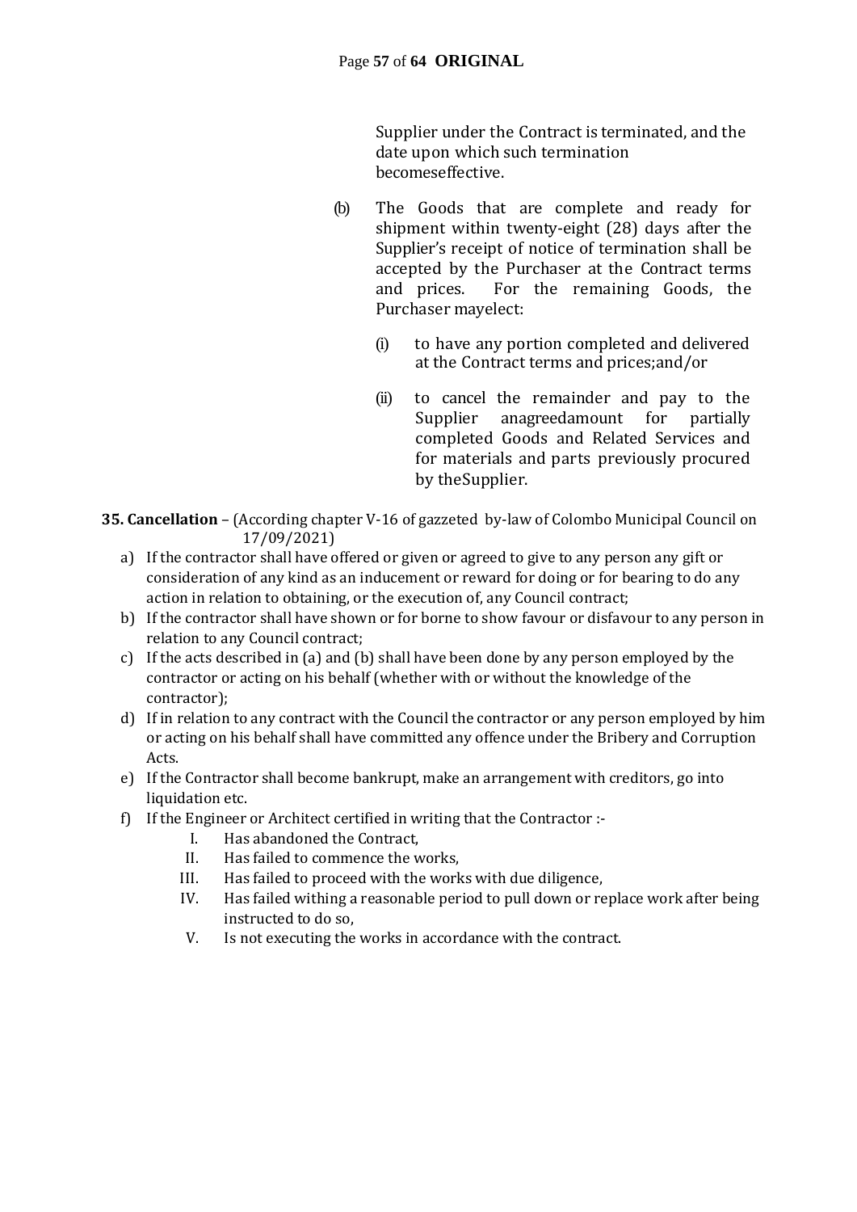Supplier under the Contract is terminated, and the date upon which such termination becomeseffective.

(b) The Goods that are complete and ready for shipment within twenty-eight (28) days after the Supplier's receipt of notice of termination shall be accepted by the Purchaser at the Contract terms and prices. For the remaining Goods, the Purchaser mayelect:

(i) to have any portion completed and delivered at the Contract terms and prices;and/or

(ii) to cancel the remainder and pay to the Supplier anagreedamount for partially completed Goods and Related Services and for materials and parts previously procured by theSupplier.

**35. Cancellation** – (According chapter V-16 of gazzeted by-law of Colombo Municipal Council on 17/09/2021)

a) If the contractor shall have offered or given or agreed to give to any person any gift or consideration of any kind as an inducement or reward for doing or for bearing to do any action in relation to obtaining, or the execution of, any Council contract;
b) If the contractor shall have shown or for borne to show favour or disfavour to any person in relation to any Council contract;
c) If the acts described in (a) and (b) shall have been done by any person employed by the contractor or acting on his behalf (whether with or without the knowledge of the contractor);
d) If in relation to any contract with the Council the contractor or any person employed by him or acting on his behalf shall have committed any offence under the Bribery and Corruption Acts.
e) If the Contractor shall become bankrupt, make an arrangement with creditors, go into liquidation etc.
f) If the Engineer or Architect certified in writing that the Contractor :-
   I. Has abandoned the Contract,
   II. Has failed to commence the works,
   III. Has failed to proceed with the works with due diligence,
   IV. Has failed withing a reasonable period to pull down or replace work after being instructed to do so,
   V. Is not executing the works in accordance with the contract.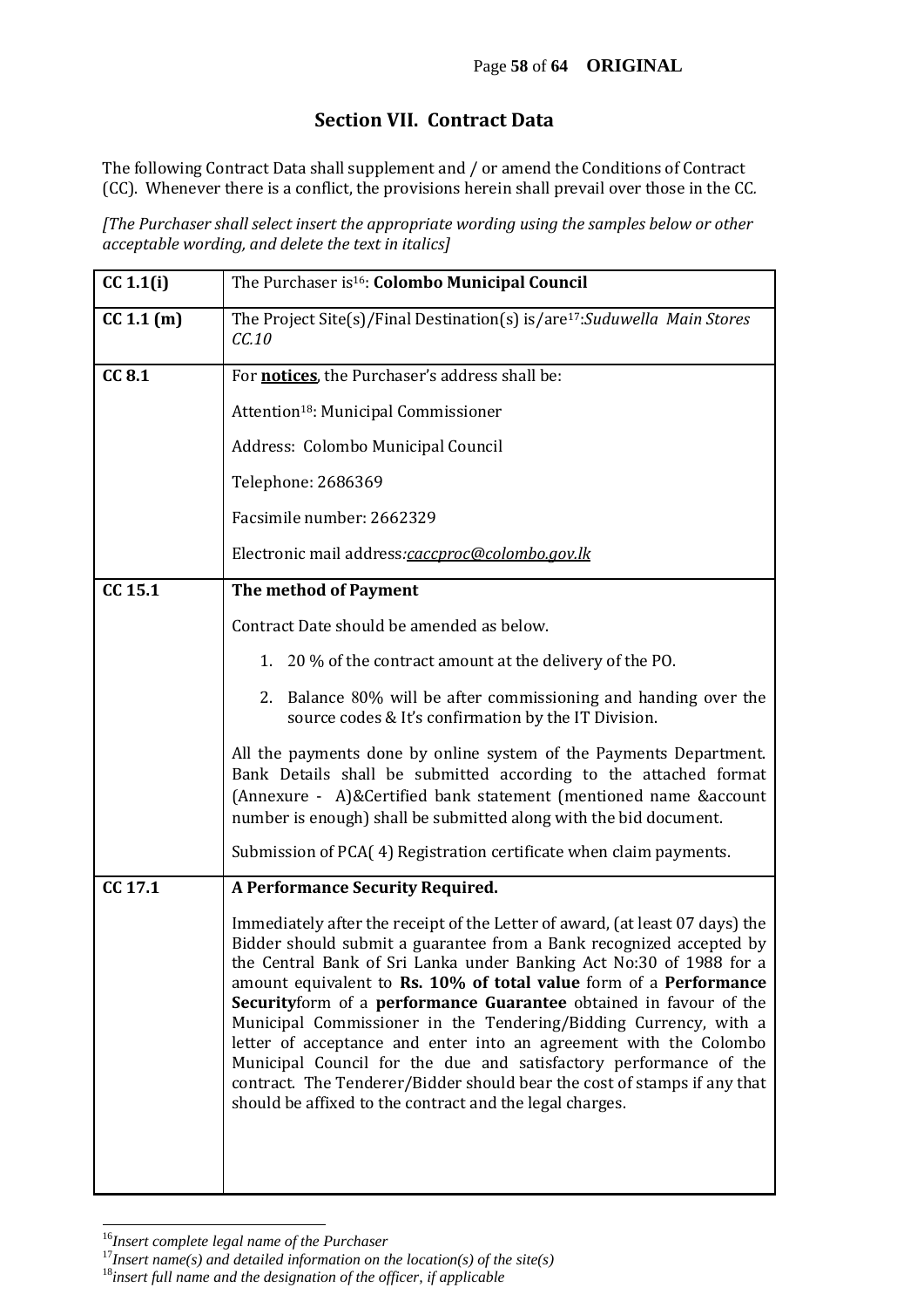## Section VII. Contract Data

The following Contract Data shall supplement and / or amend the Conditions of Contract (CC). Whenever there is a conflict, the provisions herein shall prevail over those in the CC.

*[The Purchaser shall select insert the appropriate wording using the samples below or other acceptable wording, and delete the text in italics]*

| | |
|---|---|
| **CC 1.1(i)** | The Purchaser is[16]: **Colombo Municipal Council** |
| **CC 1.1 (m)** | The Project Site(s)/Final Destination(s) is/are[17]:*Suduwella Main Stores CC.10* |
| **CC 8.1** | For **<u>notices</u>**, the Purchaser's address shall be:<br><br>Attention[18]: Municipal Commissioner<br><br>Address: Colombo Municipal Council<br><br>Telephone: 2686369<br><br>Facsimile number: 2662329<br><br>Electronic mail address:*<u>caccproc@colombo.gov.lk</u>* |
| **CC 15.1** | **The method of Payment**<br><br>Contract Date should be amended as below.<br><br>1. 20 % of the contract amount at the delivery of the PO.<br><br>2. Balance 80% will be after commissioning and handing over the source codes & It's confirmation by the IT Division.<br><br>All the payments done by online system of the Payments Department. Bank Details shall be submitted according to the attached format (Annexure - A)&Certified bank statement (mentioned name &account number is enough) shall be submitted along with the bid document.<br><br>Submission of PCA( 4) Registration certificate when claim payments. |
| **CC 17.1** | **A Performance Security Required.**<br><br>Immediately after the receipt of the Letter of award, (at least 07 days) the Bidder should submit a guarantee from a Bank recognized accepted by the Central Bank of Sri Lanka under Banking Act No:30 of 1988 for a amount equivalent to **Rs. 10% of total value** form of a **Performance Security**form of a **performance Guarantee** obtained in favour of the Municipal Commissioner in the Tendering/Bidding Currency, with a letter of acceptance and enter into an agreement with the Colombo Municipal Council for the due and satisfactory performance of the contract. The Tenderer/Bidder should bear the cost of stamps if any that should be affixed to the contract and the legal charges. |

[16]*Insert complete legal name of the Purchaser*
[17]*Insert name(s) and detailed information on the location(s) of the site(s)*
[18]*insert full name and the designation of the officer, if applicable*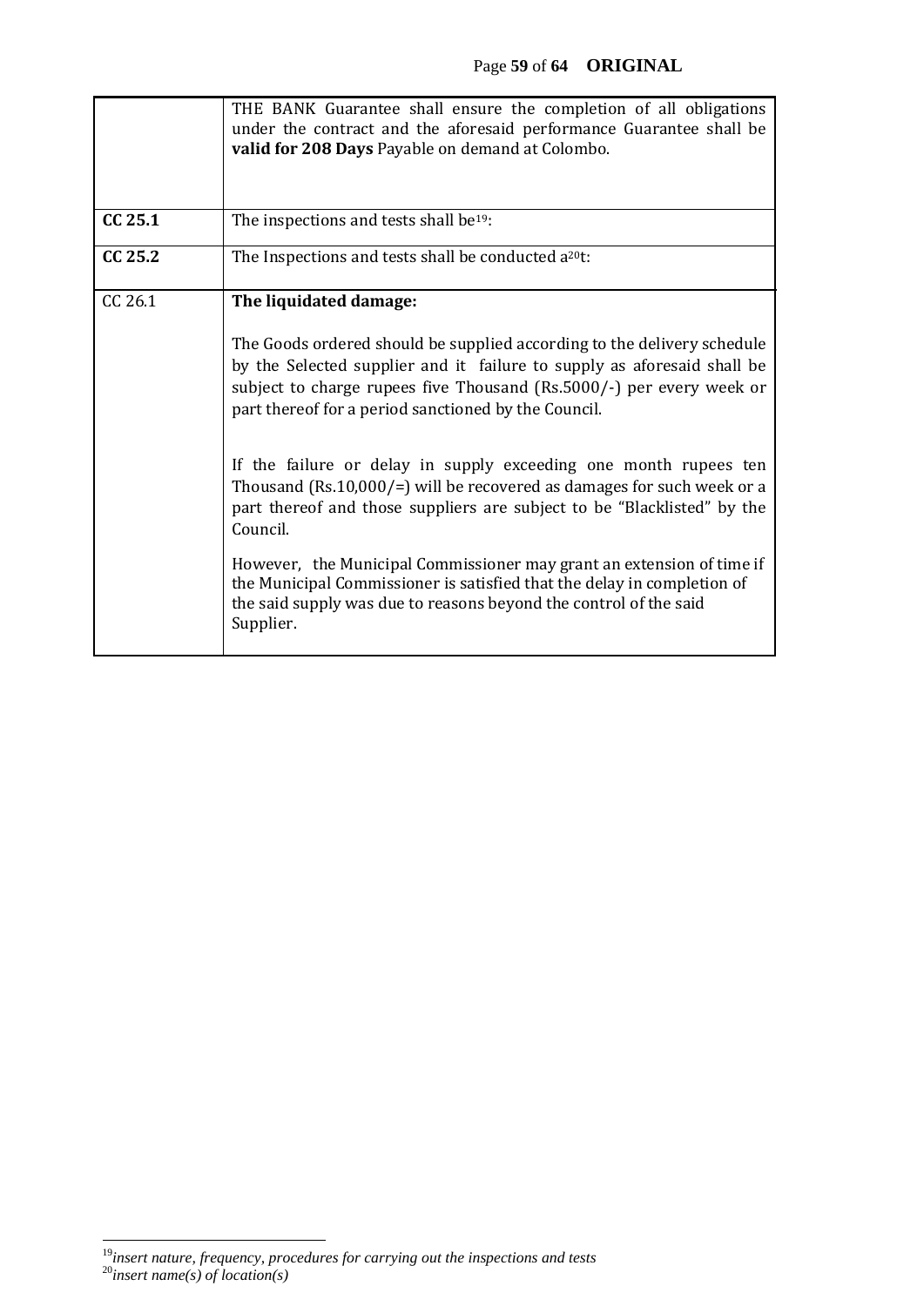| | |
|---|---|
| | THE BANK Guarantee shall ensure the completion of all obligations under the contract and the aforesaid performance Guarantee shall be **valid for 208 Days** Payable on demand at Colombo. |
| **CC 25.1** | The inspections and tests shall be[19]: |
| **CC 25.2** | The Inspections and tests shall be conducted a[20]t: |
| CC 26.1 | **The liquidated damage:**<br><br>The Goods ordered should be supplied according to the delivery schedule by the Selected supplier and it failure to supply as aforesaid shall be subject to charge rupees five Thousand (Rs.5000/-) per every week or part thereof for a period sanctioned by the Council.<br><br>If the failure or delay in supply exceeding one month rupees ten Thousand (Rs.10,000/=) will be recovered as damages for such week or a part thereof and those suppliers are subject to be "Blacklisted" by the Council.<br><br>However, the Municipal Commissioner may grant an extension of time if the Municipal Commissioner is satisfied that the delay in completion of the said supply was due to reasons beyond the control of the said Supplier. |

[19] *insert nature, frequency, procedures for carrying out the inspections and tests*

[20] *insert name(s) of location(s)*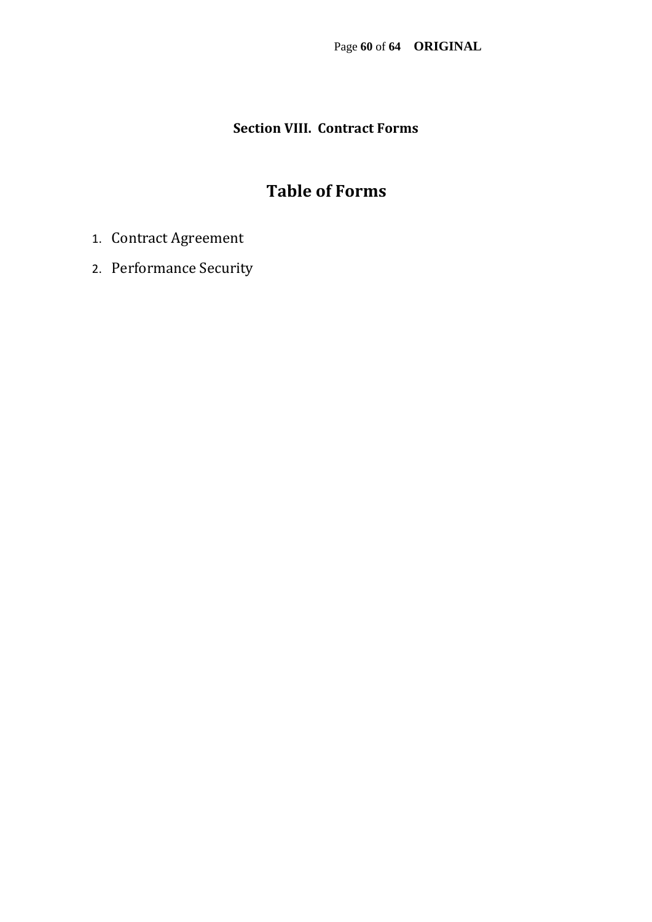## Section VIII. Contract Forms

# Table of Forms

1. Contract Agreement
2. Performance Security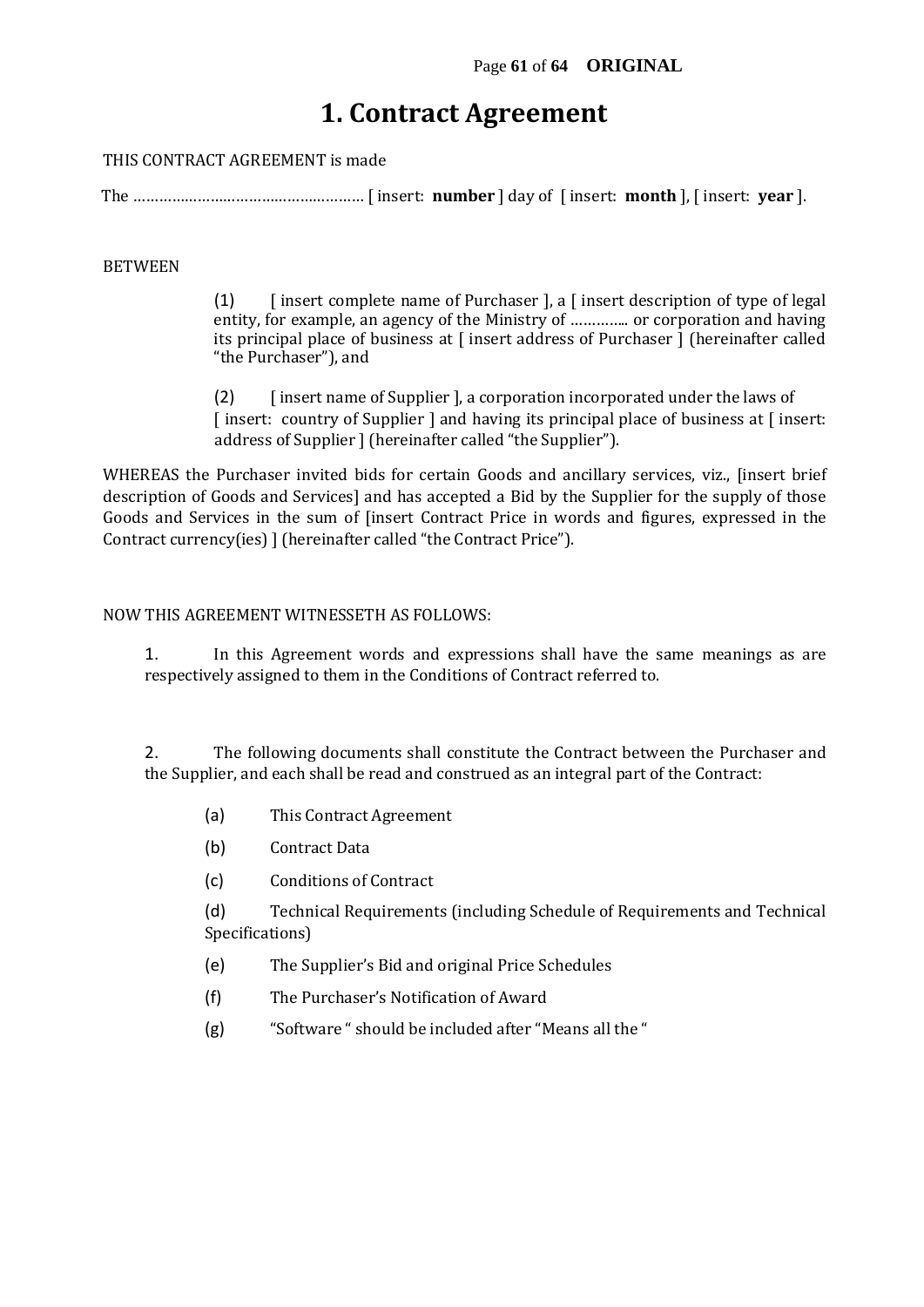# 1. Contract Agreement

THIS CONTRACT AGREEMENT is made

The ……………….…………….…….……… [ insert: **number** ] day of [ insert: **month** ], [ insert: **year** ].

BETWEEN

(1) [ insert complete name of Purchaser ], a [ insert description of type of legal entity, for example, an agency of the Ministry of ………... or corporation and having its principal place of business at [ insert address of Purchaser ] (hereinafter called "the Purchaser"), and

(2) [ insert name of Supplier ], a corporation incorporated under the laws of [ insert: country of Supplier ] and having its principal place of business at [ insert: address of Supplier ] (hereinafter called "the Supplier").

WHEREAS the Purchaser invited bids for certain Goods and ancillary services, viz., [insert brief description of Goods and Services] and has accepted a Bid by the Supplier for the supply of those Goods and Services in the sum of [insert Contract Price in words and figures, expressed in the Contract currency(ies) ] (hereinafter called "the Contract Price").

NOW THIS AGREEMENT WITNESSETH AS FOLLOWS:

1. In this Agreement words and expressions shall have the same meanings as are respectively assigned to them in the Conditions of Contract referred to.

2. The following documents shall constitute the Contract between the Purchaser and the Supplier, and each shall be read and construed as an integral part of the Contract:

   (a) This Contract Agreement

   (b) Contract Data

   (c) Conditions of Contract

   (d) Technical Requirements (including Schedule of Requirements and Technical Specifications)

   (e) The Supplier's Bid and original Price Schedules

   (f) The Purchaser's Notification of Award

   (g) "Software " should be included after "Means all the "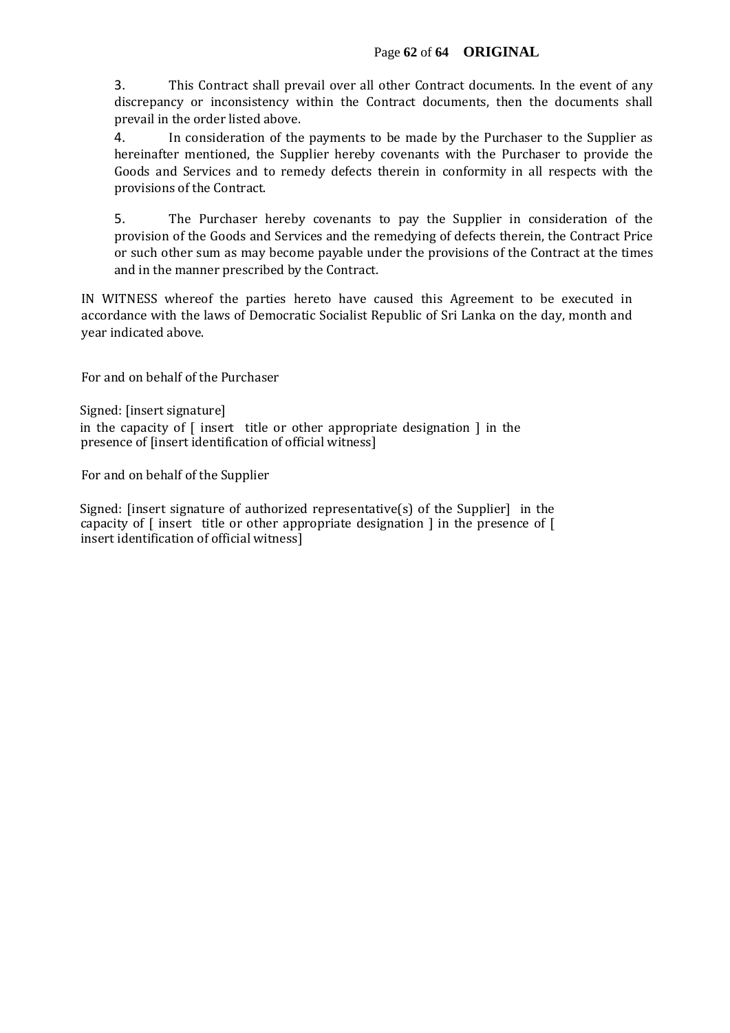3. This Contract shall prevail over all other Contract documents. In the event of any discrepancy or inconsistency within the Contract documents, then the documents shall prevail in the order listed above.

4. In consideration of the payments to be made by the Purchaser to the Supplier as hereinafter mentioned, the Supplier hereby covenants with the Purchaser to provide the Goods and Services and to remedy defects therein in conformity in all respects with the provisions of the Contract.

5. The Purchaser hereby covenants to pay the Supplier in consideration of the provision of the Goods and Services and the remedying of defects therein, the Contract Price or such other sum as may become payable under the provisions of the Contract at the times and in the manner prescribed by the Contract.

IN WITNESS whereof the parties hereto have caused this Agreement to be executed in accordance with the laws of Democratic Socialist Republic of Sri Lanka on the day, month and year indicated above.

For and on behalf of the Purchaser

Signed: [insert signature]
in the capacity of [ insert title or other appropriate designation ] in the presence of [insert identification of official witness]

For and on behalf of the Supplier

Signed: [insert signature of authorized representative(s) of the Supplier] in the capacity of [ insert title or other appropriate designation ] in the presence of [ insert identification of official witness]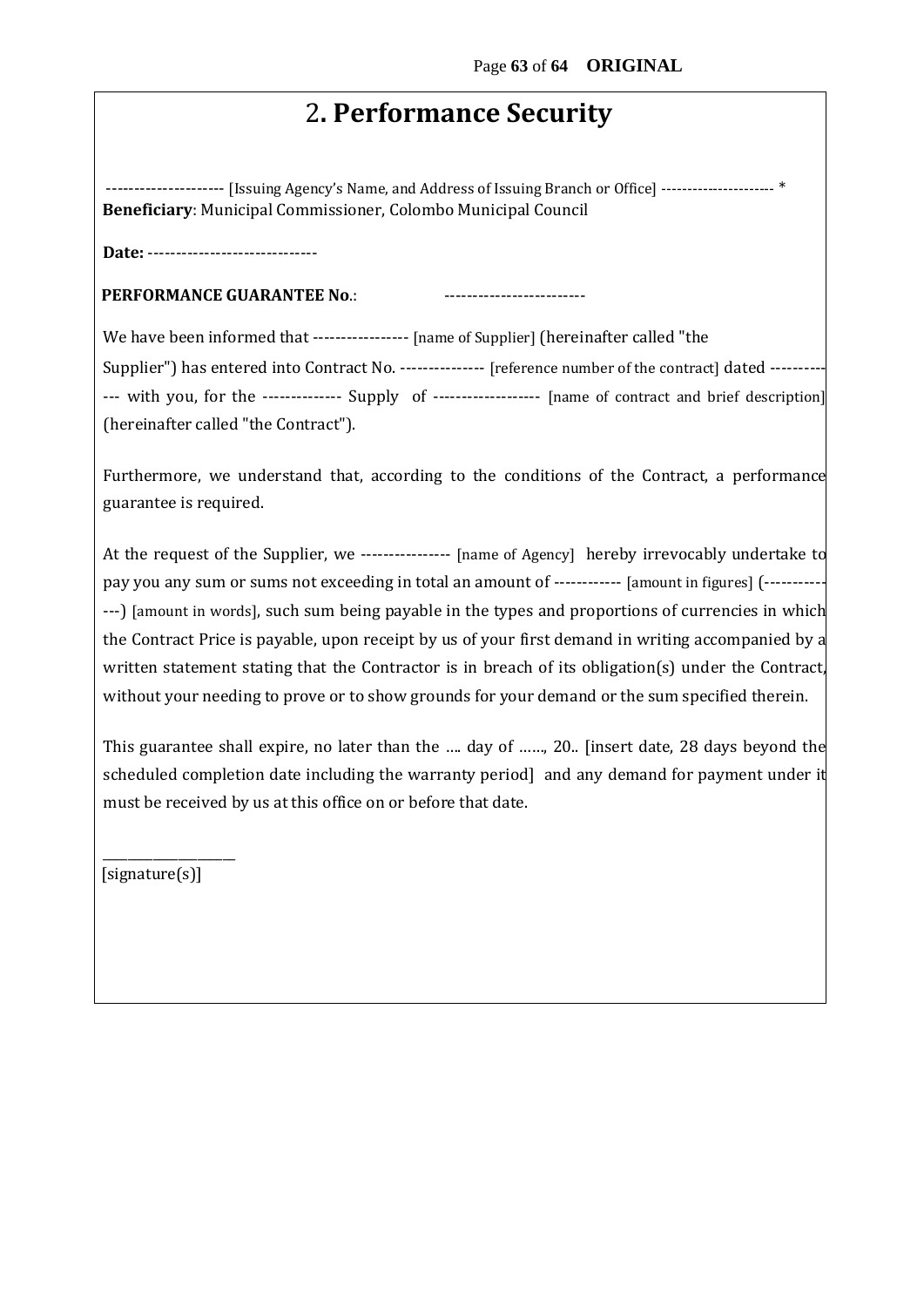# 2. Performance Security

-------------------- [Issuing Agency's Name, and Address of Issuing Branch or Office] --------------------- *
**Beneficiary**: Municipal Commissioner, Colombo Municipal Council

**Date:** -----------------------------

**PERFORMANCE GUARANTEE No.**: -------------------------

We have been informed that ---------------- [name of Supplier] (hereinafter called "the Supplier") has entered into Contract No. -------------- [reference number of the contract] dated ------------ with you, for the ------------- Supply of ------------------ [name of contract and brief description] (hereinafter called "the Contract").

Furthermore, we understand that, according to the conditions of the Contract, a performance guarantee is required.

At the request of the Supplier, we --------------- [name of Agency] hereby irrevocably undertake to pay you any sum or sums not exceeding in total an amount of ----------- [amount in figures] (-------------) [amount in words], such sum being payable in the types and proportions of currencies in which the Contract Price is payable, upon receipt by us of your first demand in writing accompanied by a written statement stating that the Contractor is in breach of its obligation(s) under the Contract, without your needing to prove or to show grounds for your demand or the sum specified therein.

This guarantee shall expire, no later than the …. day of ……, 20.. [insert date, 28 days beyond the scheduled completion date including the warranty period] and any demand for payment under it must be received by us at this office on or before that date.

____________________
[signature(s)]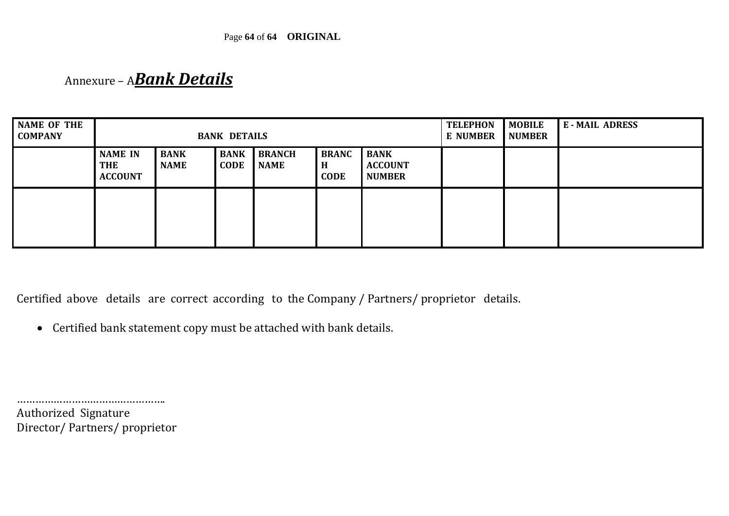Annexure – A ***Bank Details***

| NAME OF THE COMPANY | BANK DETAILS | | | | | | TELEPHONE NUMBER | MOBILE NUMBER | E - MAIL ADRESS |
|---|---|---|---|---|---|---|---|---|---|
| | NAME IN THE ACCOUNT | BANK NAME | BANK CODE | BRANCH NAME | BRANCH CODE | BANK ACCOUNT NUMBER | | | |
| | | | | | | | | | |

Certified above details are correct according to the Company / Partners/ proprietor details.

- Certified bank statement copy must be attached with bank details.

…………………………………………..
Authorized Signature
Director/ Partners/ proprietor